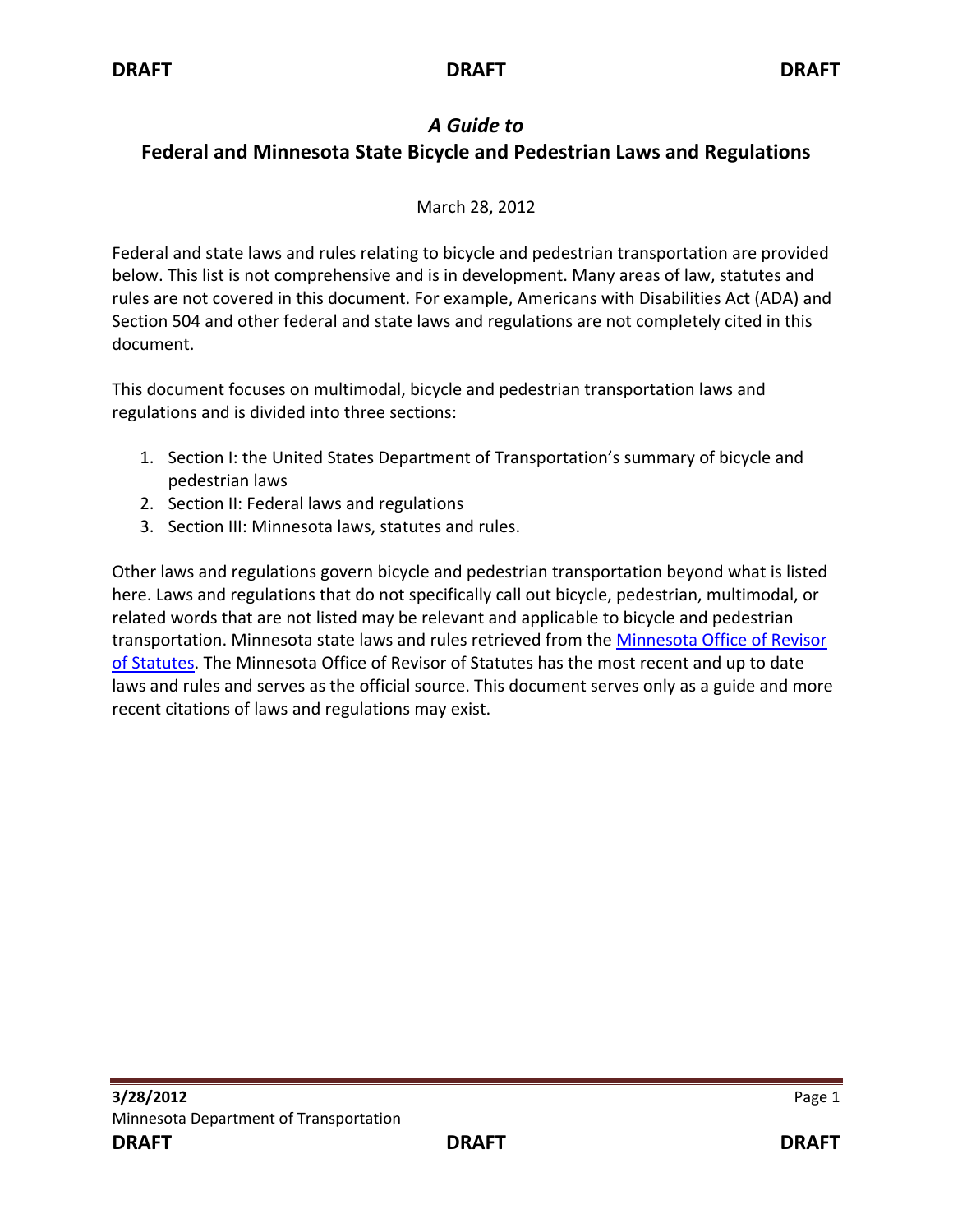# *A Guide to*
# Federal and Minnesota State Bicycle and Pedestrian Laws and Regulations

March 28, 2012

Federal and state laws and rules relating to bicycle and pedestrian transportation are provided below. This list is not comprehensive and is in development. Many areas of law, statutes and rules are not covered in this document. For example, Americans with Disabilities Act (ADA) and Section 504 and other federal and state laws and regulations are not completely cited in this document.

This document focuses on multimodal, bicycle and pedestrian transportation laws and regulations and is divided into three sections:

1. Section I: the United States Department of Transportation's summary of bicycle and pedestrian laws
2. Section II: Federal laws and regulations
3. Section III: Minnesota laws, statutes and rules.

Other laws and regulations govern bicycle and pedestrian transportation beyond what is listed here. Laws and regulations that do not specifically call out bicycle, pedestrian, multimodal, or related words that are not listed may be relevant and applicable to bicycle and pedestrian transportation. Minnesota state laws and rules retrieved from the Minnesota Office of Revisor of Statutes. The Minnesota Office of Revisor of Statutes has the most recent and up to date laws and rules and serves as the official source. This document serves only as a guide and more recent citations of laws and regulations may exist.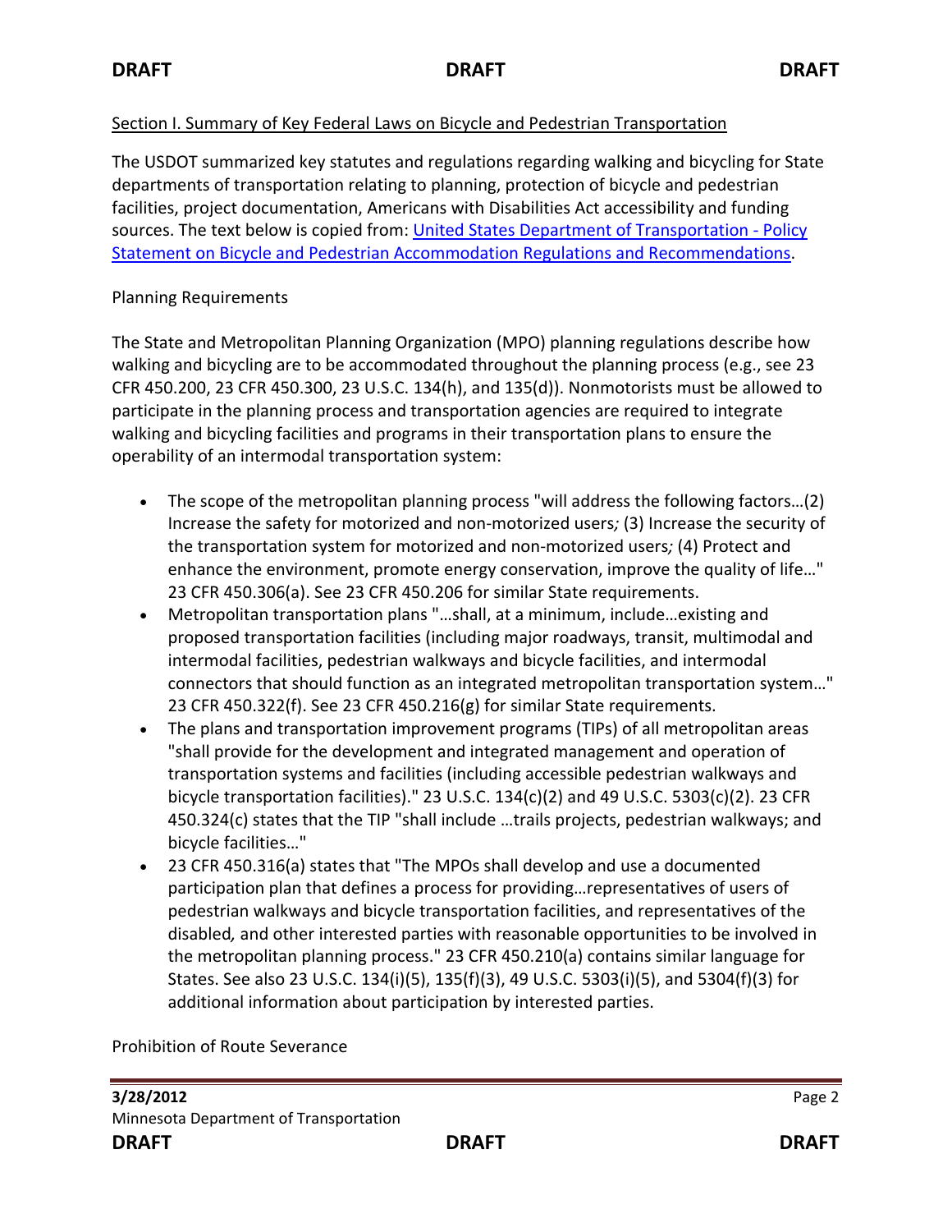## Section I. Summary of Key Federal Laws on Bicycle and Pedestrian Transportation

The USDOT summarized key statutes and regulations regarding walking and bicycling for State departments of transportation relating to planning, protection of bicycle and pedestrian facilities, project documentation, Americans with Disabilities Act accessibility and funding sources. The text below is copied from: [United States Department of Transportation - Policy Statement on Bicycle and Pedestrian Accommodation Regulations and Recommendations](#).

### Planning Requirements

The State and Metropolitan Planning Organization (MPO) planning regulations describe how walking and bicycling are to be accommodated throughout the planning process (e.g., see 23 CFR 450.200, 23 CFR 450.300, 23 U.S.C. 134(h), and 135(d)). Nonmotorists must be allowed to participate in the planning process and transportation agencies are required to integrate walking and bicycling facilities and programs in their transportation plans to ensure the operability of an intermodal transportation system:

- The scope of the metropolitan planning process "will address the following factors…(2) Increase the safety for motorized and non-motorized users*;* (3) Increase the security of the transportation system for motorized and non-motorized users*;* (4) Protect and enhance the environment, promote energy conservation, improve the quality of life…" 23 CFR 450.306(a). See 23 CFR 450.206 for similar State requirements.
- Metropolitan transportation plans "…shall, at a minimum, include…existing and proposed transportation facilities (including major roadways, transit, multimodal and intermodal facilities, pedestrian walkways and bicycle facilities, and intermodal connectors that should function as an integrated metropolitan transportation system…" 23 CFR 450.322(f). See 23 CFR 450.216(g) for similar State requirements.
- The plans and transportation improvement programs (TIPs) of all metropolitan areas "shall provide for the development and integrated management and operation of transportation systems and facilities (including accessible pedestrian walkways and bicycle transportation facilities)." 23 U.S.C. 134(c)(2) and 49 U.S.C. 5303(c)(2). 23 CFR 450.324(c) states that the TIP "shall include …trails projects, pedestrian walkways; and bicycle facilities…"
- 23 CFR 450.316(a) states that "The MPOs shall develop and use a documented participation plan that defines a process for providing…representatives of users of pedestrian walkways and bicycle transportation facilities, and representatives of the disabled*,* and other interested parties with reasonable opportunities to be involved in the metropolitan planning process." 23 CFR 450.210(a) contains similar language for States. See also 23 U.S.C. 134(i)(5), 135(f)(3), 49 U.S.C. 5303(i)(5), and 5304(f)(3) for additional information about participation by interested parties.

### Prohibition of Route Severance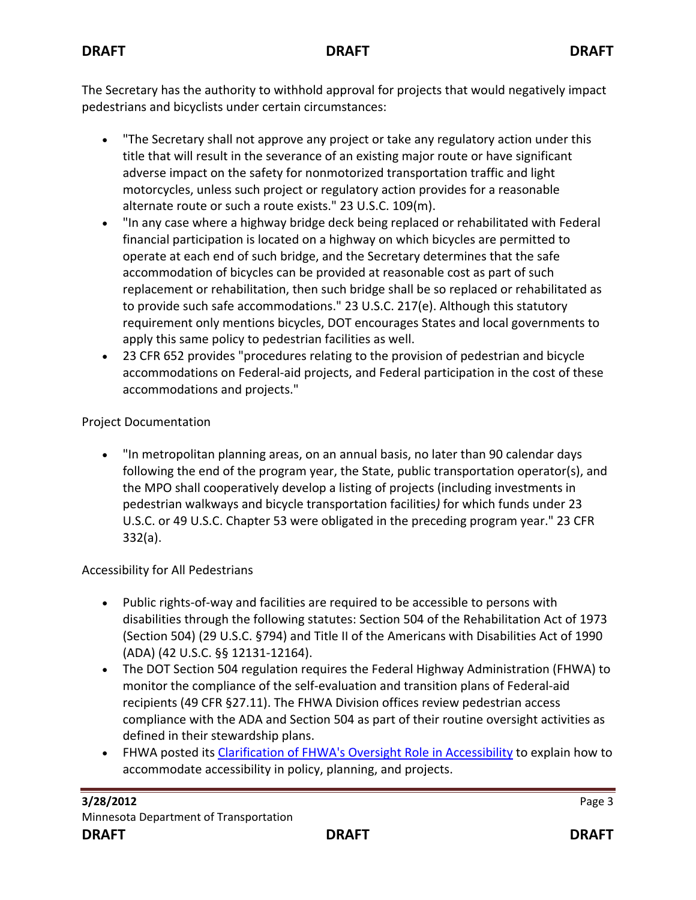The Secretary has the authority to withhold approval for projects that would negatively impact pedestrians and bicyclists under certain circumstances:

- "The Secretary shall not approve any project or take any regulatory action under this title that will result in the severance of an existing major route or have significant adverse impact on the safety for nonmotorized transportation traffic and light motorcycles, unless such project or regulatory action provides for a reasonable alternate route or such a route exists." 23 U.S.C. 109(m).
- "In any case where a highway bridge deck being replaced or rehabilitated with Federal financial participation is located on a highway on which bicycles are permitted to operate at each end of such bridge, and the Secretary determines that the safe accommodation of bicycles can be provided at reasonable cost as part of such replacement or rehabilitation, then such bridge shall be so replaced or rehabilitated as to provide such safe accommodations." 23 U.S.C. 217(e). Although this statutory requirement only mentions bicycles, DOT encourages States and local governments to apply this same policy to pedestrian facilities as well.
- 23 CFR 652 provides "procedures relating to the provision of pedestrian and bicycle accommodations on Federal-aid projects, and Federal participation in the cost of these accommodations and projects."

Project Documentation

- "In metropolitan planning areas, on an annual basis, no later than 90 calendar days following the end of the program year, the State, public transportation operator(s), and the MPO shall cooperatively develop a listing of projects (including investments in pedestrian walkways and bicycle transportation facilities*)* for which funds under 23 U.S.C. or 49 U.S.C. Chapter 53 were obligated in the preceding program year." 23 CFR 332(a).

Accessibility for All Pedestrians

- Public rights-of-way and facilities are required to be accessible to persons with disabilities through the following statutes: Section 504 of the Rehabilitation Act of 1973 (Section 504) (29 U.S.C. §794) and Title II of the Americans with Disabilities Act of 1990 (ADA) (42 U.S.C. §§ 12131-12164).
- The DOT Section 504 regulation requires the Federal Highway Administration (FHWA) to monitor the compliance of the self-evaluation and transition plans of Federal-aid recipients (49 CFR §27.11). The FHWA Division offices review pedestrian access compliance with the ADA and Section 504 as part of their routine oversight activities as defined in their stewardship plans.
- FHWA posted its Clarification of FHWA's Oversight Role in Accessibility to explain how to accommodate accessibility in policy, planning, and projects.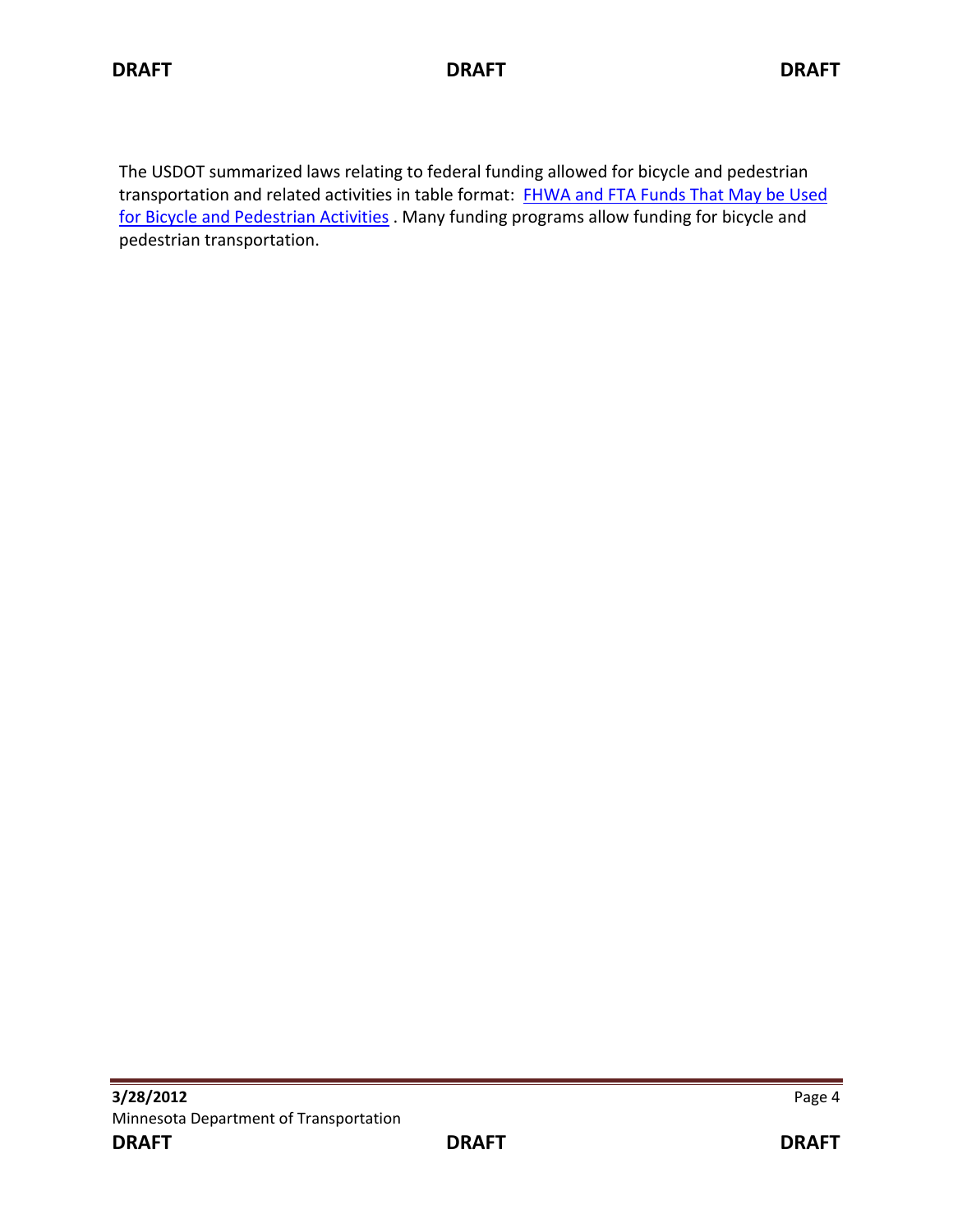The USDOT summarized laws relating to federal funding allowed for bicycle and pedestrian transportation and related activities in table format: FHWA and FTA Funds That May be Used for Bicycle and Pedestrian Activities . Many funding programs allow funding for bicycle and pedestrian transportation.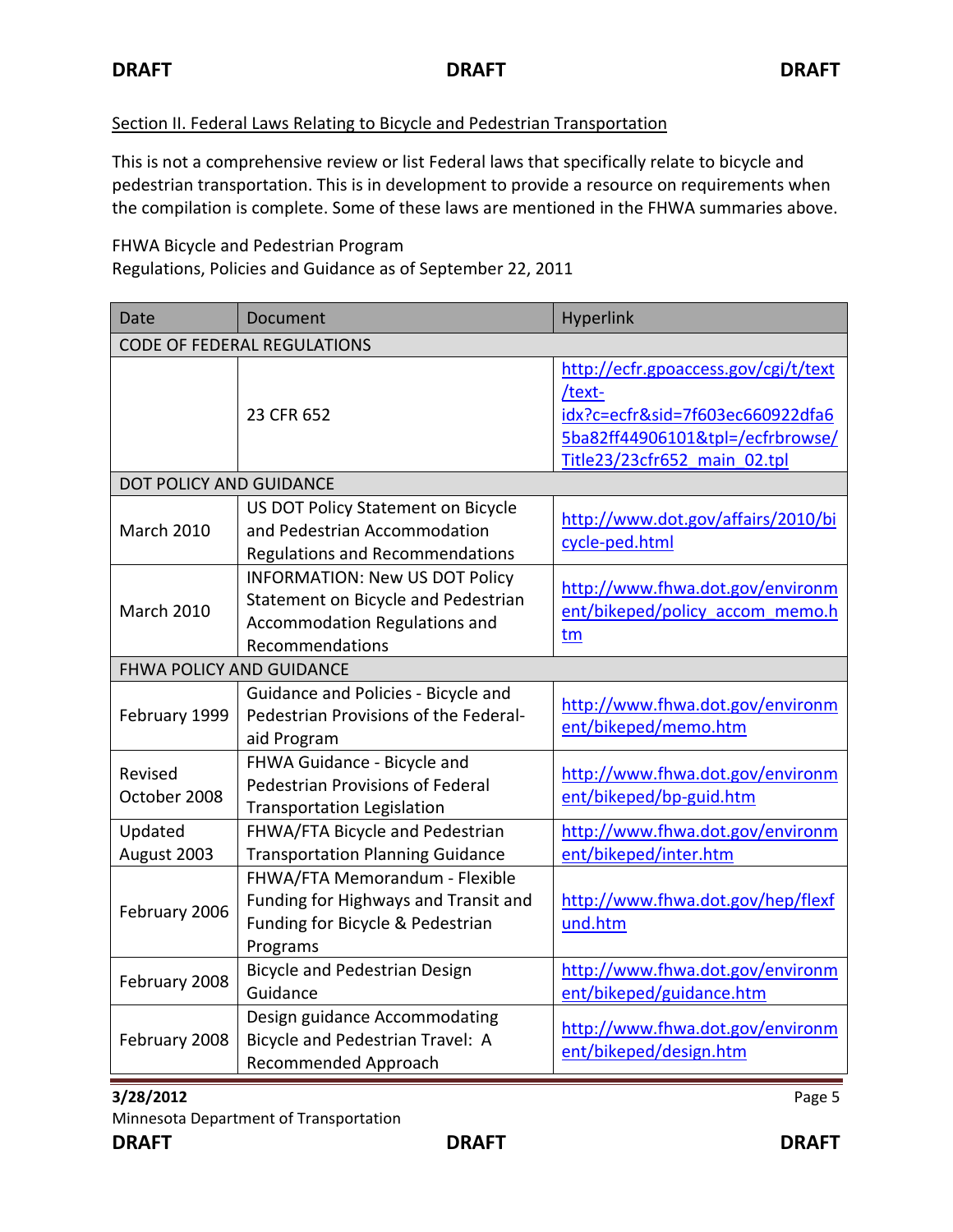Section II. Federal Laws Relating to Bicycle and Pedestrian Transportation

This is not a comprehensive review or list Federal laws that specifically relate to bicycle and pedestrian transportation. This is in development to provide a resource on requirements when the compilation is complete. Some of these laws are mentioned in the FHWA summaries above.

FHWA Bicycle and Pedestrian Program
Regulations, Policies and Guidance as of September 22, 2011

| Date | Document | Hyperlink |
|---|---|---|
| CODE OF FEDERAL REGULATIONS | | |
| | 23 CFR 652 | http://ecfr.gpoaccess.gov/cgi/t/text/text-idx?c=ecfr&sid=7f603ec660922dfa65ba82ff44906101&tpl=/ecfrbrowse/Title23/23cfr652_main_02.tpl |
| DOT POLICY AND GUIDANCE | | |
| March 2010 | US DOT Policy Statement on Bicycle and Pedestrian Accommodation Regulations and Recommendations | http://www.dot.gov/affairs/2010/bicycle-ped.html |
| March 2010 | INFORMATION: New US DOT Policy Statement on Bicycle and Pedestrian Accommodation Regulations and Recommendations | http://www.fhwa.dot.gov/environment/bikeped/policy_accom_memo.htm |
| FHWA POLICY AND GUIDANCE | | |
| February 1999 | Guidance and Policies - Bicycle and Pedestrian Provisions of the Federal-aid Program | http://www.fhwa.dot.gov/environment/bikeped/memo.htm |
| Revised October 2008 | FHWA Guidance - Bicycle and Pedestrian Provisions of Federal Transportation Legislation | http://www.fhwa.dot.gov/environment/bikeped/bp-guid.htm |
| Updated August 2003 | FHWA/FTA Bicycle and Pedestrian Transportation Planning Guidance | http://www.fhwa.dot.gov/environment/bikeped/inter.htm |
| February 2006 | FHWA/FTA Memorandum - Flexible Funding for Highways and Transit and Funding for Bicycle & Pedestrian Programs | http://www.fhwa.dot.gov/hep/flexfund.htm |
| February 2008 | Bicycle and Pedestrian Design Guidance | http://www.fhwa.dot.gov/environment/bikeped/guidance.htm |
| February 2008 | Design guidance Accommodating Bicycle and Pedestrian Travel: A Recommended Approach | http://www.fhwa.dot.gov/environment/bikeped/design.htm |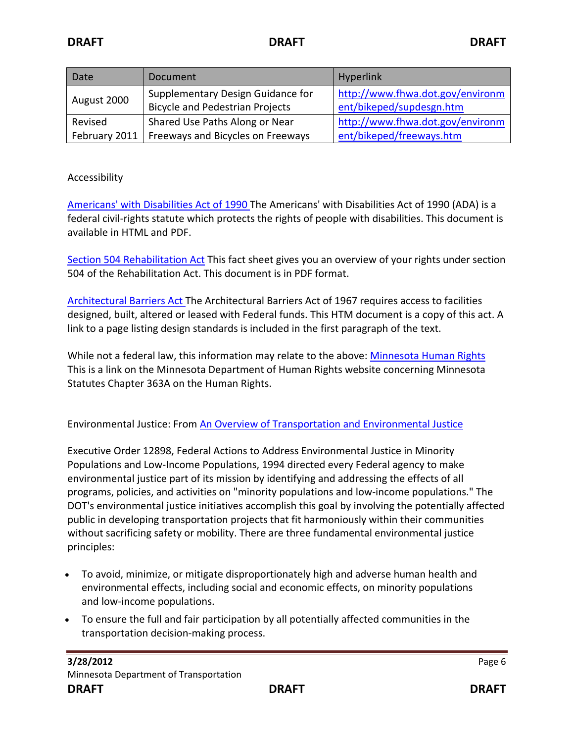| Date | Document | Hyperlink |
|---|---|---|
| August 2000 | Supplementary Design Guidance for Bicycle and Pedestrian Projects | http://www.fhwa.dot.gov/environment/bikeped/supdesgn.htm |
| Revised February 2011 | Shared Use Paths Along or Near Freeways and Bicycles on Freeways | http://www.fhwa.dot.gov/environment/bikeped/freeways.htm |

Accessibility

Americans' with Disabilities Act of 1990 The Americans' with Disabilities Act of 1990 (ADA) is a federal civil-rights statute which protects the rights of people with disabilities. This document is available in HTML and PDF.

Section 504 Rehabilitation Act This fact sheet gives you an overview of your rights under section 504 of the Rehabilitation Act. This document is in PDF format.

Architectural Barriers Act The Architectural Barriers Act of 1967 requires access to facilities designed, built, altered or leased with Federal funds. This HTM document is a copy of this act. A link to a page listing design standards is included in the first paragraph of the text.

While not a federal law, this information may relate to the above: Minnesota Human Rights This is a link on the Minnesota Department of Human Rights website concerning Minnesota Statutes Chapter 363A on the Human Rights.

Environmental Justice: From An Overview of Transportation and Environmental Justice

Executive Order 12898, Federal Actions to Address Environmental Justice in Minority Populations and Low-Income Populations, 1994 directed every Federal agency to make environmental justice part of its mission by identifying and addressing the effects of all programs, policies, and activities on "minority populations and low-income populations." The DOT's environmental justice initiatives accomplish this goal by involving the potentially affected public in developing transportation projects that fit harmoniously within their communities without sacrificing safety or mobility. There are three fundamental environmental justice principles:

- To avoid, minimize, or mitigate disproportionately high and adverse human health and environmental effects, including social and economic effects, on minority populations and low-income populations.
- To ensure the full and fair participation by all potentially affected communities in the transportation decision-making process.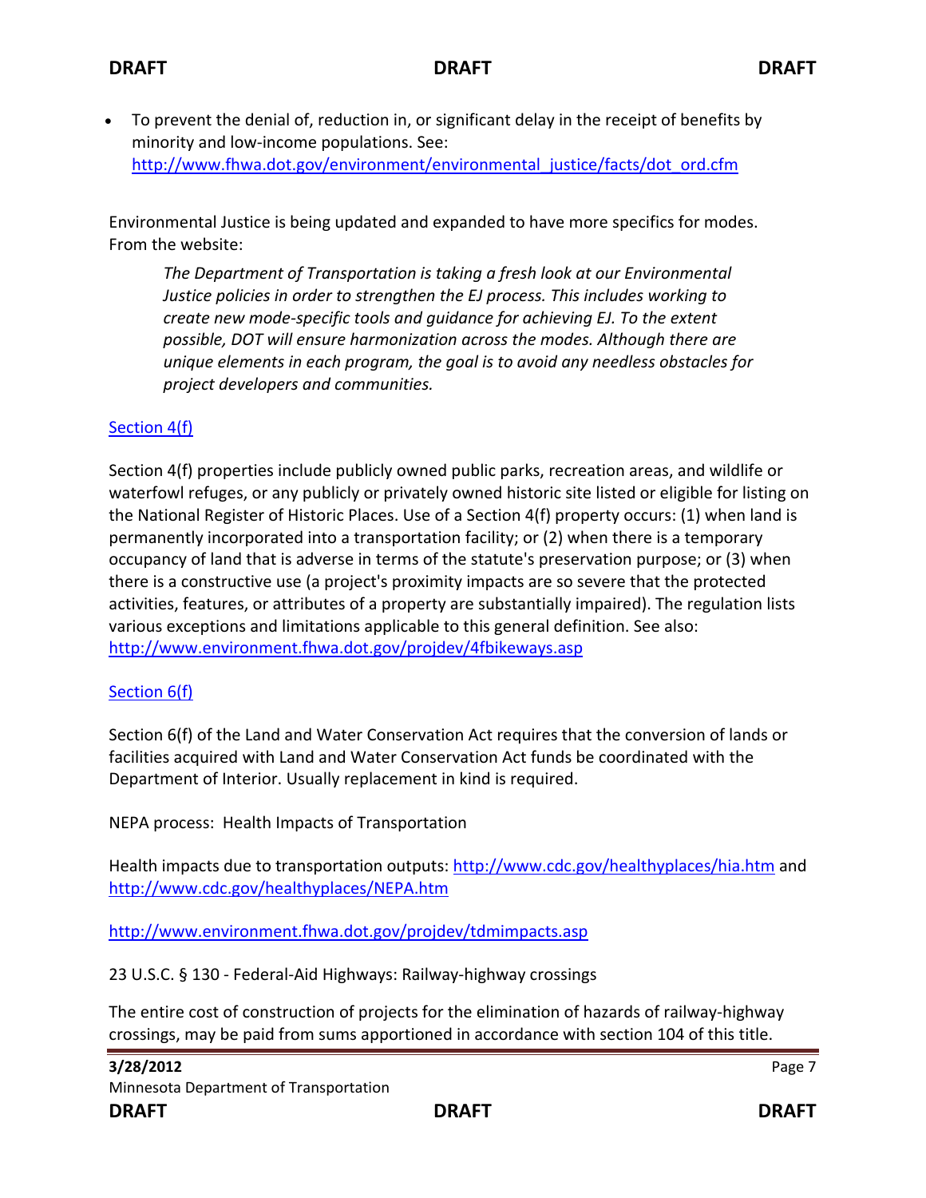- To prevent the denial of, reduction in, or significant delay in the receipt of benefits by minority and low-income populations. See: [http://www.fhwa.dot.gov/environment/environmental_justice/facts/dot_ord.cfm](http://www.fhwa.dot.gov/environment/environmental_justice/facts/dot_ord.cfm)

Environmental Justice is being updated and expanded to have more specifics for modes. From the website:

> *The Department of Transportation is taking a fresh look at our Environmental Justice policies in order to strengthen the EJ process. This includes working to create new mode-specific tools and guidance for achieving EJ. To the extent possible, DOT will ensure harmonization across the modes. Although there are unique elements in each program, the goal is to avoid any needless obstacles for project developers and communities.*

Section 4(f)

Section 4(f) properties include publicly owned public parks, recreation areas, and wildlife or waterfowl refuges, or any publicly or privately owned historic site listed or eligible for listing on the National Register of Historic Places. Use of a Section 4(f) property occurs: (1) when land is permanently incorporated into a transportation facility; or (2) when there is a temporary occupancy of land that is adverse in terms of the statute's preservation purpose; or (3) when there is a constructive use (a project's proximity impacts are so severe that the protected activities, features, or attributes of a property are substantially impaired). The regulation lists various exceptions and limitations applicable to this general definition. See also: [http://www.environment.fhwa.dot.gov/projdev/4fbikeways.asp](http://www.environment.fhwa.dot.gov/projdev/4fbikeways.asp)

Section 6(f)

Section 6(f) of the Land and Water Conservation Act requires that the conversion of lands or facilities acquired with Land and Water Conservation Act funds be coordinated with the Department of Interior. Usually replacement in kind is required.

NEPA process: Health Impacts of Transportation

Health impacts due to transportation outputs: [http://www.cdc.gov/healthyplaces/hia.htm](http://www.cdc.gov/healthyplaces/hia.htm) and [http://www.cdc.gov/healthyplaces/NEPA.htm](http://www.cdc.gov/healthyplaces/NEPA.htm)

[http://www.environment.fhwa.dot.gov/projdev/tdmimpacts.asp](http://www.environment.fhwa.dot.gov/projdev/tdmimpacts.asp)

23 U.S.C. § 130 - Federal-Aid Highways: Railway-highway crossings

The entire cost of construction of projects for the elimination of hazards of railway-highway crossings, may be paid from sums apportioned in accordance with section 104 of this title.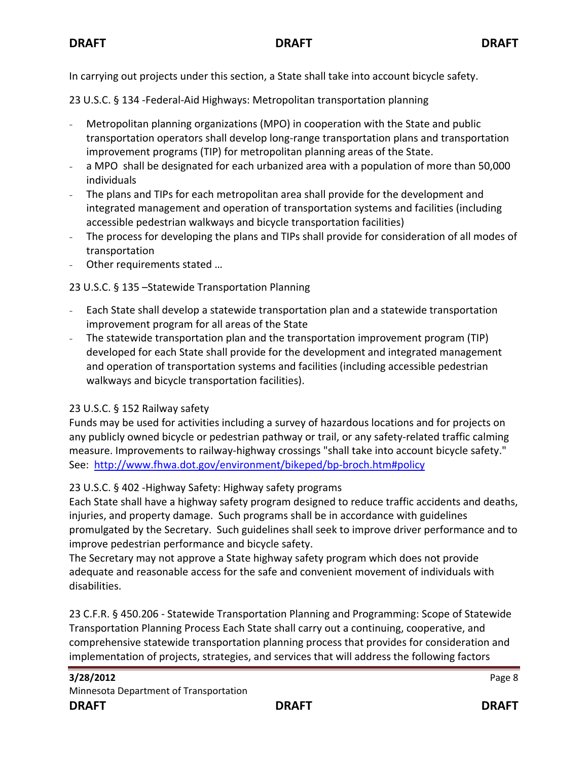In carrying out projects under this section, a State shall take into account bicycle safety.

23 U.S.C. § 134 -Federal-Aid Highways: Metropolitan transportation planning

- Metropolitan planning organizations (MPO) in cooperation with the State and public transportation operators shall develop long-range transportation plans and transportation improvement programs (TIP) for metropolitan planning areas of the State.
- a MPO shall be designated for each urbanized area with a population of more than 50,000 individuals
- The plans and TIPs for each metropolitan area shall provide for the development and integrated management and operation of transportation systems and facilities (including accessible pedestrian walkways and bicycle transportation facilities)
- The process for developing the plans and TIPs shall provide for consideration of all modes of transportation
- Other requirements stated …

23 U.S.C. § 135 –Statewide Transportation Planning

- Each State shall develop a statewide transportation plan and a statewide transportation improvement program for all areas of the State
- The statewide transportation plan and the transportation improvement program (TIP) developed for each State shall provide for the development and integrated management and operation of transportation systems and facilities (including accessible pedestrian walkways and bicycle transportation facilities).

23 U.S.C. § 152 Railway safety
Funds may be used for activities including a survey of hazardous locations and for projects on any publicly owned bicycle or pedestrian pathway or trail, or any safety-related traffic calming measure. Improvements to railway-highway crossings "shall take into account bicycle safety." See: [http://www.fhwa.dot.gov/environment/bikeped/bp-broch.htm#policy](http://www.fhwa.dot.gov/environment/bikeped/bp-broch.htm#policy)

23 U.S.C. § 402 -Highway Safety: Highway safety programs
Each State shall have a highway safety program designed to reduce traffic accidents and deaths, injuries, and property damage. Such programs shall be in accordance with guidelines promulgated by the Secretary. Such guidelines shall seek to improve driver performance and to improve pedestrian performance and bicycle safety.
The Secretary may not approve a State highway safety program which does not provide adequate and reasonable access for the safe and convenient movement of individuals with disabilities.

23 C.F.R. § 450.206 - Statewide Transportation Planning and Programming: Scope of Statewide Transportation Planning Process Each State shall carry out a continuing, cooperative, and comprehensive statewide transportation planning process that provides for consideration and implementation of projects, strategies, and services that will address the following factors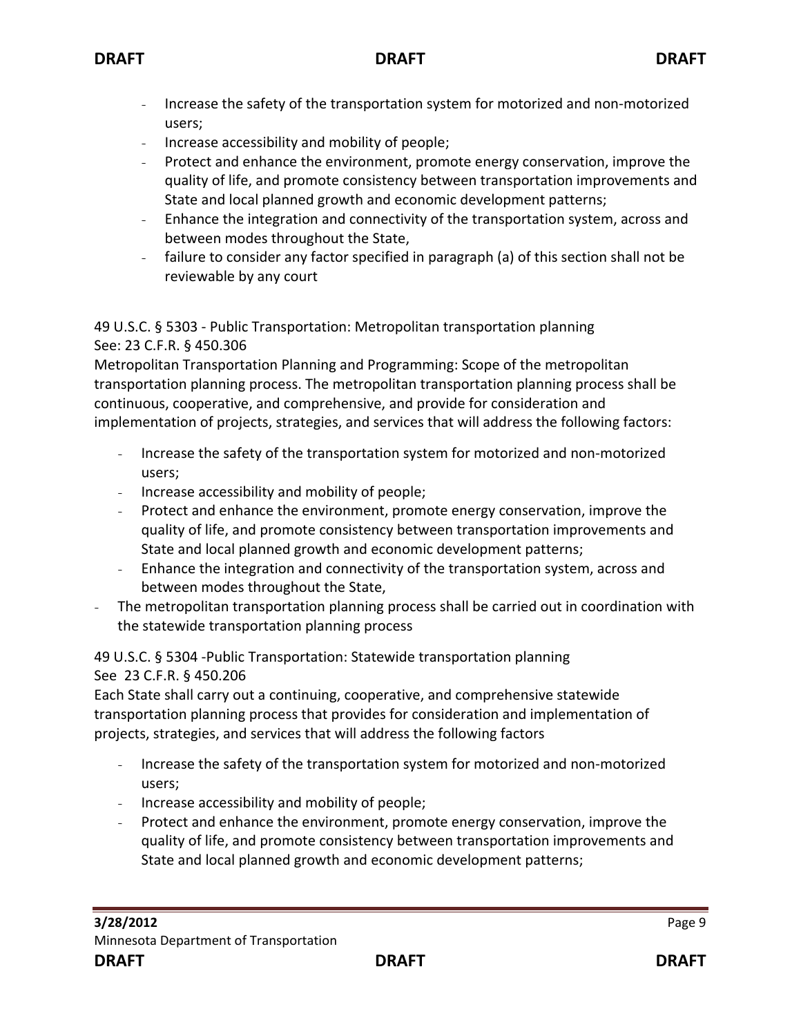- Increase the safety of the transportation system for motorized and non-motorized users;
- Increase accessibility and mobility of people;
- Protect and enhance the environment, promote energy conservation, improve the quality of life, and promote consistency between transportation improvements and State and local planned growth and economic development patterns;
- Enhance the integration and connectivity of the transportation system, across and between modes throughout the State,
- failure to consider any factor specified in paragraph (a) of this section shall not be reviewable by any court

49 U.S.C. § 5303 - Public Transportation: Metropolitan transportation planning
See: 23 C.F.R. § 450.306
Metropolitan Transportation Planning and Programming: Scope of the metropolitan transportation planning process. The metropolitan transportation planning process shall be continuous, cooperative, and comprehensive, and provide for consideration and implementation of projects, strategies, and services that will address the following factors:

- Increase the safety of the transportation system for motorized and non-motorized users;
- Increase accessibility and mobility of people;
- Protect and enhance the environment, promote energy conservation, improve the quality of life, and promote consistency between transportation improvements and State and local planned growth and economic development patterns;
- Enhance the integration and connectivity of the transportation system, across and between modes throughout the State,
- The metropolitan transportation planning process shall be carried out in coordination with the statewide transportation planning process

49 U.S.C. § 5304 -Public Transportation: Statewide transportation planning
See 23 C.F.R. § 450.206
Each State shall carry out a continuing, cooperative, and comprehensive statewide transportation planning process that provides for consideration and implementation of projects, strategies, and services that will address the following factors

- Increase the safety of the transportation system for motorized and non-motorized users;
- Increase accessibility and mobility of people;
- Protect and enhance the environment, promote energy conservation, improve the quality of life, and promote consistency between transportation improvements and State and local planned growth and economic development patterns;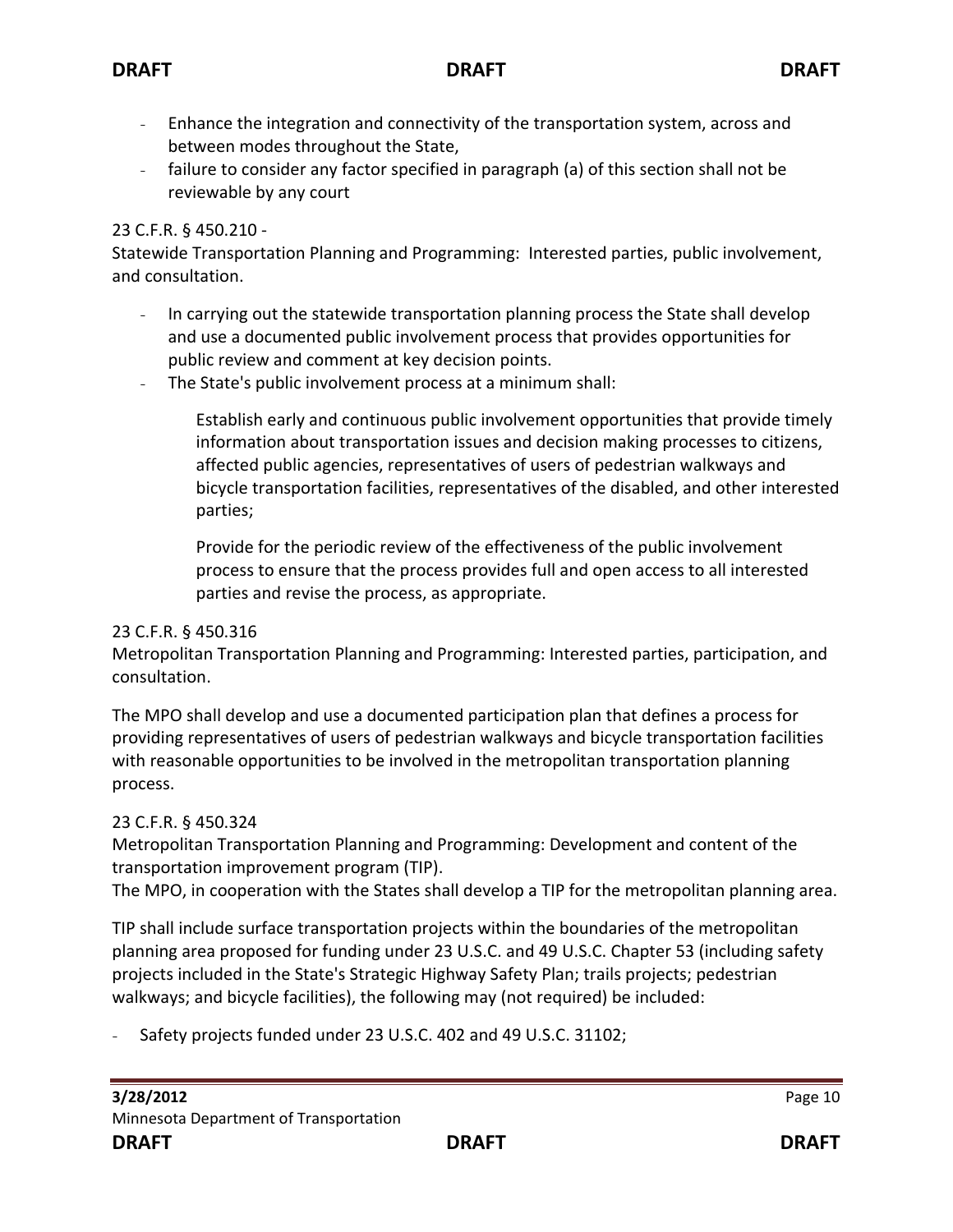- Enhance the integration and connectivity of the transportation system, across and between modes throughout the State,
- failure to consider any factor specified in paragraph (a) of this section shall not be reviewable by any court

23 C.F.R. § 450.210 -
Statewide Transportation Planning and Programming: Interested parties, public involvement, and consultation.

- In carrying out the statewide transportation planning process the State shall develop and use a documented public involvement process that provides opportunities for public review and comment at key decision points.
- The State's public involvement process at a minimum shall:

  Establish early and continuous public involvement opportunities that provide timely information about transportation issues and decision making processes to citizens, affected public agencies, representatives of users of pedestrian walkways and bicycle transportation facilities, representatives of the disabled, and other interested parties;

  Provide for the periodic review of the effectiveness of the public involvement process to ensure that the process provides full and open access to all interested parties and revise the process, as appropriate.

23 C.F.R. § 450.316
Metropolitan Transportation Planning and Programming: Interested parties, participation, and consultation.

The MPO shall develop and use a documented participation plan that defines a process for providing representatives of users of pedestrian walkways and bicycle transportation facilities with reasonable opportunities to be involved in the metropolitan transportation planning process.

23 C.F.R. § 450.324
Metropolitan Transportation Planning and Programming: Development and content of the transportation improvement program (TIP).
The MPO, in cooperation with the States shall develop a TIP for the metropolitan planning area.

TIP shall include surface transportation projects within the boundaries of the metropolitan planning area proposed for funding under 23 U.S.C. and 49 U.S.C. Chapter 53 (including safety projects included in the State's Strategic Highway Safety Plan; trails projects; pedestrian walkways; and bicycle facilities), the following may (not required) be included:

- Safety projects funded under 23 U.S.C. 402 and 49 U.S.C. 31102;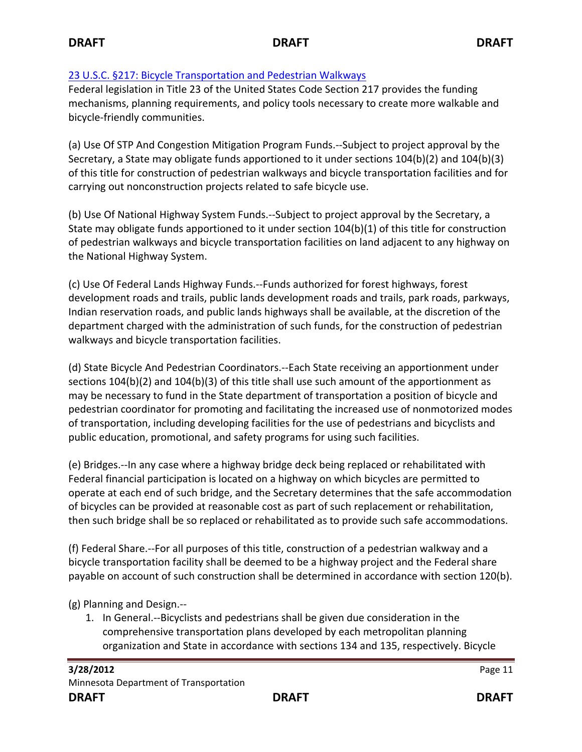[23 U.S.C. §217: Bicycle Transportation and Pedestrian Walkways]

Federal legislation in Title 23 of the United States Code Section 217 provides the funding mechanisms, planning requirements, and policy tools necessary to create more walkable and bicycle-friendly communities.

(a) Use Of STP And Congestion Mitigation Program Funds.--Subject to project approval by the Secretary, a State may obligate funds apportioned to it under sections 104(b)(2) and 104(b)(3) of this title for construction of pedestrian walkways and bicycle transportation facilities and for carrying out nonconstruction projects related to safe bicycle use.

(b) Use Of National Highway System Funds.--Subject to project approval by the Secretary, a State may obligate funds apportioned to it under section 104(b)(1) of this title for construction of pedestrian walkways and bicycle transportation facilities on land adjacent to any highway on the National Highway System.

(c) Use Of Federal Lands Highway Funds.--Funds authorized for forest highways, forest development roads and trails, public lands development roads and trails, park roads, parkways, Indian reservation roads, and public lands highways shall be available, at the discretion of the department charged with the administration of such funds, for the construction of pedestrian walkways and bicycle transportation facilities.

(d) State Bicycle And Pedestrian Coordinators.--Each State receiving an apportionment under sections 104(b)(2) and 104(b)(3) of this title shall use such amount of the apportionment as may be necessary to fund in the State department of transportation a position of bicycle and pedestrian coordinator for promoting and facilitating the increased use of nonmotorized modes of transportation, including developing facilities for the use of pedestrians and bicyclists and public education, promotional, and safety programs for using such facilities.

(e) Bridges.--In any case where a highway bridge deck being replaced or rehabilitated with Federal financial participation is located on a highway on which bicycles are permitted to operate at each end of such bridge, and the Secretary determines that the safe accommodation of bicycles can be provided at reasonable cost as part of such replacement or rehabilitation, then such bridge shall be so replaced or rehabilitated as to provide such safe accommodations.

(f) Federal Share.--For all purposes of this title, construction of a pedestrian walkway and a bicycle transportation facility shall be deemed to be a highway project and the Federal share payable on account of such construction shall be determined in accordance with section 120(b).

(g) Planning and Design.--

1. In General.--Bicyclists and pedestrians shall be given due consideration in the comprehensive transportation plans developed by each metropolitan planning organization and State in accordance with sections 134 and 135, respectively. Bicycle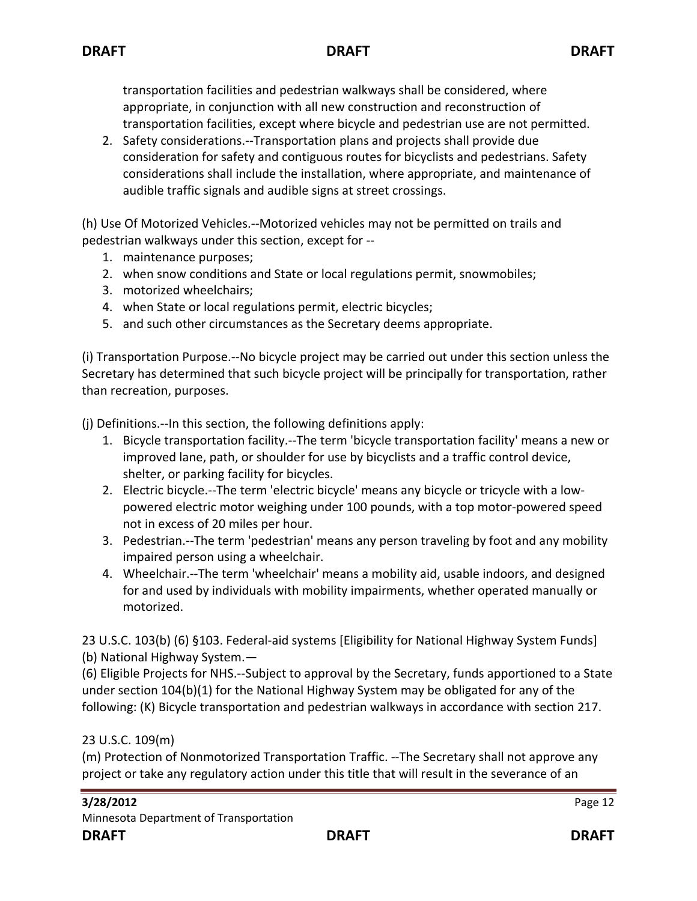transportation facilities and pedestrian walkways shall be considered, where appropriate, in conjunction with all new construction and reconstruction of transportation facilities, except where bicycle and pedestrian use are not permitted.

2. Safety considerations.--Transportation plans and projects shall provide due consideration for safety and contiguous routes for bicyclists and pedestrians. Safety considerations shall include the installation, where appropriate, and maintenance of audible traffic signals and audible signs at street crossings.

(h) Use Of Motorized Vehicles.--Motorized vehicles may not be permitted on trails and pedestrian walkways under this section, except for --

1. maintenance purposes;
2. when snow conditions and State or local regulations permit, snowmobiles;
3. motorized wheelchairs;
4. when State or local regulations permit, electric bicycles;
5. and such other circumstances as the Secretary deems appropriate.

(i) Transportation Purpose.--No bicycle project may be carried out under this section unless the Secretary has determined that such bicycle project will be principally for transportation, rather than recreation, purposes.

(j) Definitions.--In this section, the following definitions apply:

1. Bicycle transportation facility.--The term 'bicycle transportation facility' means a new or improved lane, path, or shoulder for use by bicyclists and a traffic control device, shelter, or parking facility for bicycles.
2. Electric bicycle.--The term 'electric bicycle' means any bicycle or tricycle with a low-powered electric motor weighing under 100 pounds, with a top motor-powered speed not in excess of 20 miles per hour.
3. Pedestrian.--The term 'pedestrian' means any person traveling by foot and any mobility impaired person using a wheelchair.
4. Wheelchair.--The term 'wheelchair' means a mobility aid, usable indoors, and designed for and used by individuals with mobility impairments, whether operated manually or motorized.

23 U.S.C. 103(b) (6) §103. Federal-aid systems [Eligibility for National Highway System Funds]
(b) National Highway System.—
(6) Eligible Projects for NHS.--Subject to approval by the Secretary, funds apportioned to a State under section 104(b)(1) for the National Highway System may be obligated for any of the following: (K) Bicycle transportation and pedestrian walkways in accordance with section 217.

23 U.S.C. 109(m)
(m) Protection of Nonmotorized Transportation Traffic. --The Secretary shall not approve any project or take any regulatory action under this title that will result in the severance of an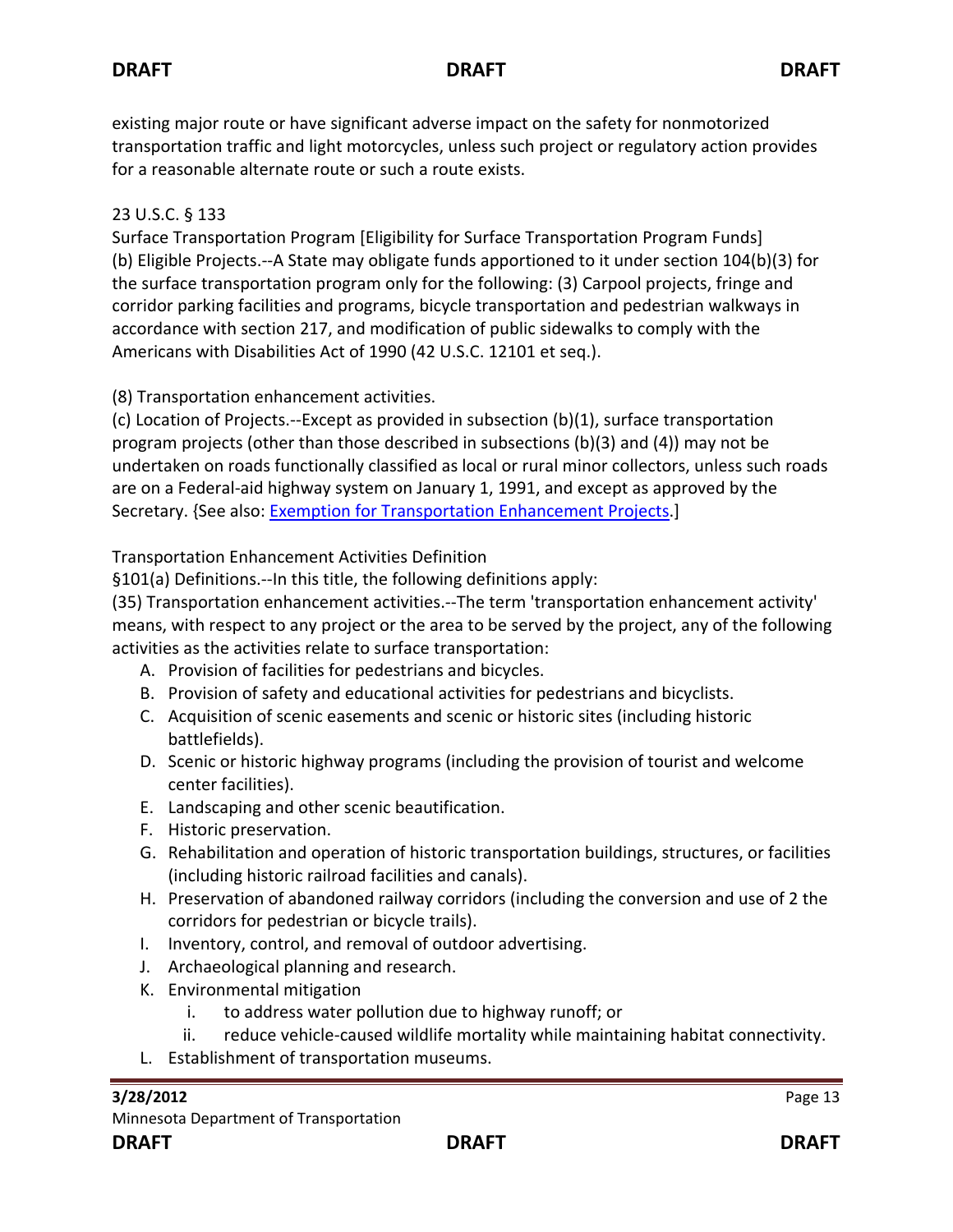existing major route or have significant adverse impact on the safety for nonmotorized transportation traffic and light motorcycles, unless such project or regulatory action provides for a reasonable alternate route or such a route exists.

23 U.S.C. § 133
Surface Transportation Program [Eligibility for Surface Transportation Program Funds]
(b) Eligible Projects.--A State may obligate funds apportioned to it under section 104(b)(3) for the surface transportation program only for the following: (3) Carpool projects, fringe and corridor parking facilities and programs, bicycle transportation and pedestrian walkways in accordance with section 217, and modification of public sidewalks to comply with the Americans with Disabilities Act of 1990 (42 U.S.C. 12101 et seq.).

(8) Transportation enhancement activities.
(c) Location of Projects.--Except as provided in subsection (b)(1), surface transportation program projects (other than those described in subsections (b)(3) and (4)) may not be undertaken on roads functionally classified as local or rural minor collectors, unless such roads are on a Federal-aid highway system on January 1, 1991, and except as approved by the Secretary. {See also: [Exemption for Transportation Enhancement Projects](#).]

Transportation Enhancement Activities Definition
§101(a) Definitions.--In this title, the following definitions apply:
(35) Transportation enhancement activities.--The term 'transportation enhancement activity' means, with respect to any project or the area to be served by the project, any of the following activities as the activities relate to surface transportation:

A. Provision of facilities for pedestrians and bicycles.
B. Provision of safety and educational activities for pedestrians and bicyclists.
C. Acquisition of scenic easements and scenic or historic sites (including historic battlefields).
D. Scenic or historic highway programs (including the provision of tourist and welcome center facilities).
E. Landscaping and other scenic beautification.
F. Historic preservation.
G. Rehabilitation and operation of historic transportation buildings, structures, or facilities (including historic railroad facilities and canals).
H. Preservation of abandoned railway corridors (including the conversion and use of 2 the corridors for pedestrian or bicycle trails).
I. Inventory, control, and removal of outdoor advertising.
J. Archaeological planning and research.
K. Environmental mitigation
    i. to address water pollution due to highway runoff; or
    ii. reduce vehicle-caused wildlife mortality while maintaining habitat connectivity.
L. Establishment of transportation museums.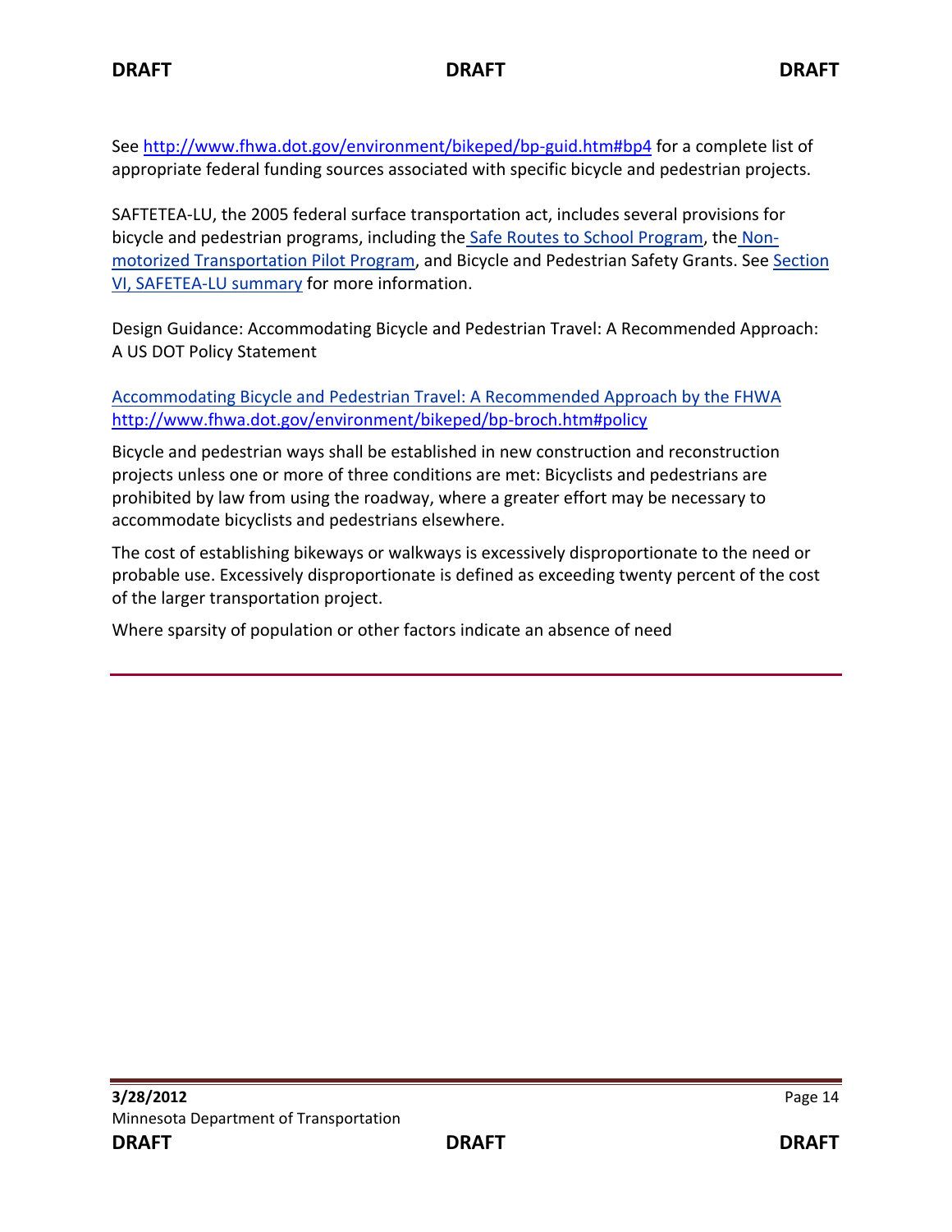See [http://www.fhwa.dot.gov/environment/bikeped/bp-guid.htm#bp4](http://www.fhwa.dot.gov/environment/bikeped/bp-guid.htm#bp4) for a complete list of appropriate federal funding sources associated with specific bicycle and pedestrian projects.

SAFTETEA-LU, the 2005 federal surface transportation act, includes several provisions for bicycle and pedestrian programs, including the Safe Routes to School Program, the Non-motorized Transportation Pilot Program, and Bicycle and Pedestrian Safety Grants. See Section VI, SAFETEA-LU summary for more information.

Design Guidance: Accommodating Bicycle and Pedestrian Travel: A Recommended Approach: A US DOT Policy Statement

Accommodating Bicycle and Pedestrian Travel: A Recommended Approach by the FHWA
[http://www.fhwa.dot.gov/environment/bikeped/bp-broch.htm#policy](http://www.fhwa.dot.gov/environment/bikeped/bp-broch.htm#policy)

Bicycle and pedestrian ways shall be established in new construction and reconstruction projects unless one or more of three conditions are met: Bicyclists and pedestrians are prohibited by law from using the roadway, where a greater effort may be necessary to accommodate bicyclists and pedestrians elsewhere.

The cost of establishing bikeways or walkways is excessively disproportionate to the need or probable use. Excessively disproportionate is defined as exceeding twenty percent of the cost of the larger transportation project.

Where sparsity of population or other factors indicate an absence of need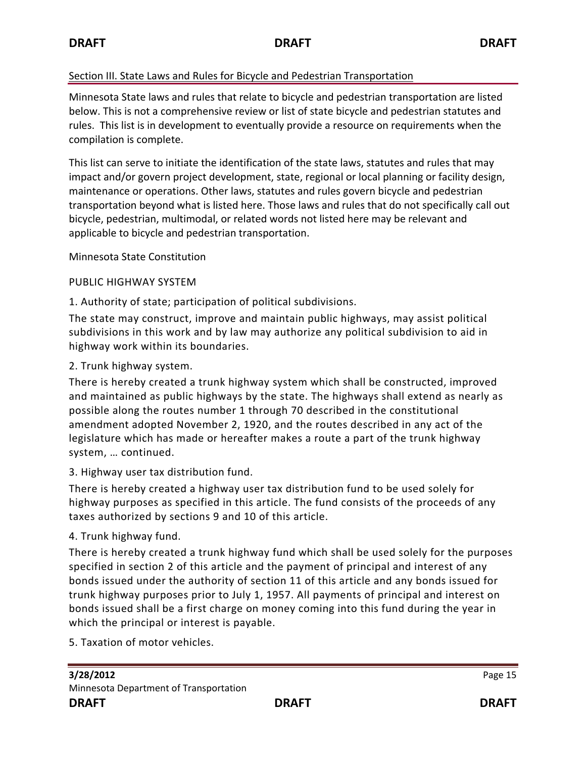## Section III. State Laws and Rules for Bicycle and Pedestrian Transportation

Minnesota State laws and rules that relate to bicycle and pedestrian transportation are listed below. This is not a comprehensive review or list of state bicycle and pedestrian statutes and rules. This list is in development to eventually provide a resource on requirements when the compilation is complete.

This list can serve to initiate the identification of the state laws, statutes and rules that may impact and/or govern project development, state, regional or local planning or facility design, maintenance or operations. Other laws, statutes and rules govern bicycle and pedestrian transportation beyond what is listed here. Those laws and rules that do not specifically call out bicycle, pedestrian, multimodal, or related words not listed here may be relevant and applicable to bicycle and pedestrian transportation.

### Minnesota State Constitution

#### PUBLIC HIGHWAY SYSTEM

1. Authority of state; participation of political subdivisions.

The state may construct, improve and maintain public highways, may assist political subdivisions in this work and by law may authorize any political subdivision to aid in highway work within its boundaries.

2. Trunk highway system.

There is hereby created a trunk highway system which shall be constructed, improved and maintained as public highways by the state. The highways shall extend as nearly as possible along the routes number 1 through 70 described in the constitutional amendment adopted November 2, 1920, and the routes described in any act of the legislature which has made or hereafter makes a route a part of the trunk highway system, … continued.

3. Highway user tax distribution fund.

There is hereby created a highway user tax distribution fund to be used solely for highway purposes as specified in this article. The fund consists of the proceeds of any taxes authorized by sections 9 and 10 of this article.

4. Trunk highway fund.

There is hereby created a trunk highway fund which shall be used solely for the purposes specified in section 2 of this article and the payment of principal and interest of any bonds issued under the authority of section 11 of this article and any bonds issued for trunk highway purposes prior to July 1, 1957. All payments of principal and interest on bonds issued shall be a first charge on money coming into this fund during the year in which the principal or interest is payable.

5. Taxation of motor vehicles.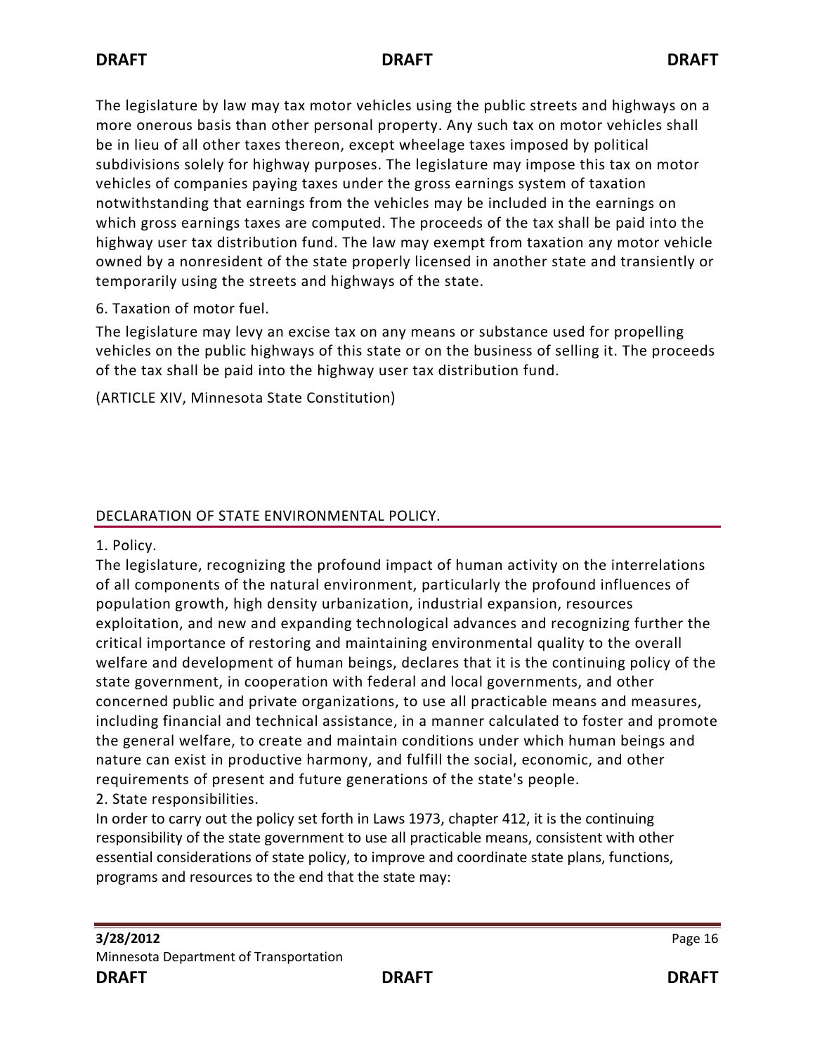The legislature by law may tax motor vehicles using the public streets and highways on a more onerous basis than other personal property. Any such tax on motor vehicles shall be in lieu of all other taxes thereon, except wheelage taxes imposed by political subdivisions solely for highway purposes. The legislature may impose this tax on motor vehicles of companies paying taxes under the gross earnings system of taxation notwithstanding that earnings from the vehicles may be included in the earnings on which gross earnings taxes are computed. The proceeds of the tax shall be paid into the highway user tax distribution fund. The law may exempt from taxation any motor vehicle owned by a nonresident of the state properly licensed in another state and transiently or temporarily using the streets and highways of the state.

6. Taxation of motor fuel.

The legislature may levy an excise tax on any means or substance used for propelling vehicles on the public highways of this state or on the business of selling it. The proceeds of the tax shall be paid into the highway user tax distribution fund.

(ARTICLE XIV, Minnesota State Constitution)

## DECLARATION OF STATE ENVIRONMENTAL POLICY.

1. Policy.

The legislature, recognizing the profound impact of human activity on the interrelations of all components of the natural environment, particularly the profound influences of population growth, high density urbanization, industrial expansion, resources exploitation, and new and expanding technological advances and recognizing further the critical importance of restoring and maintaining environmental quality to the overall welfare and development of human beings, declares that it is the continuing policy of the state government, in cooperation with federal and local governments, and other concerned public and private organizations, to use all practicable means and measures, including financial and technical assistance, in a manner calculated to foster and promote the general welfare, to create and maintain conditions under which human beings and nature can exist in productive harmony, and fulfill the social, economic, and other requirements of present and future generations of the state's people.

2. State responsibilities.

In order to carry out the policy set forth in Laws 1973, chapter 412, it is the continuing responsibility of the state government to use all practicable means, consistent with other essential considerations of state policy, to improve and coordinate state plans, functions, programs and resources to the end that the state may: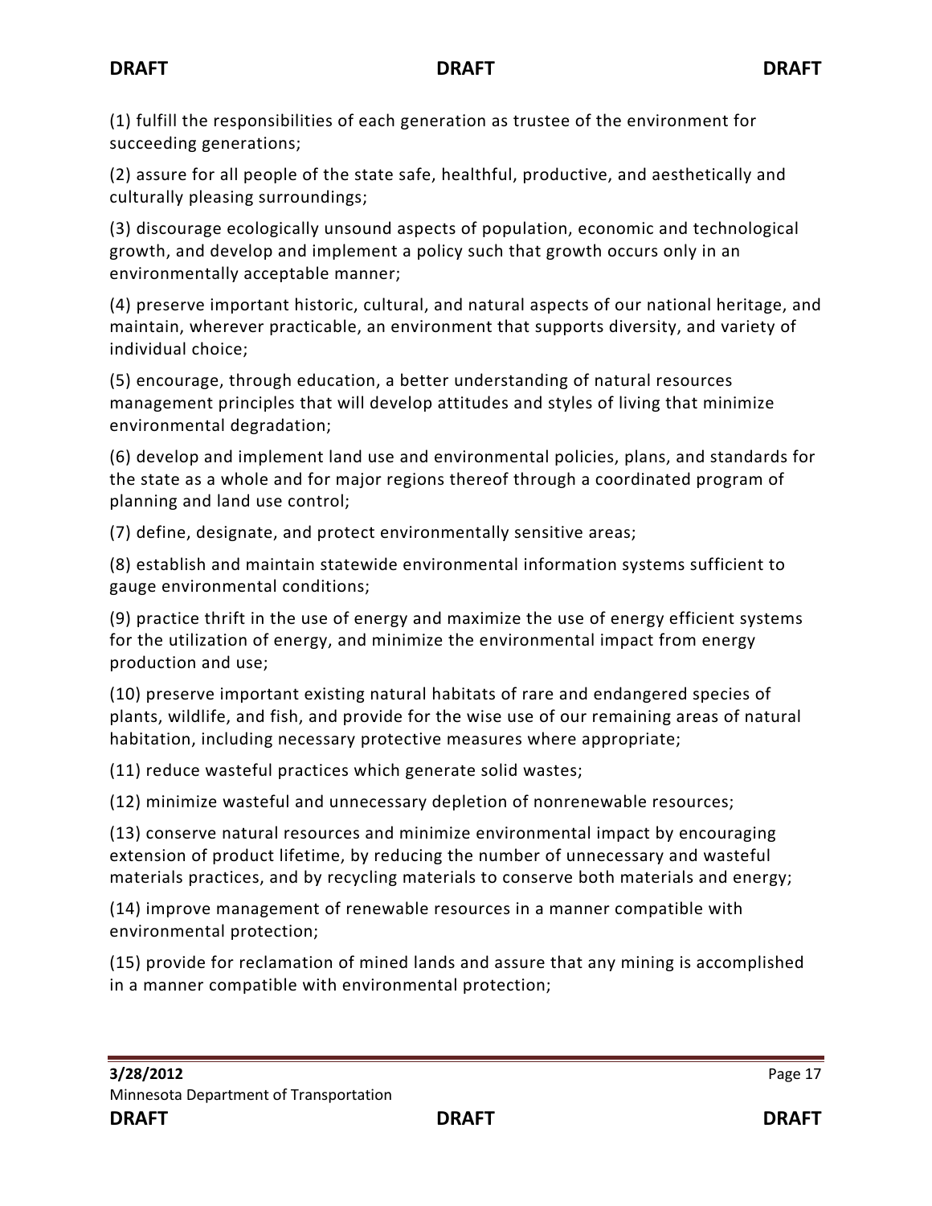(1) fulfill the responsibilities of each generation as trustee of the environment for succeeding generations;

(2) assure for all people of the state safe, healthful, productive, and aesthetically and culturally pleasing surroundings;

(3) discourage ecologically unsound aspects of population, economic and technological growth, and develop and implement a policy such that growth occurs only in an environmentally acceptable manner;

(4) preserve important historic, cultural, and natural aspects of our national heritage, and maintain, wherever practicable, an environment that supports diversity, and variety of individual choice;

(5) encourage, through education, a better understanding of natural resources management principles that will develop attitudes and styles of living that minimize environmental degradation;

(6) develop and implement land use and environmental policies, plans, and standards for the state as a whole and for major regions thereof through a coordinated program of planning and land use control;

(7) define, designate, and protect environmentally sensitive areas;

(8) establish and maintain statewide environmental information systems sufficient to gauge environmental conditions;

(9) practice thrift in the use of energy and maximize the use of energy efficient systems for the utilization of energy, and minimize the environmental impact from energy production and use;

(10) preserve important existing natural habitats of rare and endangered species of plants, wildlife, and fish, and provide for the wise use of our remaining areas of natural habitation, including necessary protective measures where appropriate;

(11) reduce wasteful practices which generate solid wastes;

(12) minimize wasteful and unnecessary depletion of nonrenewable resources;

(13) conserve natural resources and minimize environmental impact by encouraging extension of product lifetime, by reducing the number of unnecessary and wasteful materials practices, and by recycling materials to conserve both materials and energy;

(14) improve management of renewable resources in a manner compatible with environmental protection;

(15) provide for reclamation of mined lands and assure that any mining is accomplished in a manner compatible with environmental protection;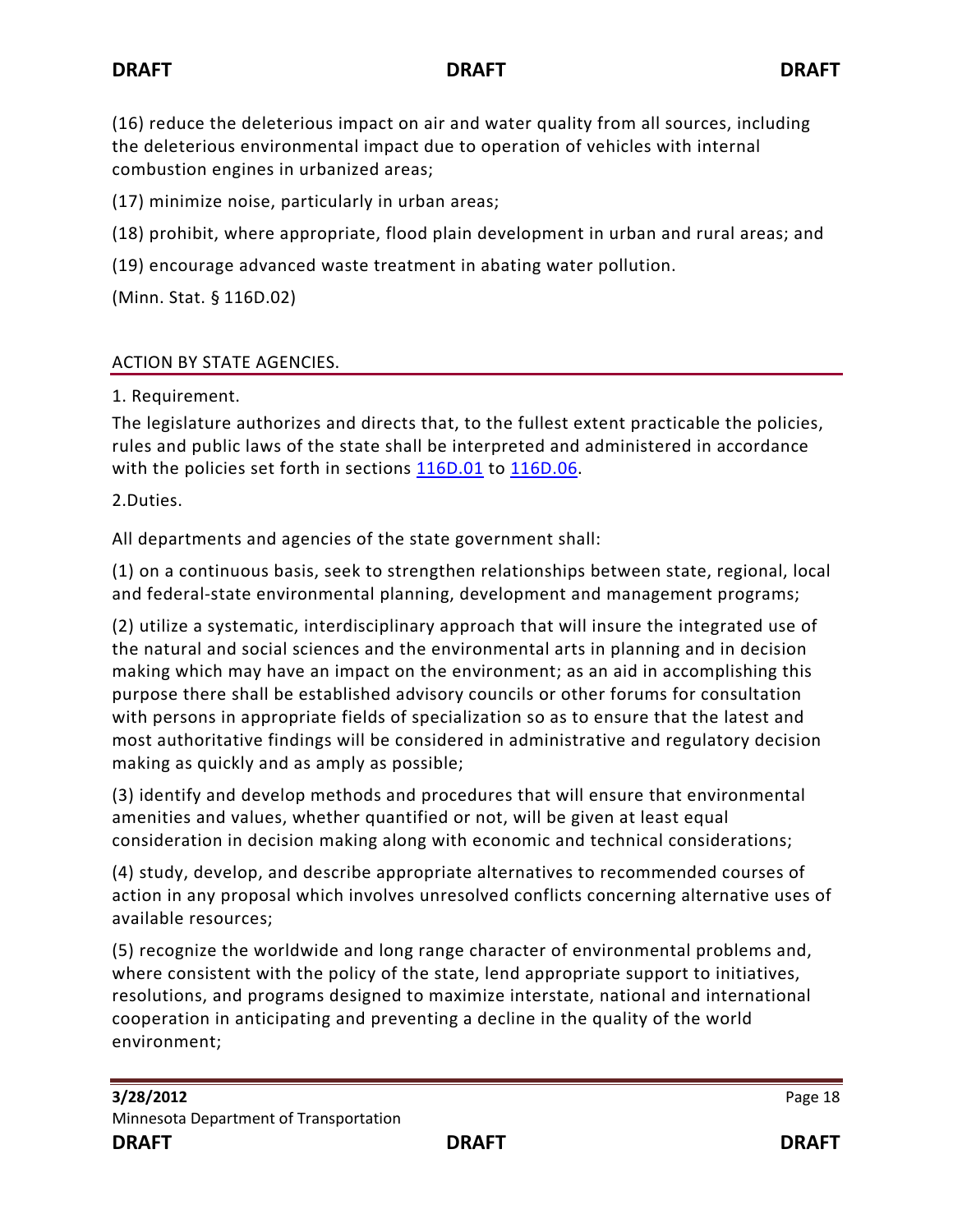(16) reduce the deleterious impact on air and water quality from all sources, including the deleterious environmental impact due to operation of vehicles with internal combustion engines in urbanized areas;

(17) minimize noise, particularly in urban areas;

(18) prohibit, where appropriate, flood plain development in urban and rural areas; and

(19) encourage advanced waste treatment in abating water pollution.

(Minn. Stat. § 116D.02)

## ACTION BY STATE AGENCIES.

1. Requirement.

The legislature authorizes and directs that, to the fullest extent practicable the policies, rules and public laws of the state shall be interpreted and administered in accordance with the policies set forth in sections 116D.01 to 116D.06.

2.Duties.

All departments and agencies of the state government shall:

(1) on a continuous basis, seek to strengthen relationships between state, regional, local and federal-state environmental planning, development and management programs;

(2) utilize a systematic, interdisciplinary approach that will insure the integrated use of the natural and social sciences and the environmental arts in planning and in decision making which may have an impact on the environment; as an aid in accomplishing this purpose there shall be established advisory councils or other forums for consultation with persons in appropriate fields of specialization so as to ensure that the latest and most authoritative findings will be considered in administrative and regulatory decision making as quickly and as amply as possible;

(3) identify and develop methods and procedures that will ensure that environmental amenities and values, whether quantified or not, will be given at least equal consideration in decision making along with economic and technical considerations;

(4) study, develop, and describe appropriate alternatives to recommended courses of action in any proposal which involves unresolved conflicts concerning alternative uses of available resources;

(5) recognize the worldwide and long range character of environmental problems and, where consistent with the policy of the state, lend appropriate support to initiatives, resolutions, and programs designed to maximize interstate, national and international cooperation in anticipating and preventing a decline in the quality of the world environment;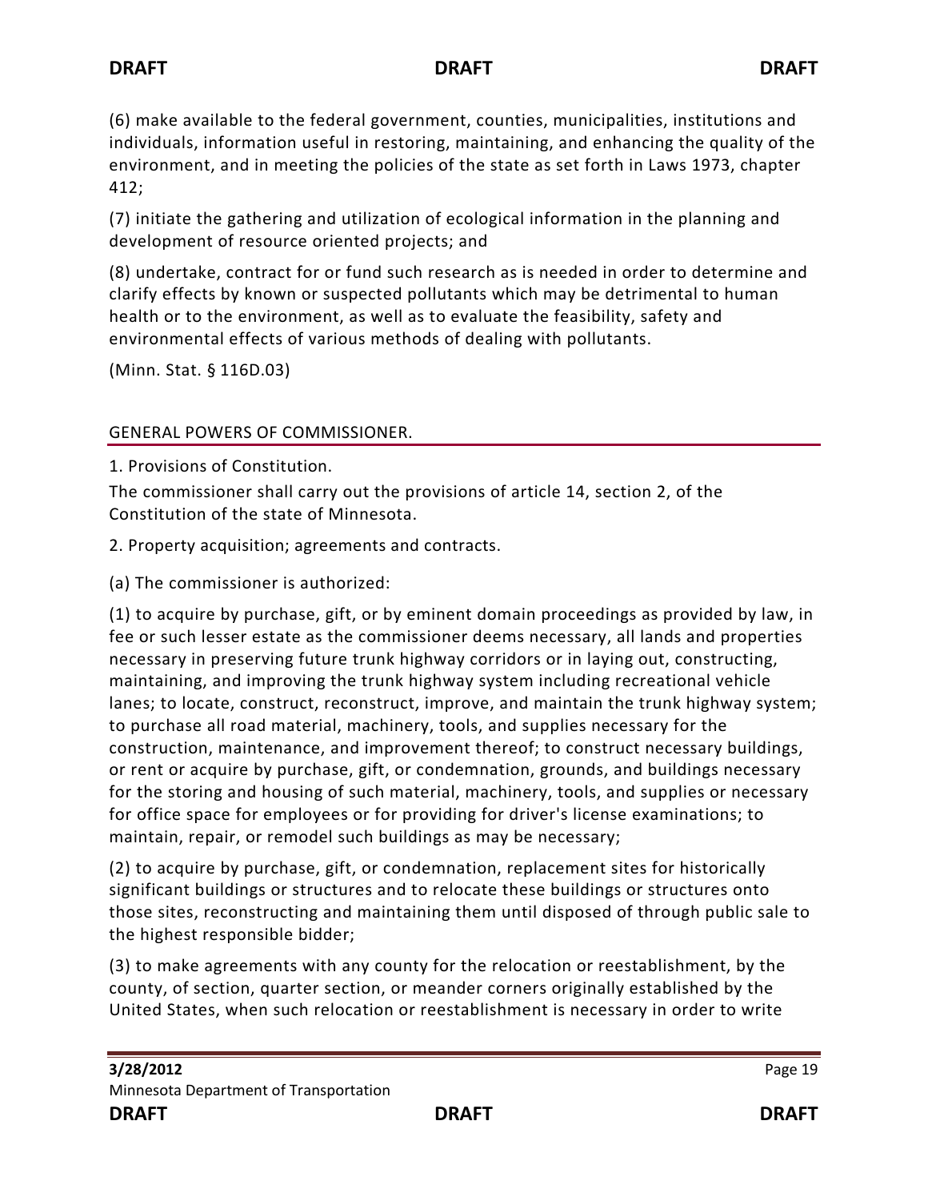(6) make available to the federal government, counties, municipalities, institutions and individuals, information useful in restoring, maintaining, and enhancing the quality of the environment, and in meeting the policies of the state as set forth in Laws 1973, chapter 412;

(7) initiate the gathering and utilization of ecological information in the planning and development of resource oriented projects; and

(8) undertake, contract for or fund such research as is needed in order to determine and clarify effects by known or suspected pollutants which may be detrimental to human health or to the environment, as well as to evaluate the feasibility, safety and environmental effects of various methods of dealing with pollutants.

(Minn. Stat. § 116D.03)

## GENERAL POWERS OF COMMISSIONER.

1. Provisions of Constitution.

The commissioner shall carry out the provisions of article 14, section 2, of the Constitution of the state of Minnesota.

2. Property acquisition; agreements and contracts.

(a) The commissioner is authorized:

(1) to acquire by purchase, gift, or by eminent domain proceedings as provided by law, in fee or such lesser estate as the commissioner deems necessary, all lands and properties necessary in preserving future trunk highway corridors or in laying out, constructing, maintaining, and improving the trunk highway system including recreational vehicle lanes; to locate, construct, reconstruct, improve, and maintain the trunk highway system; to purchase all road material, machinery, tools, and supplies necessary for the construction, maintenance, and improvement thereof; to construct necessary buildings, or rent or acquire by purchase, gift, or condemnation, grounds, and buildings necessary for the storing and housing of such material, machinery, tools, and supplies or necessary for office space for employees or for providing for driver's license examinations; to maintain, repair, or remodel such buildings as may be necessary;

(2) to acquire by purchase, gift, or condemnation, replacement sites for historically significant buildings or structures and to relocate these buildings or structures onto those sites, reconstructing and maintaining them until disposed of through public sale to the highest responsible bidder;

(3) to make agreements with any county for the relocation or reestablishment, by the county, of section, quarter section, or meander corners originally established by the United States, when such relocation or reestablishment is necessary in order to write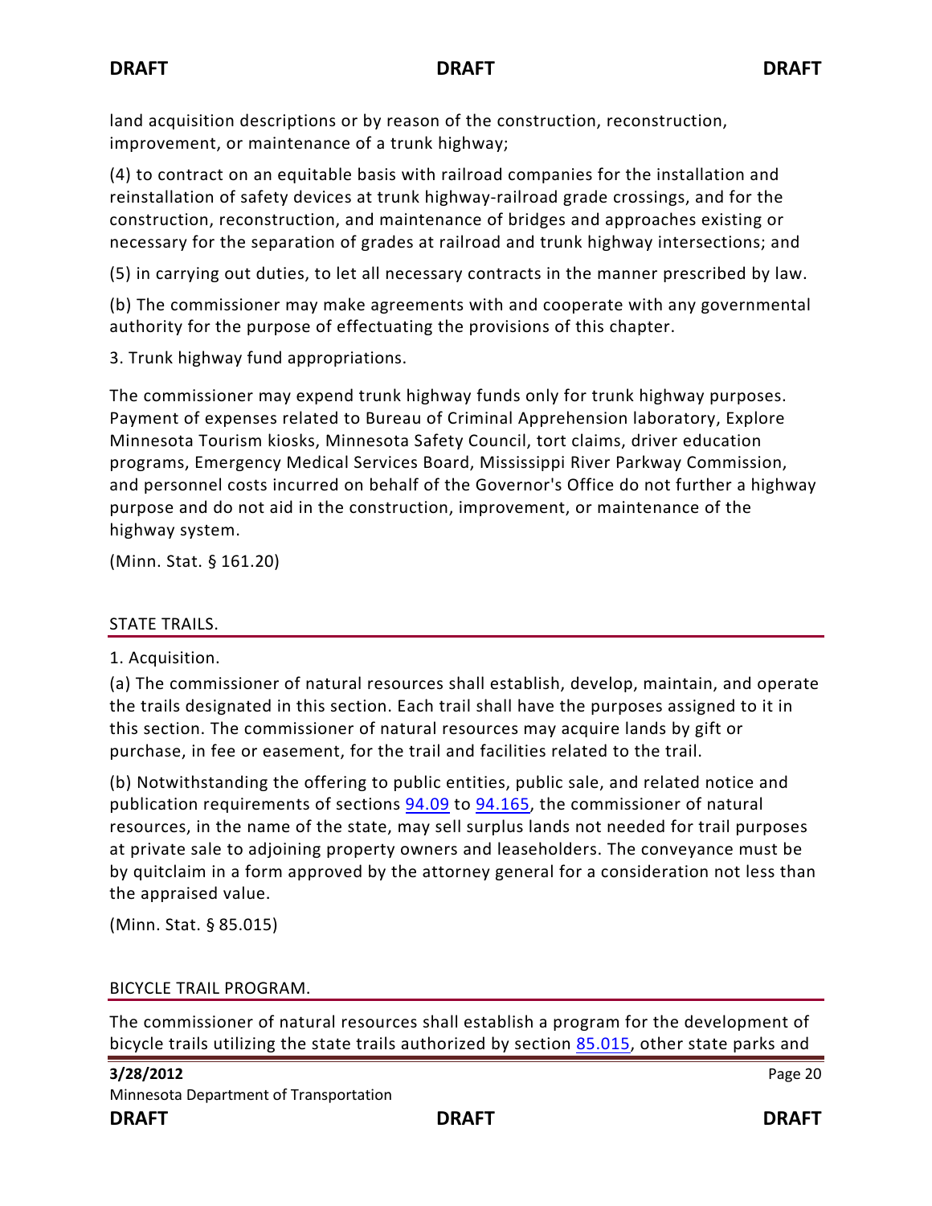land acquisition descriptions or by reason of the construction, reconstruction, improvement, or maintenance of a trunk highway;

(4) to contract on an equitable basis with railroad companies for the installation and reinstallation of safety devices at trunk highway-railroad grade crossings, and for the construction, reconstruction, and maintenance of bridges and approaches existing or necessary for the separation of grades at railroad and trunk highway intersections; and

(5) in carrying out duties, to let all necessary contracts in the manner prescribed by law.

(b) The commissioner may make agreements with and cooperate with any governmental authority for the purpose of effectuating the provisions of this chapter.

3. Trunk highway fund appropriations.

The commissioner may expend trunk highway funds only for trunk highway purposes. Payment of expenses related to Bureau of Criminal Apprehension laboratory, Explore Minnesota Tourism kiosks, Minnesota Safety Council, tort claims, driver education programs, Emergency Medical Services Board, Mississippi River Parkway Commission, and personnel costs incurred on behalf of the Governor's Office do not further a highway purpose and do not aid in the construction, improvement, or maintenance of the highway system.

(Minn. Stat. § 161.20)

## STATE TRAILS.

1. Acquisition.

(a) The commissioner of natural resources shall establish, develop, maintain, and operate the trails designated in this section. Each trail shall have the purposes assigned to it in this section. The commissioner of natural resources may acquire lands by gift or purchase, in fee or easement, for the trail and facilities related to the trail.

(b) Notwithstanding the offering to public entities, public sale, and related notice and publication requirements of sections 94.09 to 94.165, the commissioner of natural resources, in the name of the state, may sell surplus lands not needed for trail purposes at private sale to adjoining property owners and leaseholders. The conveyance must be by quitclaim in a form approved by the attorney general for a consideration not less than the appraised value.

(Minn. Stat. § 85.015)

## BICYCLE TRAIL PROGRAM.

The commissioner of natural resources shall establish a program for the development of bicycle trails utilizing the state trails authorized by section 85.015, other state parks and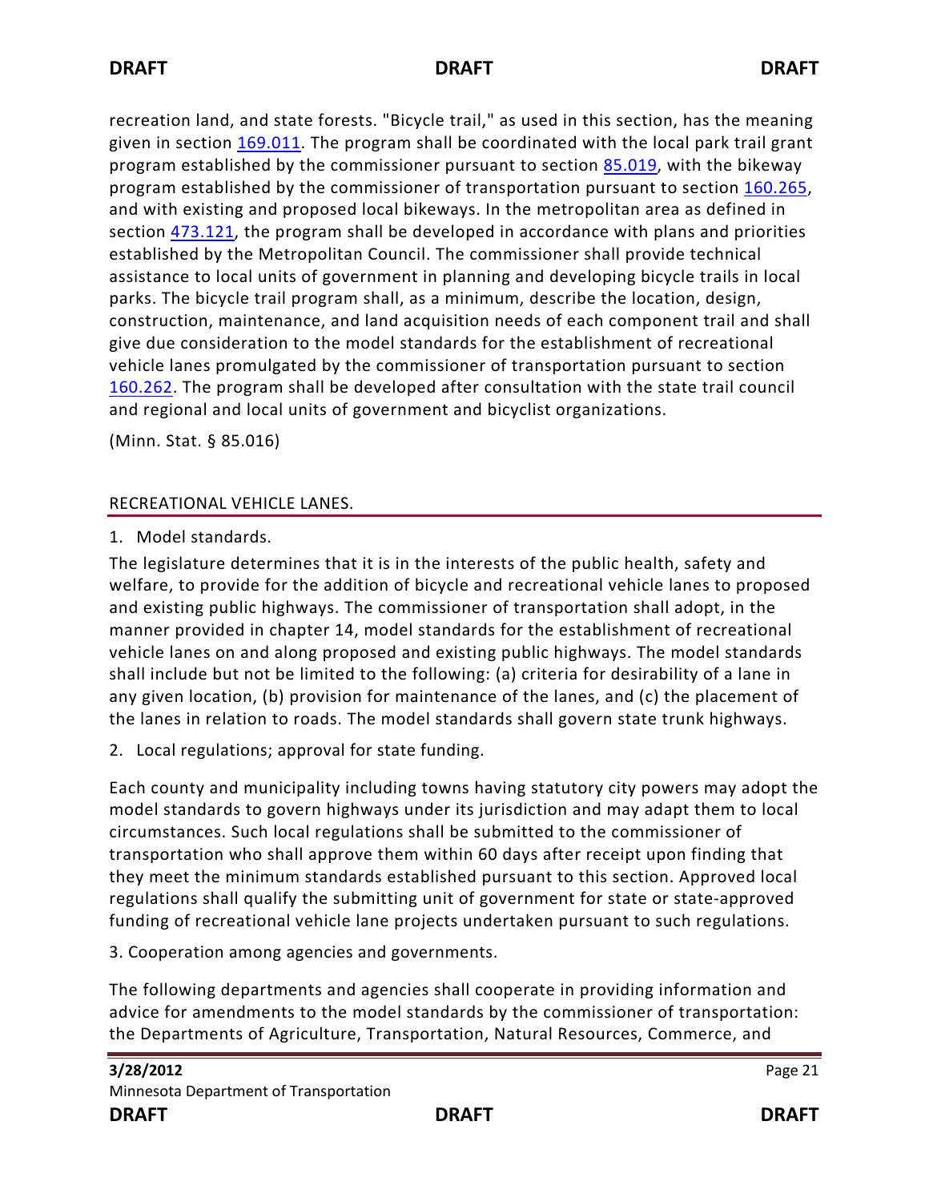recreation land, and state forests. "Bicycle trail," as used in this section, has the meaning given in section 169.011. The program shall be coordinated with the local park trail grant program established by the commissioner pursuant to section 85.019, with the bikeway program established by the commissioner of transportation pursuant to section 160.265, and with existing and proposed local bikeways. In the metropolitan area as defined in section 473.121, the program shall be developed in accordance with plans and priorities established by the Metropolitan Council. The commissioner shall provide technical assistance to local units of government in planning and developing bicycle trails in local parks. The bicycle trail program shall, as a minimum, describe the location, design, construction, maintenance, and land acquisition needs of each component trail and shall give due consideration to the model standards for the establishment of recreational vehicle lanes promulgated by the commissioner of transportation pursuant to section 160.262. The program shall be developed after consultation with the state trail council and regional and local units of government and bicyclist organizations.

(Minn. Stat. § 85.016)

## RECREATIONAL VEHICLE LANES.

1. Model standards.

The legislature determines that it is in the interests of the public health, safety and welfare, to provide for the addition of bicycle and recreational vehicle lanes to proposed and existing public highways. The commissioner of transportation shall adopt, in the manner provided in chapter 14, model standards for the establishment of recreational vehicle lanes on and along proposed and existing public highways. The model standards shall include but not be limited to the following: (a) criteria for desirability of a lane in any given location, (b) provision for maintenance of the lanes, and (c) the placement of the lanes in relation to roads. The model standards shall govern state trunk highways.

2. Local regulations; approval for state funding.

Each county and municipality including towns having statutory city powers may adopt the model standards to govern highways under its jurisdiction and may adapt them to local circumstances. Such local regulations shall be submitted to the commissioner of transportation who shall approve them within 60 days after receipt upon finding that they meet the minimum standards established pursuant to this section. Approved local regulations shall qualify the submitting unit of government for state or state-approved funding of recreational vehicle lane projects undertaken pursuant to such regulations.

3. Cooperation among agencies and governments.

The following departments and agencies shall cooperate in providing information and advice for amendments to the model standards by the commissioner of transportation: the Departments of Agriculture, Transportation, Natural Resources, Commerce, and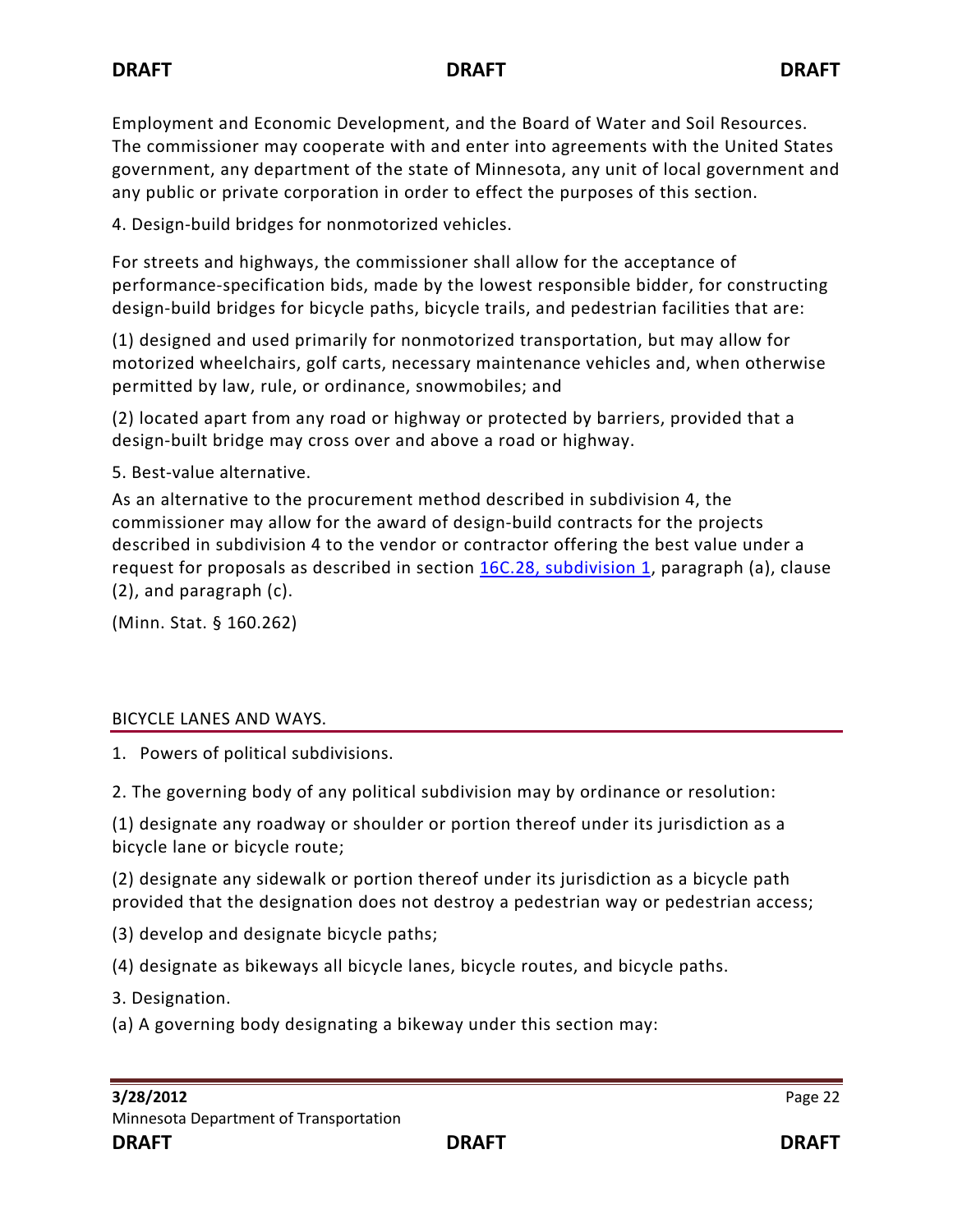Employment and Economic Development, and the Board of Water and Soil Resources. The commissioner may cooperate with and enter into agreements with the United States government, any department of the state of Minnesota, any unit of local government and any public or private corporation in order to effect the purposes of this section.

4. Design-build bridges for nonmotorized vehicles.

For streets and highways, the commissioner shall allow for the acceptance of performance-specification bids, made by the lowest responsible bidder, for constructing design-build bridges for bicycle paths, bicycle trails, and pedestrian facilities that are:

(1) designed and used primarily for nonmotorized transportation, but may allow for motorized wheelchairs, golf carts, necessary maintenance vehicles and, when otherwise permitted by law, rule, or ordinance, snowmobiles; and

(2) located apart from any road or highway or protected by barriers, provided that a design-built bridge may cross over and above a road or highway.

5. Best-value alternative.

As an alternative to the procurement method described in subdivision 4, the commissioner may allow for the award of design-build contracts for the projects described in subdivision 4 to the vendor or contractor offering the best value under a request for proposals as described in section 16C.28, subdivision 1, paragraph (a), clause (2), and paragraph (c).

(Minn. Stat. § 160.262)

## BICYCLE LANES AND WAYS.

1. Powers of political subdivisions.

2. The governing body of any political subdivision may by ordinance or resolution:

(1) designate any roadway or shoulder or portion thereof under its jurisdiction as a bicycle lane or bicycle route;

(2) designate any sidewalk or portion thereof under its jurisdiction as a bicycle path provided that the designation does not destroy a pedestrian way or pedestrian access;

(3) develop and designate bicycle paths;

(4) designate as bikeways all bicycle lanes, bicycle routes, and bicycle paths.

3. Designation.

(a) A governing body designating a bikeway under this section may: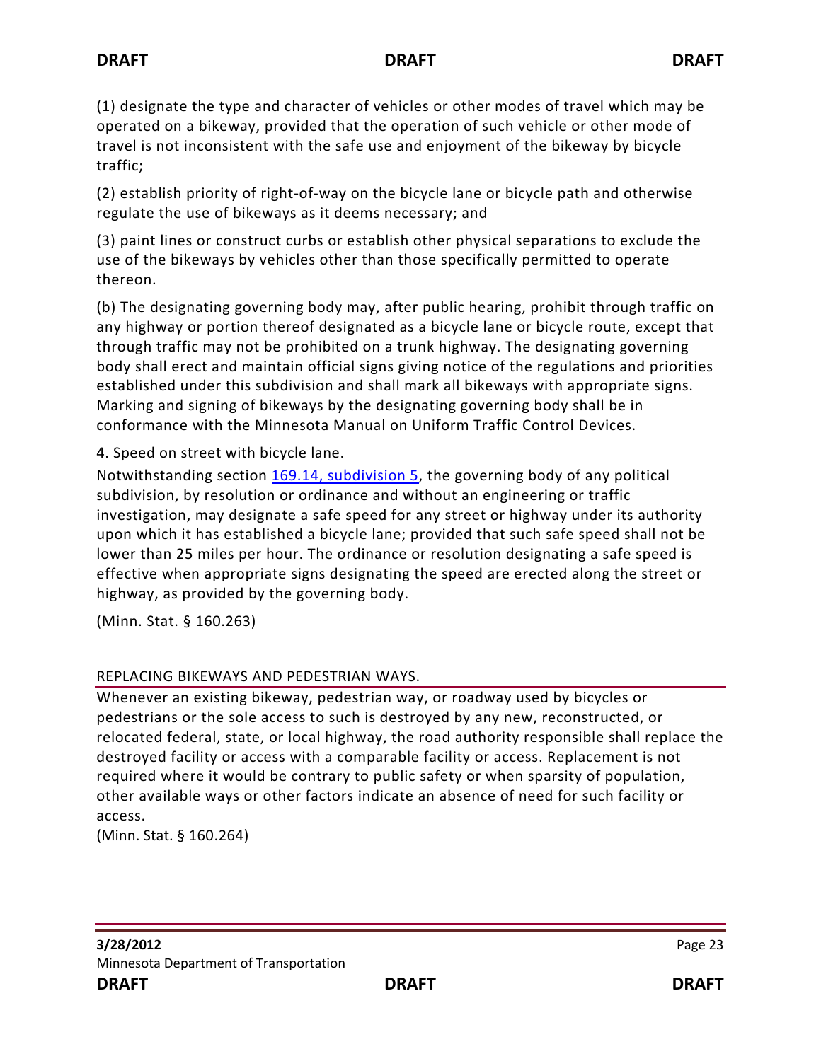(1) designate the type and character of vehicles or other modes of travel which may be operated on a bikeway, provided that the operation of such vehicle or other mode of travel is not inconsistent with the safe use and enjoyment of the bikeway by bicycle traffic;

(2) establish priority of right-of-way on the bicycle lane or bicycle path and otherwise regulate the use of bikeways as it deems necessary; and

(3) paint lines or construct curbs or establish other physical separations to exclude the use of the bikeways by vehicles other than those specifically permitted to operate thereon.

(b) The designating governing body may, after public hearing, prohibit through traffic on any highway or portion thereof designated as a bicycle lane or bicycle route, except that through traffic may not be prohibited on a trunk highway. The designating governing body shall erect and maintain official signs giving notice of the regulations and priorities established under this subdivision and shall mark all bikeways with appropriate signs. Marking and signing of bikeways by the designating governing body shall be in conformance with the Minnesota Manual on Uniform Traffic Control Devices.

4. Speed on street with bicycle lane.

Notwithstanding section [169.14, subdivision 5](), the governing body of any political subdivision, by resolution or ordinance and without an engineering or traffic investigation, may designate a safe speed for any street or highway under its authority upon which it has established a bicycle lane; provided that such safe speed shall not be lower than 25 miles per hour. The ordinance or resolution designating a safe speed is effective when appropriate signs designating the speed are erected along the street or highway, as provided by the governing body.

(Minn. Stat. § 160.263)

## REPLACING BIKEWAYS AND PEDESTRIAN WAYS.

Whenever an existing bikeway, pedestrian way, or roadway used by bicycles or pedestrians or the sole access to such is destroyed by any new, reconstructed, or relocated federal, state, or local highway, the road authority responsible shall replace the destroyed facility or access with a comparable facility or access. Replacement is not required where it would be contrary to public safety or when sparsity of population, other available ways or other factors indicate an absence of need for such facility or access.

(Minn. Stat. § 160.264)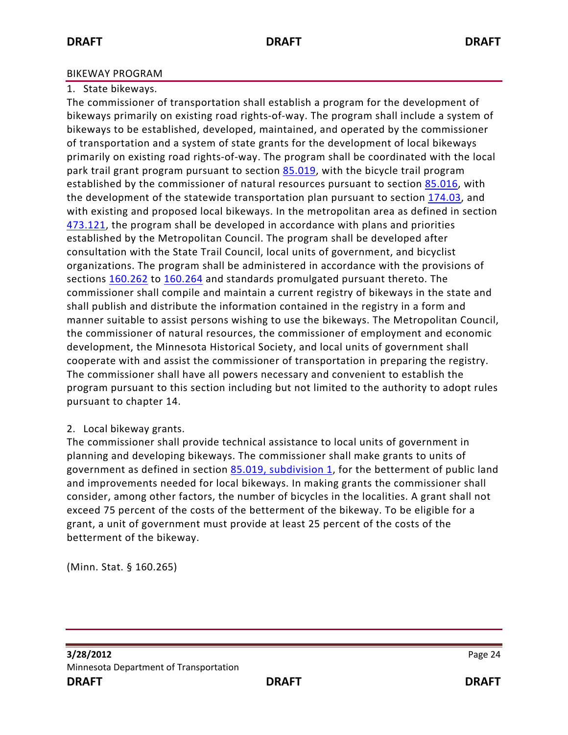## BIKEWAY PROGRAM

1. State bikeways.

The commissioner of transportation shall establish a program for the development of bikeways primarily on existing road rights-of-way. The program shall include a system of bikeways to be established, developed, maintained, and operated by the commissioner of transportation and a system of state grants for the development of local bikeways primarily on existing road rights-of-way. The program shall be coordinated with the local park trail grant program pursuant to section 85.019, with the bicycle trail program established by the commissioner of natural resources pursuant to section 85.016, with the development of the statewide transportation plan pursuant to section 174.03, and with existing and proposed local bikeways. In the metropolitan area as defined in section 473.121, the program shall be developed in accordance with plans and priorities established by the Metropolitan Council. The program shall be developed after consultation with the State Trail Council, local units of government, and bicyclist organizations. The program shall be administered in accordance with the provisions of sections 160.262 to 160.264 and standards promulgated pursuant thereto. The commissioner shall compile and maintain a current registry of bikeways in the state and shall publish and distribute the information contained in the registry in a form and manner suitable to assist persons wishing to use the bikeways. The Metropolitan Council, the commissioner of natural resources, the commissioner of employment and economic development, the Minnesota Historical Society, and local units of government shall cooperate with and assist the commissioner of transportation in preparing the registry. The commissioner shall have all powers necessary and convenient to establish the program pursuant to this section including but not limited to the authority to adopt rules pursuant to chapter 14.

2. Local bikeway grants.

The commissioner shall provide technical assistance to local units of government in planning and developing bikeways. The commissioner shall make grants to units of government as defined in section 85.019, subdivision 1, for the betterment of public land and improvements needed for local bikeways. In making grants the commissioner shall consider, among other factors, the number of bicycles in the localities. A grant shall not exceed 75 percent of the costs of the betterment of the bikeway. To be eligible for a grant, a unit of government must provide at least 25 percent of the costs of the betterment of the bikeway.

(Minn. Stat. § 160.265)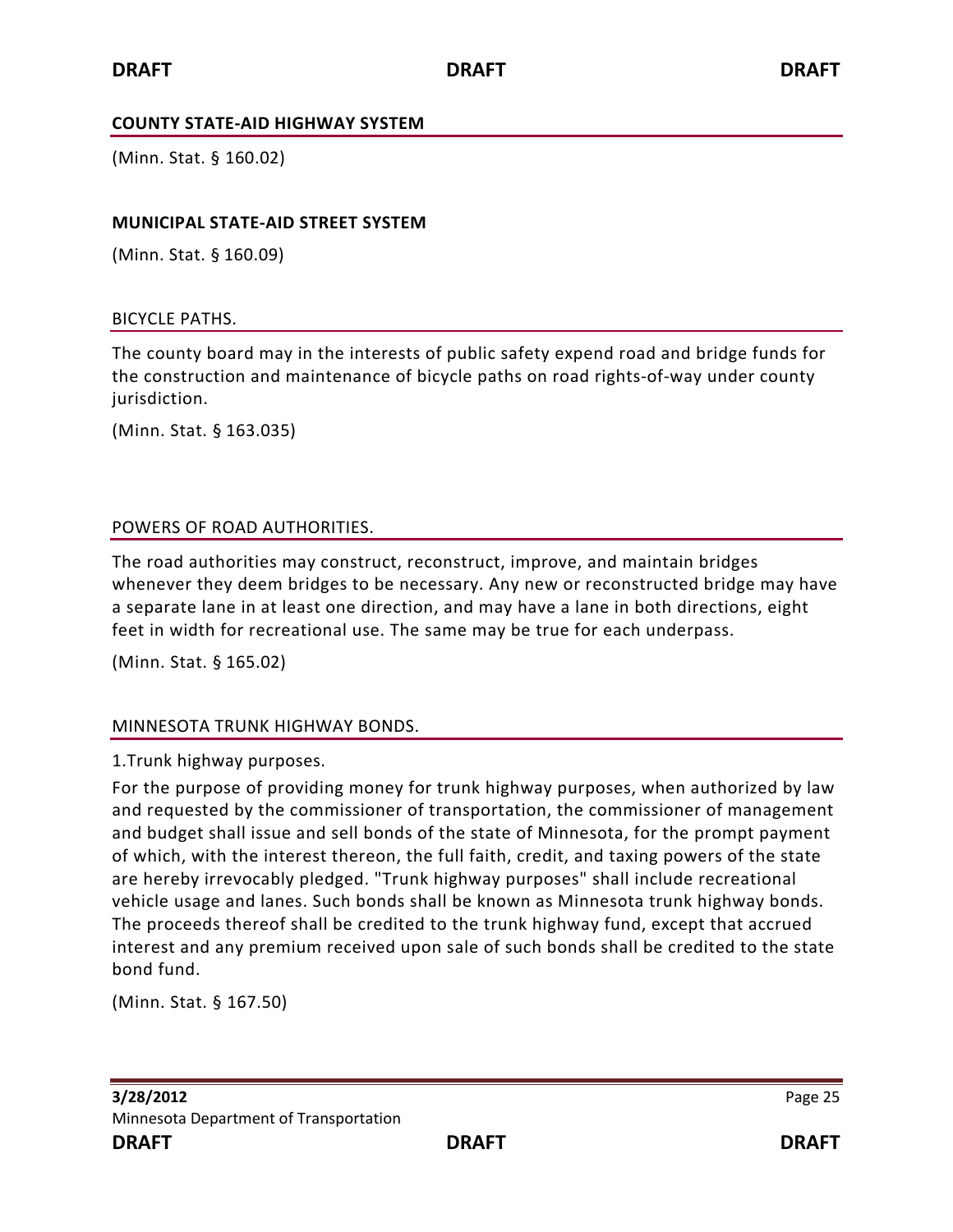## COUNTY STATE-AID HIGHWAY SYSTEM

(Minn. Stat. § 160.02)

## MUNICIPAL STATE-AID STREET SYSTEM

(Minn. Stat. § 160.09)

### BICYCLE PATHS.

The county board may in the interests of public safety expend road and bridge funds for the construction and maintenance of bicycle paths on road rights-of-way under county jurisdiction.

(Minn. Stat. § 163.035)

### POWERS OF ROAD AUTHORITIES.

The road authorities may construct, reconstruct, improve, and maintain bridges whenever they deem bridges to be necessary. Any new or reconstructed bridge may have a separate lane in at least one direction, and may have a lane in both directions, eight feet in width for recreational use. The same may be true for each underpass.

(Minn. Stat. § 165.02)

### MINNESOTA TRUNK HIGHWAY BONDS.

1.Trunk highway purposes.

For the purpose of providing money for trunk highway purposes, when authorized by law and requested by the commissioner of transportation, the commissioner of management and budget shall issue and sell bonds of the state of Minnesota, for the prompt payment of which, with the interest thereon, the full faith, credit, and taxing powers of the state are hereby irrevocably pledged. "Trunk highway purposes" shall include recreational vehicle usage and lanes. Such bonds shall be known as Minnesota trunk highway bonds. The proceeds thereof shall be credited to the trunk highway fund, except that accrued interest and any premium received upon sale of such bonds shall be credited to the state bond fund.

(Minn. Stat. § 167.50)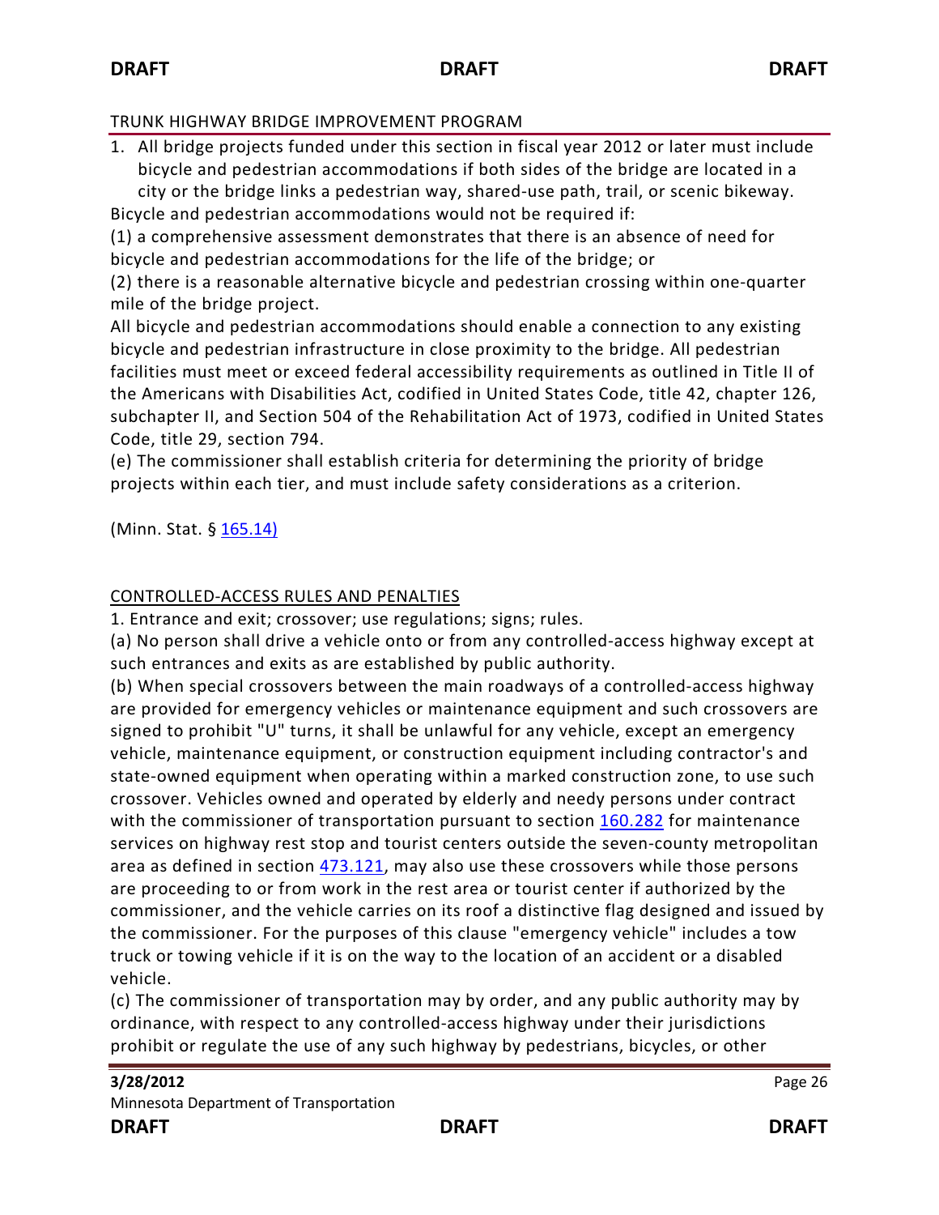## TRUNK HIGHWAY BRIDGE IMPROVEMENT PROGRAM

1. All bridge projects funded under this section in fiscal year 2012 or later must include bicycle and pedestrian accommodations if both sides of the bridge are located in a city or the bridge links a pedestrian way, shared-use path, trail, or scenic bikeway.

Bicycle and pedestrian accommodations would not be required if:

(1) a comprehensive assessment demonstrates that there is an absence of need for bicycle and pedestrian accommodations for the life of the bridge; or

(2) there is a reasonable alternative bicycle and pedestrian crossing within one-quarter mile of the bridge project.

All bicycle and pedestrian accommodations should enable a connection to any existing bicycle and pedestrian infrastructure in close proximity to the bridge. All pedestrian facilities must meet or exceed federal accessibility requirements as outlined in Title II of the Americans with Disabilities Act, codified in United States Code, title 42, chapter 126, subchapter II, and Section 504 of the Rehabilitation Act of 1973, codified in United States Code, title 29, section 794.

(e) The commissioner shall establish criteria for determining the priority of bridge projects within each tier, and must include safety considerations as a criterion.

(Minn. Stat. § 165.14)

## CONTROLLED-ACCESS RULES AND PENALTIES

1. Entrance and exit; crossover; use regulations; signs; rules.

(a) No person shall drive a vehicle onto or from any controlled-access highway except at such entrances and exits as are established by public authority.

(b) When special crossovers between the main roadways of a controlled-access highway are provided for emergency vehicles or maintenance equipment and such crossovers are signed to prohibit "U" turns, it shall be unlawful for any vehicle, except an emergency vehicle, maintenance equipment, or construction equipment including contractor's and state-owned equipment when operating within a marked construction zone, to use such crossover. Vehicles owned and operated by elderly and needy persons under contract with the commissioner of transportation pursuant to section 160.282 for maintenance services on highway rest stop and tourist centers outside the seven-county metropolitan area as defined in section 473.121, may also use these crossovers while those persons are proceeding to or from work in the rest area or tourist center if authorized by the commissioner, and the vehicle carries on its roof a distinctive flag designed and issued by the commissioner. For the purposes of this clause "emergency vehicle" includes a tow truck or towing vehicle if it is on the way to the location of an accident or a disabled vehicle.

(c) The commissioner of transportation may by order, and any public authority may by ordinance, with respect to any controlled-access highway under their jurisdictions prohibit or regulate the use of any such highway by pedestrians, bicycles, or other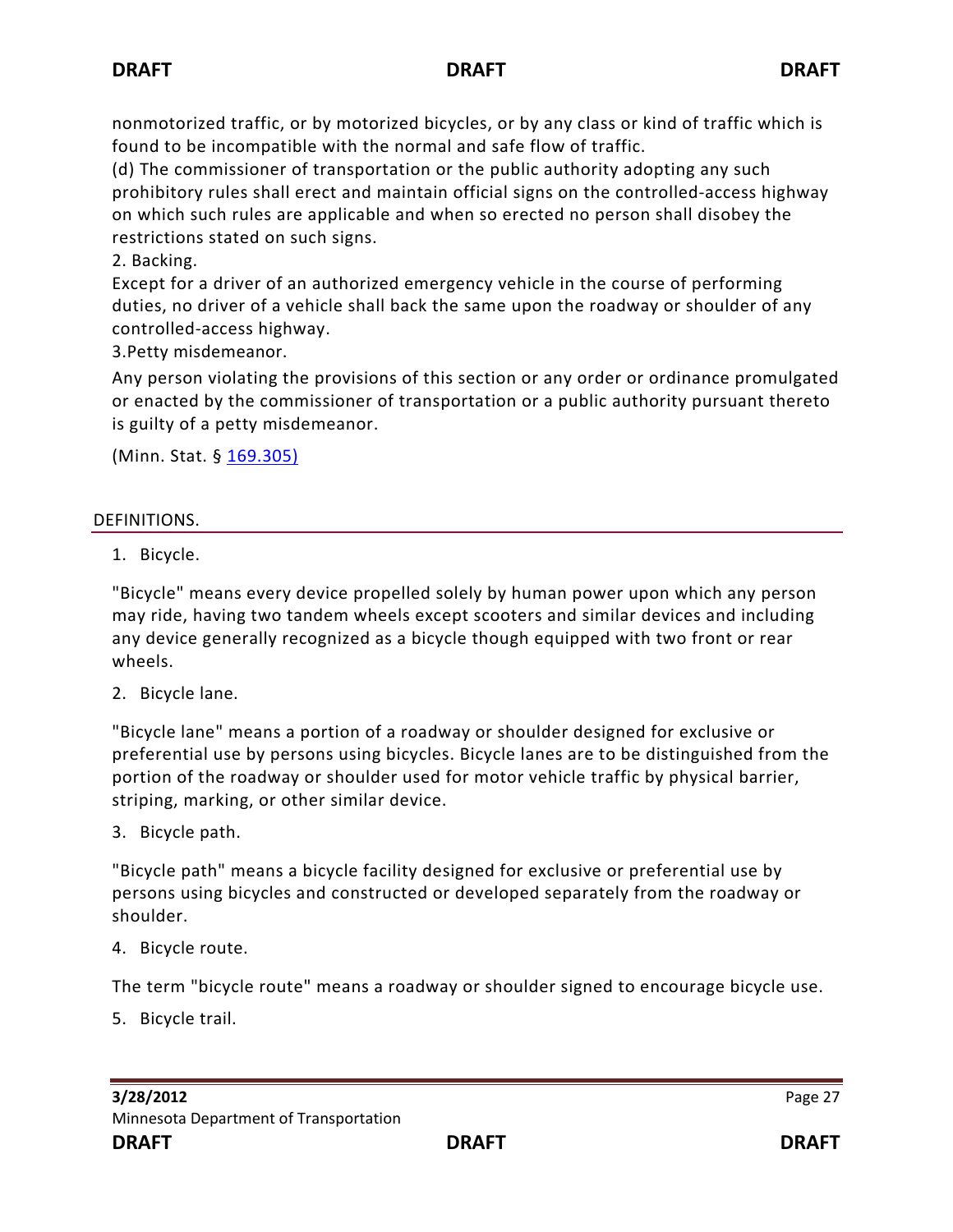nonmotorized traffic, or by motorized bicycles, or by any class or kind of traffic which is found to be incompatible with the normal and safe flow of traffic.

(d) The commissioner of transportation or the public authority adopting any such prohibitory rules shall erect and maintain official signs on the controlled-access highway on which such rules are applicable and when so erected no person shall disobey the restrictions stated on such signs.

2. Backing.

Except for a driver of an authorized emergency vehicle in the course of performing duties, no driver of a vehicle shall back the same upon the roadway or shoulder of any controlled-access highway.

3.Petty misdemeanor.

Any person violating the provisions of this section or any order or ordinance promulgated or enacted by the commissioner of transportation or a public authority pursuant thereto is guilty of a petty misdemeanor.

(Minn. Stat. § 169.305)

## DEFINITIONS.

1. Bicycle.

"Bicycle" means every device propelled solely by human power upon which any person may ride, having two tandem wheels except scooters and similar devices and including any device generally recognized as a bicycle though equipped with two front or rear wheels.

2. Bicycle lane.

"Bicycle lane" means a portion of a roadway or shoulder designed for exclusive or preferential use by persons using bicycles. Bicycle lanes are to be distinguished from the portion of the roadway or shoulder used for motor vehicle traffic by physical barrier, striping, marking, or other similar device.

3. Bicycle path.

"Bicycle path" means a bicycle facility designed for exclusive or preferential use by persons using bicycles and constructed or developed separately from the roadway or shoulder.

4. Bicycle route.

The term "bicycle route" means a roadway or shoulder signed to encourage bicycle use.

5. Bicycle trail.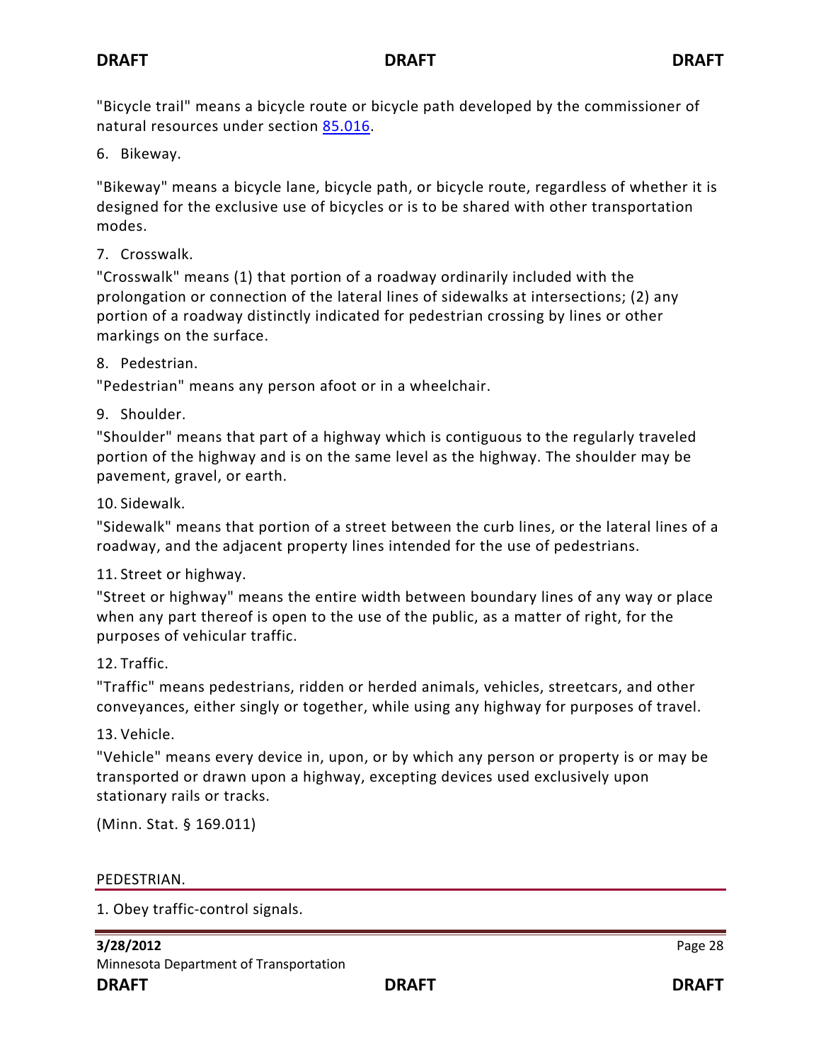"Bicycle trail" means a bicycle route or bicycle path developed by the commissioner of natural resources under section 85.016.

6. Bikeway.

"Bikeway" means a bicycle lane, bicycle path, or bicycle route, regardless of whether it is designed for the exclusive use of bicycles or is to be shared with other transportation modes.

7. Crosswalk.

"Crosswalk" means (1) that portion of a roadway ordinarily included with the prolongation or connection of the lateral lines of sidewalks at intersections; (2) any portion of a roadway distinctly indicated for pedestrian crossing by lines or other markings on the surface.

8. Pedestrian.

"Pedestrian" means any person afoot or in a wheelchair.

9. Shoulder.

"Shoulder" means that part of a highway which is contiguous to the regularly traveled portion of the highway and is on the same level as the highway. The shoulder may be pavement, gravel, or earth.

10. Sidewalk.

"Sidewalk" means that portion of a street between the curb lines, or the lateral lines of a roadway, and the adjacent property lines intended for the use of pedestrians.

11. Street or highway.

"Street or highway" means the entire width between boundary lines of any way or place when any part thereof is open to the use of the public, as a matter of right, for the purposes of vehicular traffic.

12. Traffic.

"Traffic" means pedestrians, ridden or herded animals, vehicles, streetcars, and other conveyances, either singly or together, while using any highway for purposes of travel.

13. Vehicle.

"Vehicle" means every device in, upon, or by which any person or property is or may be transported or drawn upon a highway, excepting devices used exclusively upon stationary rails or tracks.

(Minn. Stat. § 169.011)

## PEDESTRIAN.

1. Obey traffic-control signals.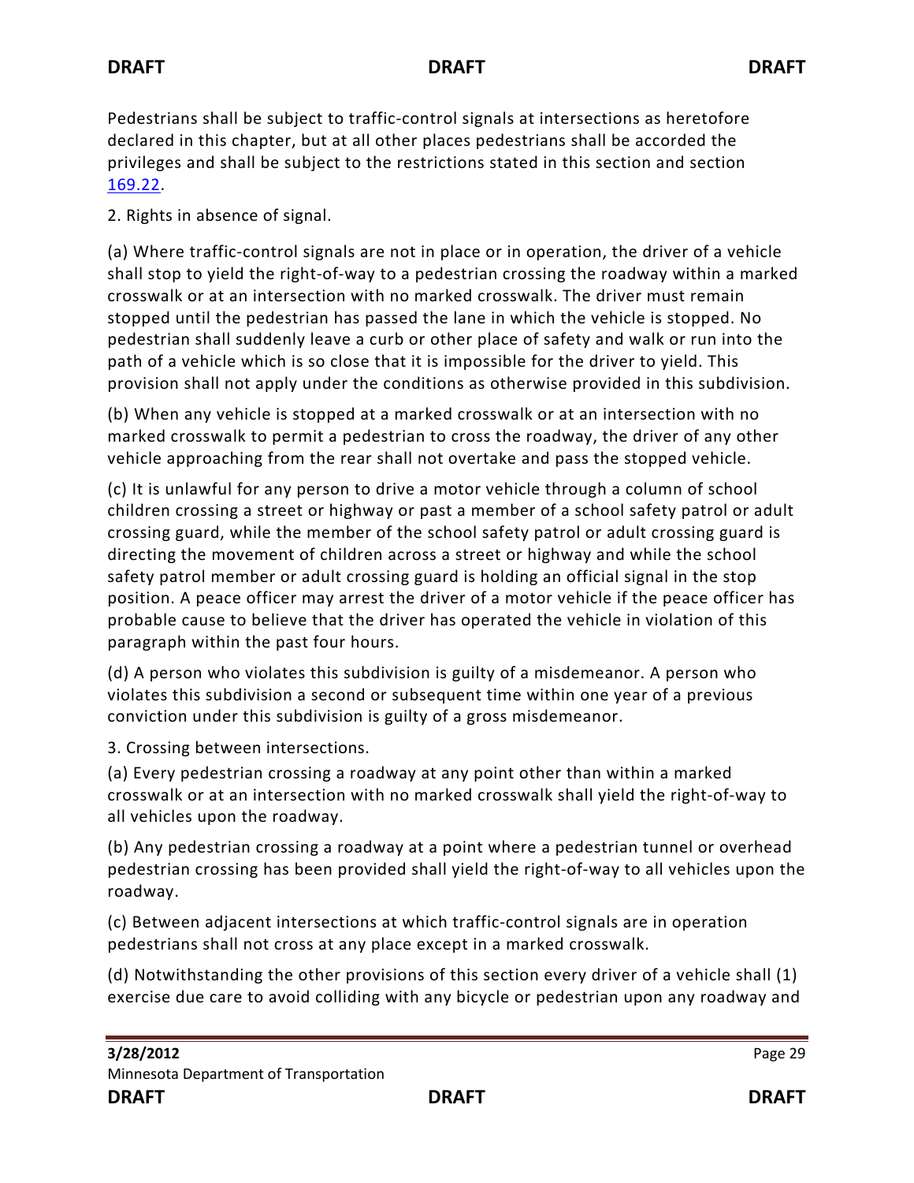Pedestrians shall be subject to traffic-control signals at intersections as heretofore declared in this chapter, but at all other places pedestrians shall be accorded the privileges and shall be subject to the restrictions stated in this section and section 169.22.

2. Rights in absence of signal.

(a) Where traffic-control signals are not in place or in operation, the driver of a vehicle shall stop to yield the right-of-way to a pedestrian crossing the roadway within a marked crosswalk or at an intersection with no marked crosswalk. The driver must remain stopped until the pedestrian has passed the lane in which the vehicle is stopped. No pedestrian shall suddenly leave a curb or other place of safety and walk or run into the path of a vehicle which is so close that it is impossible for the driver to yield. This provision shall not apply under the conditions as otherwise provided in this subdivision.

(b) When any vehicle is stopped at a marked crosswalk or at an intersection with no marked crosswalk to permit a pedestrian to cross the roadway, the driver of any other vehicle approaching from the rear shall not overtake and pass the stopped vehicle.

(c) It is unlawful for any person to drive a motor vehicle through a column of school children crossing a street or highway or past a member of a school safety patrol or adult crossing guard, while the member of the school safety patrol or adult crossing guard is directing the movement of children across a street or highway and while the school safety patrol member or adult crossing guard is holding an official signal in the stop position. A peace officer may arrest the driver of a motor vehicle if the peace officer has probable cause to believe that the driver has operated the vehicle in violation of this paragraph within the past four hours.

(d) A person who violates this subdivision is guilty of a misdemeanor. A person who violates this subdivision a second or subsequent time within one year of a previous conviction under this subdivision is guilty of a gross misdemeanor.

3. Crossing between intersections.

(a) Every pedestrian crossing a roadway at any point other than within a marked crosswalk or at an intersection with no marked crosswalk shall yield the right-of-way to all vehicles upon the roadway.

(b) Any pedestrian crossing a roadway at a point where a pedestrian tunnel or overhead pedestrian crossing has been provided shall yield the right-of-way to all vehicles upon the roadway.

(c) Between adjacent intersections at which traffic-control signals are in operation pedestrians shall not cross at any place except in a marked crosswalk.

(d) Notwithstanding the other provisions of this section every driver of a vehicle shall (1) exercise due care to avoid colliding with any bicycle or pedestrian upon any roadway and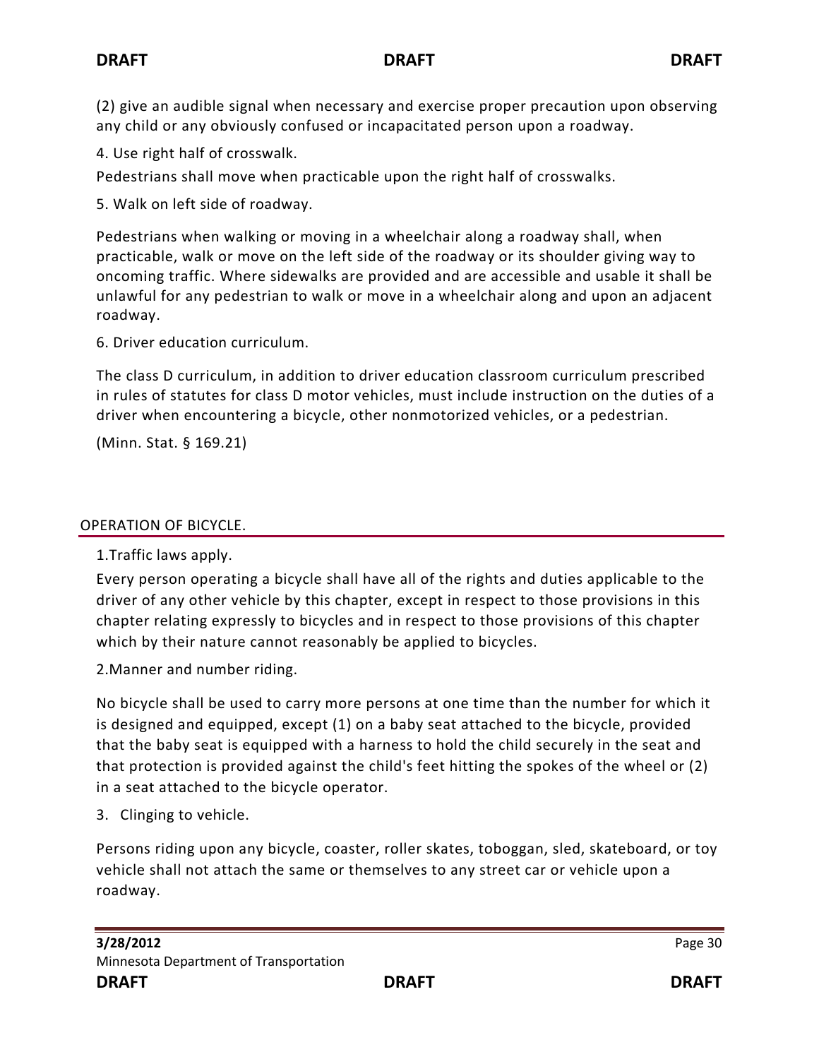(2) give an audible signal when necessary and exercise proper precaution upon observing any child or any obviously confused or incapacitated person upon a roadway.

4. Use right half of crosswalk.

Pedestrians shall move when practicable upon the right half of crosswalks.

5. Walk on left side of roadway.

Pedestrians when walking or moving in a wheelchair along a roadway shall, when practicable, walk or move on the left side of the roadway or its shoulder giving way to oncoming traffic. Where sidewalks are provided and are accessible and usable it shall be unlawful for any pedestrian to walk or move in a wheelchair along and upon an adjacent roadway.

6. Driver education curriculum.

The class D curriculum, in addition to driver education classroom curriculum prescribed in rules of statutes for class D motor vehicles, must include instruction on the duties of a driver when encountering a bicycle, other nonmotorized vehicles, or a pedestrian.

(Minn. Stat. § 169.21)

## OPERATION OF BICYCLE.

1.Traffic laws apply.

Every person operating a bicycle shall have all of the rights and duties applicable to the driver of any other vehicle by this chapter, except in respect to those provisions in this chapter relating expressly to bicycles and in respect to those provisions of this chapter which by their nature cannot reasonably be applied to bicycles.

2.Manner and number riding.

No bicycle shall be used to carry more persons at one time than the number for which it is designed and equipped, except (1) on a baby seat attached to the bicycle, provided that the baby seat is equipped with a harness to hold the child securely in the seat and that protection is provided against the child's feet hitting the spokes of the wheel or (2) in a seat attached to the bicycle operator.

3. Clinging to vehicle.

Persons riding upon any bicycle, coaster, roller skates, toboggan, sled, skateboard, or toy vehicle shall not attach the same or themselves to any street car or vehicle upon a roadway.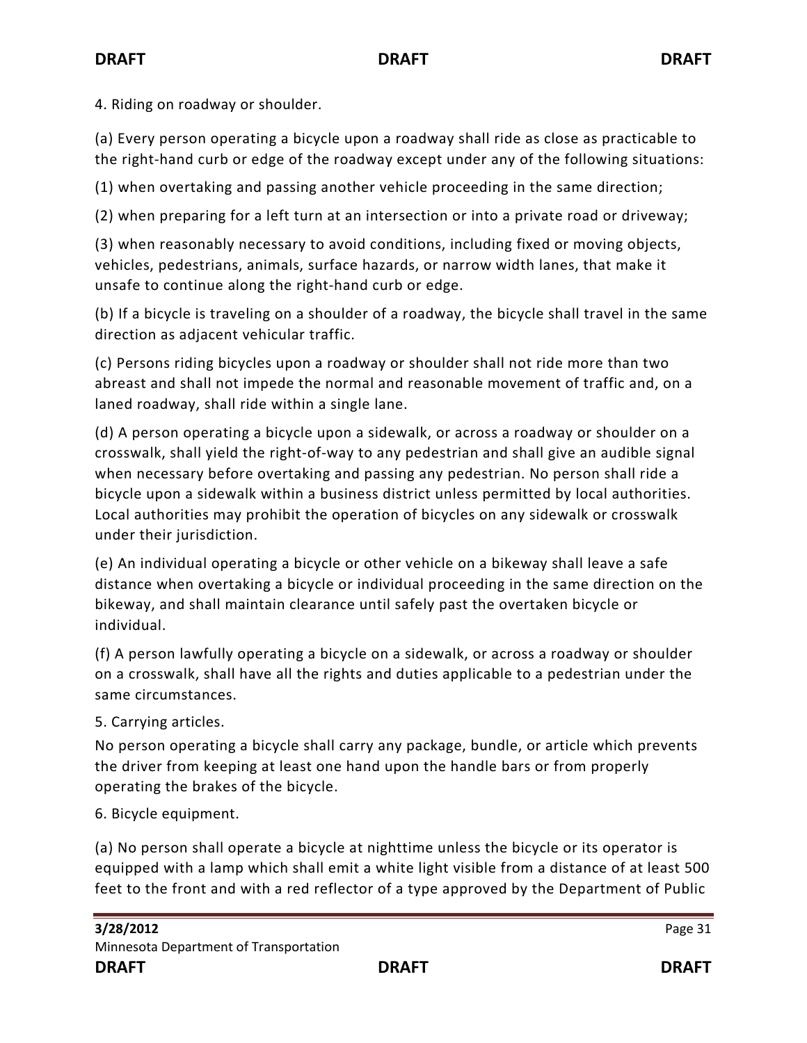4. Riding on roadway or shoulder.

(a) Every person operating a bicycle upon a roadway shall ride as close as practicable to the right-hand curb or edge of the roadway except under any of the following situations:

(1) when overtaking and passing another vehicle proceeding in the same direction;

(2) when preparing for a left turn at an intersection or into a private road or driveway;

(3) when reasonably necessary to avoid conditions, including fixed or moving objects, vehicles, pedestrians, animals, surface hazards, or narrow width lanes, that make it unsafe to continue along the right-hand curb or edge.

(b) If a bicycle is traveling on a shoulder of a roadway, the bicycle shall travel in the same direction as adjacent vehicular traffic.

(c) Persons riding bicycles upon a roadway or shoulder shall not ride more than two abreast and shall not impede the normal and reasonable movement of traffic and, on a laned roadway, shall ride within a single lane.

(d) A person operating a bicycle upon a sidewalk, or across a roadway or shoulder on a crosswalk, shall yield the right-of-way to any pedestrian and shall give an audible signal when necessary before overtaking and passing any pedestrian. No person shall ride a bicycle upon a sidewalk within a business district unless permitted by local authorities. Local authorities may prohibit the operation of bicycles on any sidewalk or crosswalk under their jurisdiction.

(e) An individual operating a bicycle or other vehicle on a bikeway shall leave a safe distance when overtaking a bicycle or individual proceeding in the same direction on the bikeway, and shall maintain clearance until safely past the overtaken bicycle or individual.

(f) A person lawfully operating a bicycle on a sidewalk, or across a roadway or shoulder on a crosswalk, shall have all the rights and duties applicable to a pedestrian under the same circumstances.

5. Carrying articles.

No person operating a bicycle shall carry any package, bundle, or article which prevents the driver from keeping at least one hand upon the handle bars or from properly operating the brakes of the bicycle.

6. Bicycle equipment.

(a) No person shall operate a bicycle at nighttime unless the bicycle or its operator is equipped with a lamp which shall emit a white light visible from a distance of at least 500 feet to the front and with a red reflector of a type approved by the Department of Public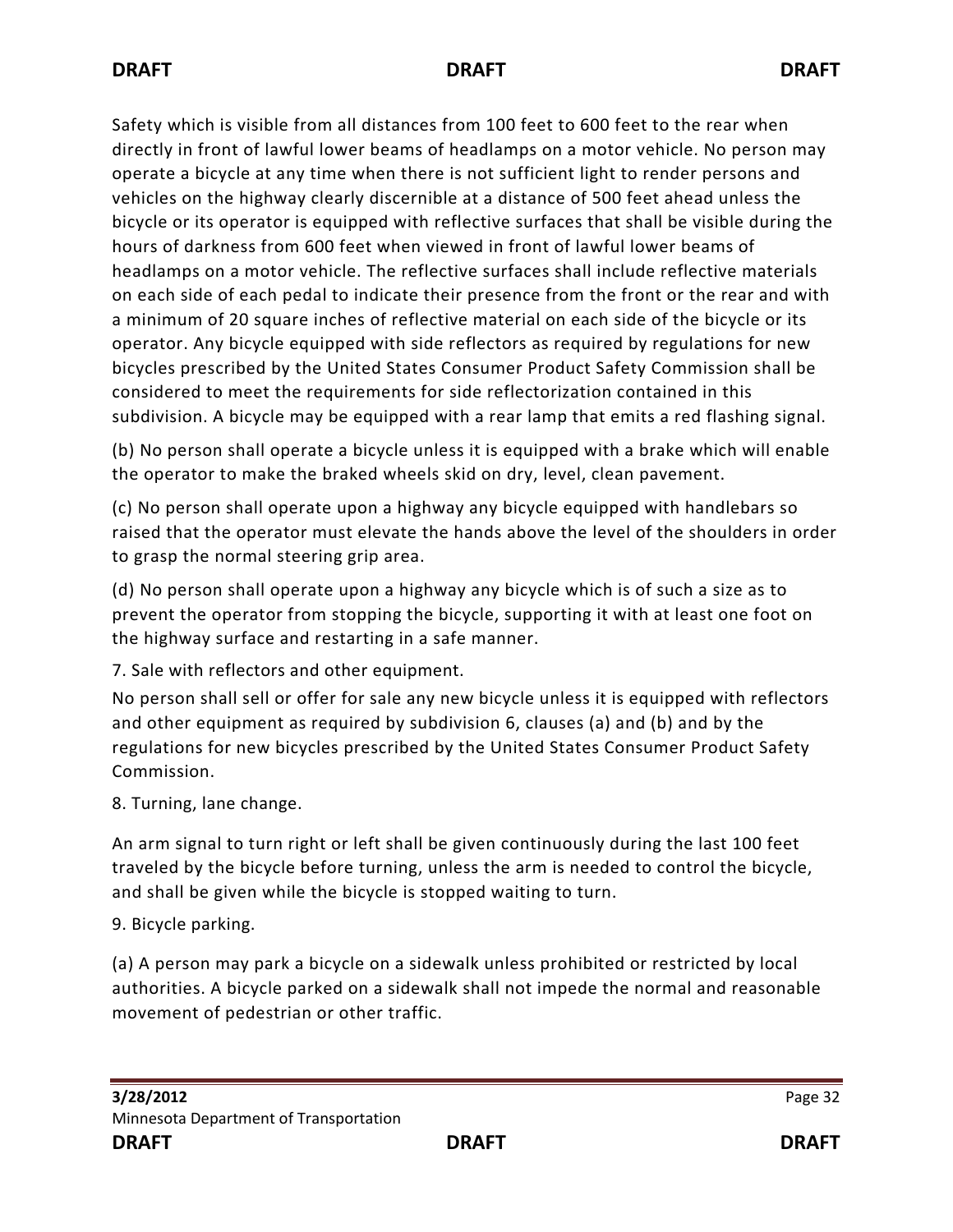Safety which is visible from all distances from 100 feet to 600 feet to the rear when directly in front of lawful lower beams of headlamps on a motor vehicle. No person may operate a bicycle at any time when there is not sufficient light to render persons and vehicles on the highway clearly discernible at a distance of 500 feet ahead unless the bicycle or its operator is equipped with reflective surfaces that shall be visible during the hours of darkness from 600 feet when viewed in front of lawful lower beams of headlamps on a motor vehicle. The reflective surfaces shall include reflective materials on each side of each pedal to indicate their presence from the front or the rear and with a minimum of 20 square inches of reflective material on each side of the bicycle or its operator. Any bicycle equipped with side reflectors as required by regulations for new bicycles prescribed by the United States Consumer Product Safety Commission shall be considered to meet the requirements for side reflectorization contained in this subdivision. A bicycle may be equipped with a rear lamp that emits a red flashing signal.

(b) No person shall operate a bicycle unless it is equipped with a brake which will enable the operator to make the braked wheels skid on dry, level, clean pavement.

(c) No person shall operate upon a highway any bicycle equipped with handlebars so raised that the operator must elevate the hands above the level of the shoulders in order to grasp the normal steering grip area.

(d) No person shall operate upon a highway any bicycle which is of such a size as to prevent the operator from stopping the bicycle, supporting it with at least one foot on the highway surface and restarting in a safe manner.

7. Sale with reflectors and other equipment.

No person shall sell or offer for sale any new bicycle unless it is equipped with reflectors and other equipment as required by subdivision 6, clauses (a) and (b) and by the regulations for new bicycles prescribed by the United States Consumer Product Safety Commission.

8. Turning, lane change.

An arm signal to turn right or left shall be given continuously during the last 100 feet traveled by the bicycle before turning, unless the arm is needed to control the bicycle, and shall be given while the bicycle is stopped waiting to turn.

9. Bicycle parking.

(a) A person may park a bicycle on a sidewalk unless prohibited or restricted by local authorities. A bicycle parked on a sidewalk shall not impede the normal and reasonable movement of pedestrian or other traffic.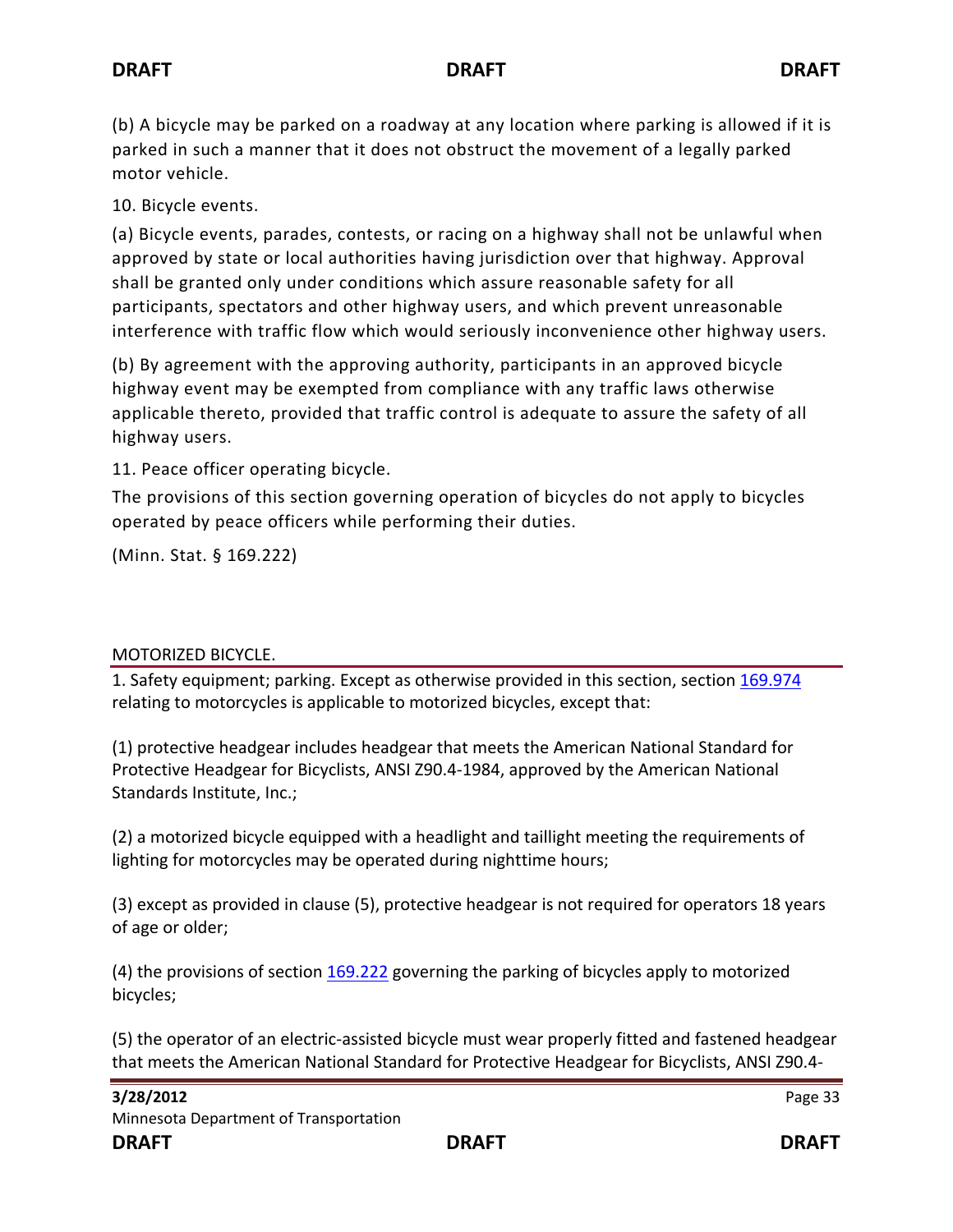(b) A bicycle may be parked on a roadway at any location where parking is allowed if it is parked in such a manner that it does not obstruct the movement of a legally parked motor vehicle.

10. Bicycle events.

(a) Bicycle events, parades, contests, or racing on a highway shall not be unlawful when approved by state or local authorities having jurisdiction over that highway. Approval shall be granted only under conditions which assure reasonable safety for all participants, spectators and other highway users, and which prevent unreasonable interference with traffic flow which would seriously inconvenience other highway users.

(b) By agreement with the approving authority, participants in an approved bicycle highway event may be exempted from compliance with any traffic laws otherwise applicable thereto, provided that traffic control is adequate to assure the safety of all highway users.

11. Peace officer operating bicycle.

The provisions of this section governing operation of bicycles do not apply to bicycles operated by peace officers while performing their duties.

(Minn. Stat. § 169.222)

## MOTORIZED BICYCLE.

1. Safety equipment; parking. Except as otherwise provided in this section, section [169.974](169.974) relating to motorcycles is applicable to motorized bicycles, except that:

(1) protective headgear includes headgear that meets the American National Standard for Protective Headgear for Bicyclists, ANSI Z90.4-1984, approved by the American National Standards Institute, Inc.;

(2) a motorized bicycle equipped with a headlight and taillight meeting the requirements of lighting for motorcycles may be operated during nighttime hours;

(3) except as provided in clause (5), protective headgear is not required for operators 18 years of age or older;

(4) the provisions of section [169.222](169.222) governing the parking of bicycles apply to motorized bicycles;

(5) the operator of an electric-assisted bicycle must wear properly fitted and fastened headgear that meets the American National Standard for Protective Headgear for Bicyclists, ANSI Z90.4-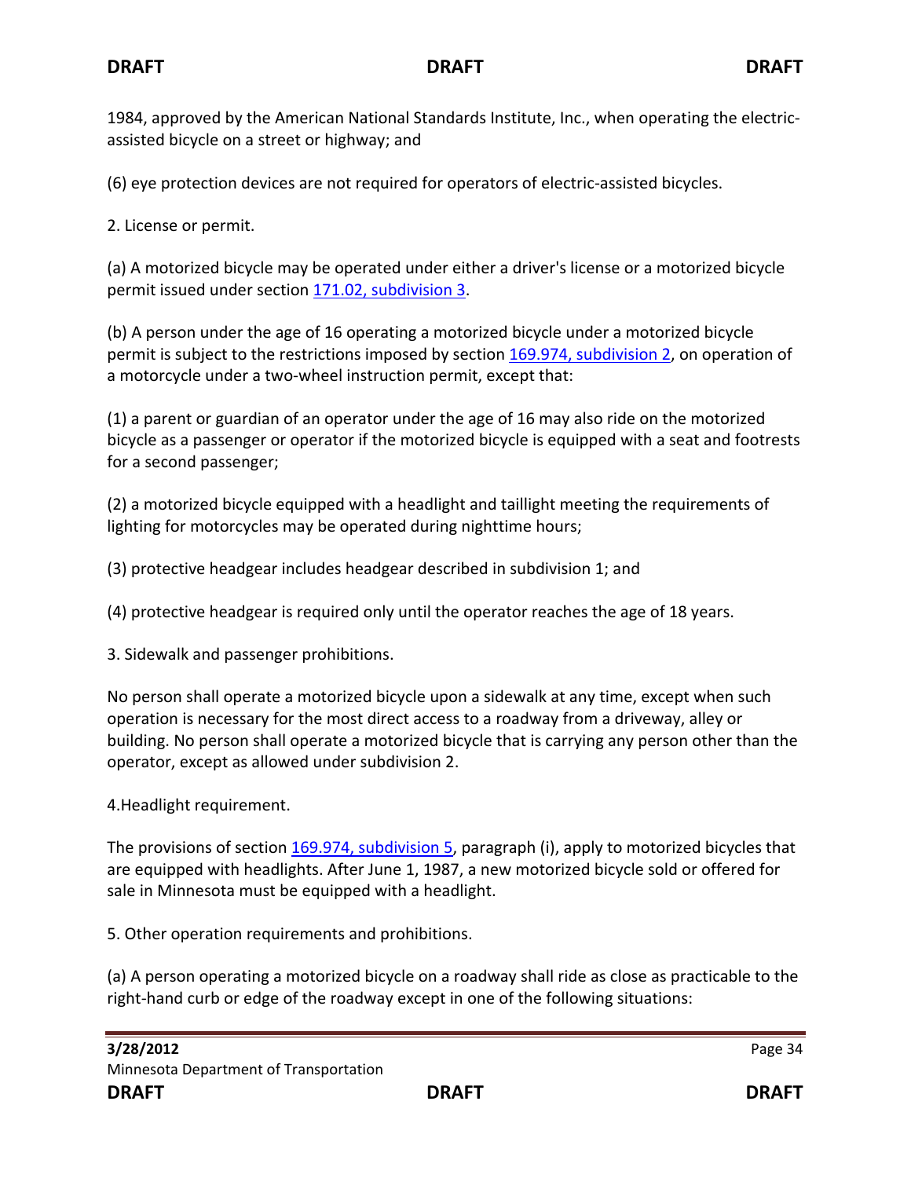1984, approved by the American National Standards Institute, Inc., when operating the electric-assisted bicycle on a street or highway; and

(6) eye protection devices are not required for operators of electric-assisted bicycles.

2. License or permit.

(a) A motorized bicycle may be operated under either a driver's license or a motorized bicycle permit issued under section 171.02, subdivision 3.

(b) A person under the age of 16 operating a motorized bicycle under a motorized bicycle permit is subject to the restrictions imposed by section 169.974, subdivision 2, on operation of a motorcycle under a two-wheel instruction permit, except that:

(1) a parent or guardian of an operator under the age of 16 may also ride on the motorized bicycle as a passenger or operator if the motorized bicycle is equipped with a seat and footrests for a second passenger;

(2) a motorized bicycle equipped with a headlight and taillight meeting the requirements of lighting for motorcycles may be operated during nighttime hours;

(3) protective headgear includes headgear described in subdivision 1; and

(4) protective headgear is required only until the operator reaches the age of 18 years.

3. Sidewalk and passenger prohibitions.

No person shall operate a motorized bicycle upon a sidewalk at any time, except when such operation is necessary for the most direct access to a roadway from a driveway, alley or building. No person shall operate a motorized bicycle that is carrying any person other than the operator, except as allowed under subdivision 2.

4.Headlight requirement.

The provisions of section 169.974, subdivision 5, paragraph (i), apply to motorized bicycles that are equipped with headlights. After June 1, 1987, a new motorized bicycle sold or offered for sale in Minnesota must be equipped with a headlight.

5. Other operation requirements and prohibitions.

(a) A person operating a motorized bicycle on a roadway shall ride as close as practicable to the right-hand curb or edge of the roadway except in one of the following situations: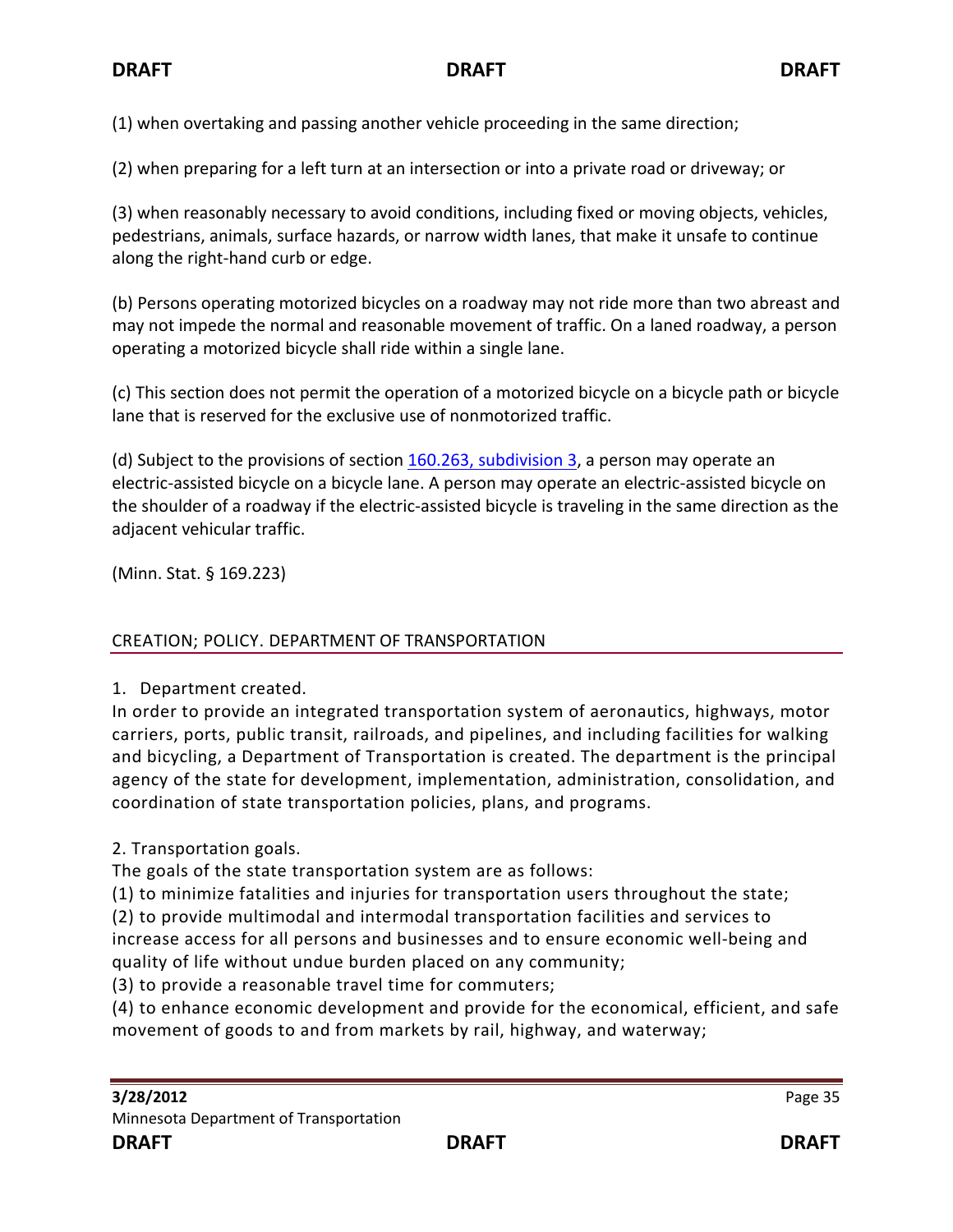(1) when overtaking and passing another vehicle proceeding in the same direction;

(2) when preparing for a left turn at an intersection or into a private road or driveway; or

(3) when reasonably necessary to avoid conditions, including fixed or moving objects, vehicles, pedestrians, animals, surface hazards, or narrow width lanes, that make it unsafe to continue along the right-hand curb or edge.

(b) Persons operating motorized bicycles on a roadway may not ride more than two abreast and may not impede the normal and reasonable movement of traffic. On a laned roadway, a person operating a motorized bicycle shall ride within a single lane.

(c) This section does not permit the operation of a motorized bicycle on a bicycle path or bicycle lane that is reserved for the exclusive use of nonmotorized traffic.

(d) Subject to the provisions of section [160.263, subdivision 3], a person may operate an electric-assisted bicycle on a bicycle lane. A person may operate an electric-assisted bicycle on the shoulder of a roadway if the electric-assisted bicycle is traveling in the same direction as the adjacent vehicular traffic.

(Minn. Stat. § 169.223)

## CREATION; POLICY. DEPARTMENT OF TRANSPORTATION

1. Department created.

In order to provide an integrated transportation system of aeronautics, highways, motor carriers, ports, public transit, railroads, and pipelines, and including facilities for walking and bicycling, a Department of Transportation is created. The department is the principal agency of the state for development, implementation, administration, consolidation, and coordination of state transportation policies, plans, and programs.

2. Transportation goals.

The goals of the state transportation system are as follows:

(1) to minimize fatalities and injuries for transportation users throughout the state;

(2) to provide multimodal and intermodal transportation facilities and services to increase access for all persons and businesses and to ensure economic well-being and quality of life without undue burden placed on any community;

(3) to provide a reasonable travel time for commuters;

(4) to enhance economic development and provide for the economical, efficient, and safe movement of goods to and from markets by rail, highway, and waterway;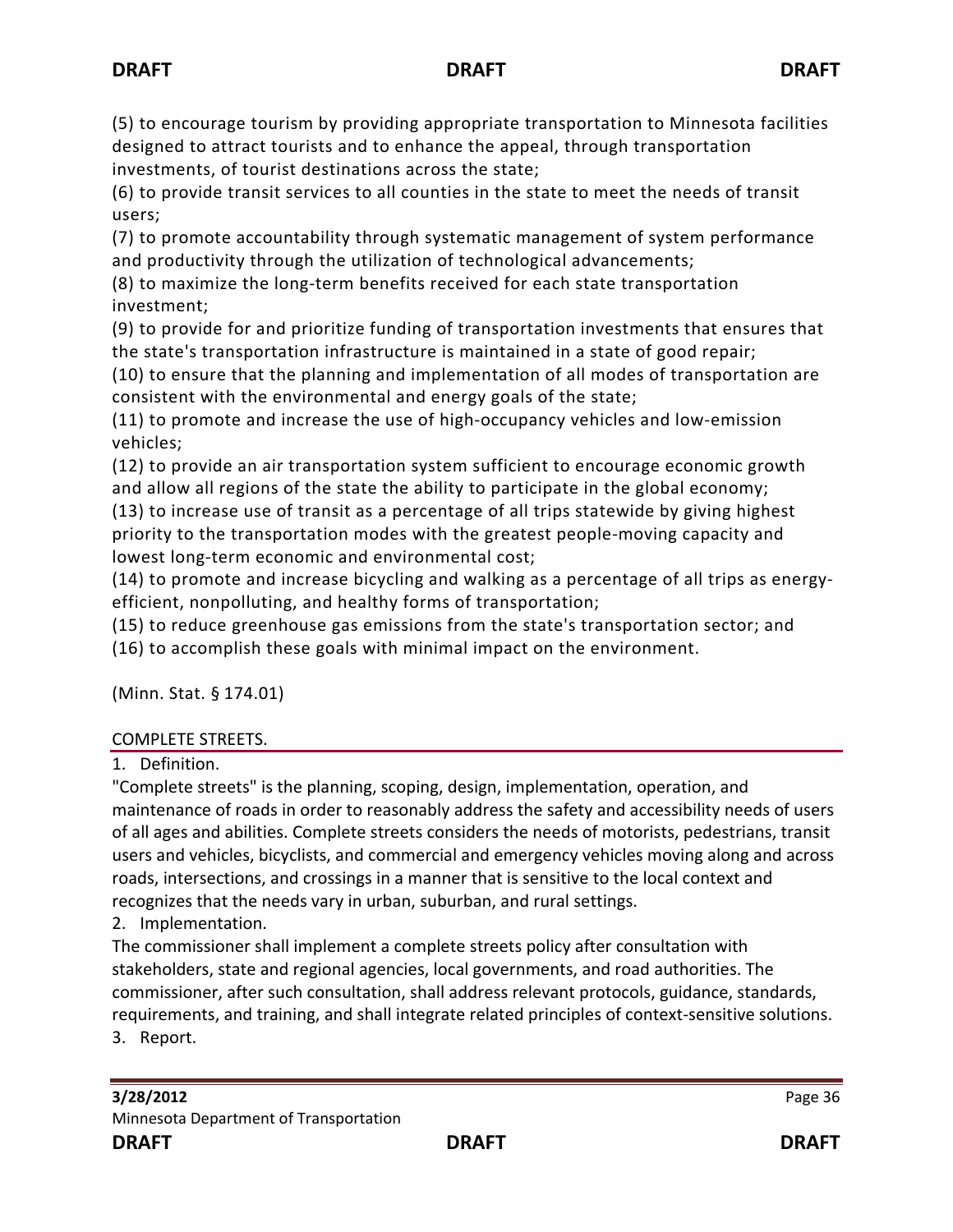(5) to encourage tourism by providing appropriate transportation to Minnesota facilities designed to attract tourists and to enhance the appeal, through transportation investments, of tourist destinations across the state;
(6) to provide transit services to all counties in the state to meet the needs of transit users;
(7) to promote accountability through systematic management of system performance and productivity through the utilization of technological advancements;
(8) to maximize the long-term benefits received for each state transportation investment;
(9) to provide for and prioritize funding of transportation investments that ensures that the state's transportation infrastructure is maintained in a state of good repair;
(10) to ensure that the planning and implementation of all modes of transportation are consistent with the environmental and energy goals of the state;
(11) to promote and increase the use of high-occupancy vehicles and low-emission vehicles;
(12) to provide an air transportation system sufficient to encourage economic growth and allow all regions of the state the ability to participate in the global economy;
(13) to increase use of transit as a percentage of all trips statewide by giving highest priority to the transportation modes with the greatest people-moving capacity and lowest long-term economic and environmental cost;
(14) to promote and increase bicycling and walking as a percentage of all trips as energy-efficient, nonpolluting, and healthy forms of transportation;
(15) to reduce greenhouse gas emissions from the state's transportation sector; and
(16) to accomplish these goals with minimal impact on the environment.

(Minn. Stat. § 174.01)

## COMPLETE STREETS.

1. Definition.

"Complete streets" is the planning, scoping, design, implementation, operation, and maintenance of roads in order to reasonably address the safety and accessibility needs of users of all ages and abilities. Complete streets considers the needs of motorists, pedestrians, transit users and vehicles, bicyclists, and commercial and emergency vehicles moving along and across roads, intersections, and crossings in a manner that is sensitive to the local context and recognizes that the needs vary in urban, suburban, and rural settings.

2. Implementation.

The commissioner shall implement a complete streets policy after consultation with stakeholders, state and regional agencies, local governments, and road authorities. The commissioner, after such consultation, shall address relevant protocols, guidance, standards, requirements, and training, and shall integrate related principles of context-sensitive solutions.

3. Report.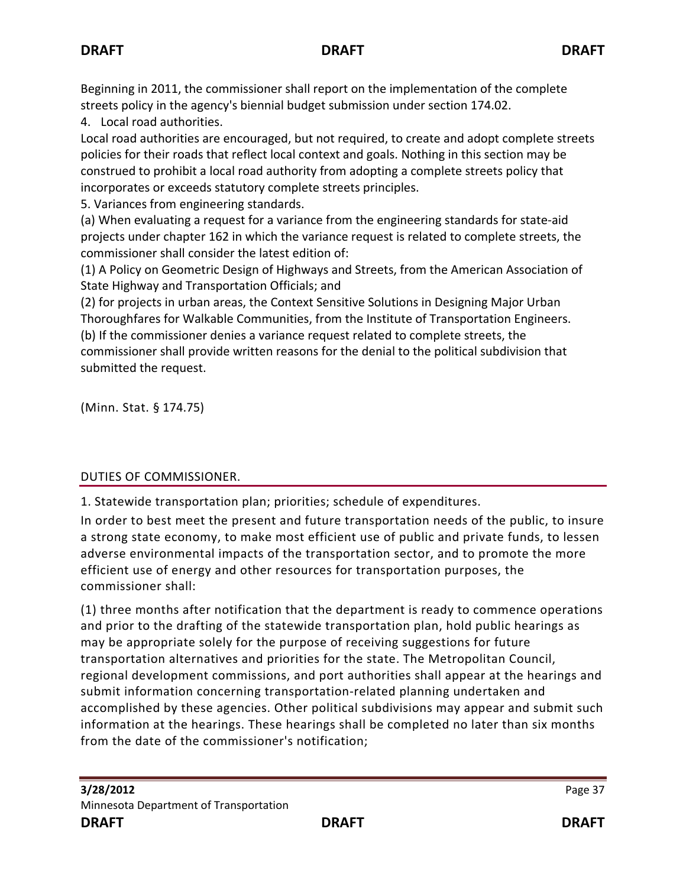Beginning in 2011, the commissioner shall report on the implementation of the complete streets policy in the agency's biennial budget submission under section 174.02.

4. Local road authorities.

Local road authorities are encouraged, but not required, to create and adopt complete streets policies for their roads that reflect local context and goals. Nothing in this section may be construed to prohibit a local road authority from adopting a complete streets policy that incorporates or exceeds statutory complete streets principles.

5. Variances from engineering standards.

(a) When evaluating a request for a variance from the engineering standards for state-aid projects under chapter 162 in which the variance request is related to complete streets, the commissioner shall consider the latest edition of:

(1) A Policy on Geometric Design of Highways and Streets, from the American Association of State Highway and Transportation Officials; and

(2) for projects in urban areas, the Context Sensitive Solutions in Designing Major Urban Thoroughfares for Walkable Communities, from the Institute of Transportation Engineers.

(b) If the commissioner denies a variance request related to complete streets, the commissioner shall provide written reasons for the denial to the political subdivision that submitted the request.

(Minn. Stat. § 174.75)

## DUTIES OF COMMISSIONER.

1. Statewide transportation plan; priorities; schedule of expenditures.

In order to best meet the present and future transportation needs of the public, to insure a strong state economy, to make most efficient use of public and private funds, to lessen adverse environmental impacts of the transportation sector, and to promote the more efficient use of energy and other resources for transportation purposes, the commissioner shall:

(1) three months after notification that the department is ready to commence operations and prior to the drafting of the statewide transportation plan, hold public hearings as may be appropriate solely for the purpose of receiving suggestions for future transportation alternatives and priorities for the state. The Metropolitan Council, regional development commissions, and port authorities shall appear at the hearings and submit information concerning transportation-related planning undertaken and accomplished by these agencies. Other political subdivisions may appear and submit such information at the hearings. These hearings shall be completed no later than six months from the date of the commissioner's notification;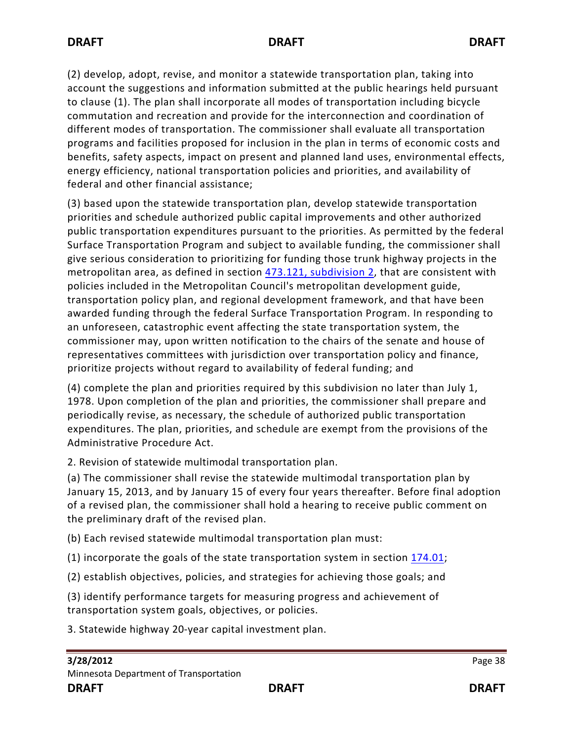(2) develop, adopt, revise, and monitor a statewide transportation plan, taking into account the suggestions and information submitted at the public hearings held pursuant to clause (1). The plan shall incorporate all modes of transportation including bicycle commutation and recreation and provide for the interconnection and coordination of different modes of transportation. The commissioner shall evaluate all transportation programs and facilities proposed for inclusion in the plan in terms of economic costs and benefits, safety aspects, impact on present and planned land uses, environmental effects, energy efficiency, national transportation policies and priorities, and availability of federal and other financial assistance;

(3) based upon the statewide transportation plan, develop statewide transportation priorities and schedule authorized public capital improvements and other authorized public transportation expenditures pursuant to the priorities. As permitted by the federal Surface Transportation Program and subject to available funding, the commissioner shall give serious consideration to prioritizing for funding those trunk highway projects in the metropolitan area, as defined in section 473.121, subdivision 2, that are consistent with policies included in the Metropolitan Council's metropolitan development guide, transportation policy plan, and regional development framework, and that have been awarded funding through the federal Surface Transportation Program. In responding to an unforeseen, catastrophic event affecting the state transportation system, the commissioner may, upon written notification to the chairs of the senate and house of representatives committees with jurisdiction over transportation policy and finance, prioritize projects without regard to availability of federal funding; and

(4) complete the plan and priorities required by this subdivision no later than July 1, 1978. Upon completion of the plan and priorities, the commissioner shall prepare and periodically revise, as necessary, the schedule of authorized public transportation expenditures. The plan, priorities, and schedule are exempt from the provisions of the Administrative Procedure Act.

2. Revision of statewide multimodal transportation plan.

(a) The commissioner shall revise the statewide multimodal transportation plan by January 15, 2013, and by January 15 of every four years thereafter. Before final adoption of a revised plan, the commissioner shall hold a hearing to receive public comment on the preliminary draft of the revised plan.

(b) Each revised statewide multimodal transportation plan must:

(1) incorporate the goals of the state transportation system in section 174.01;

(2) establish objectives, policies, and strategies for achieving those goals; and

(3) identify performance targets for measuring progress and achievement of transportation system goals, objectives, or policies.

3. Statewide highway 20-year capital investment plan.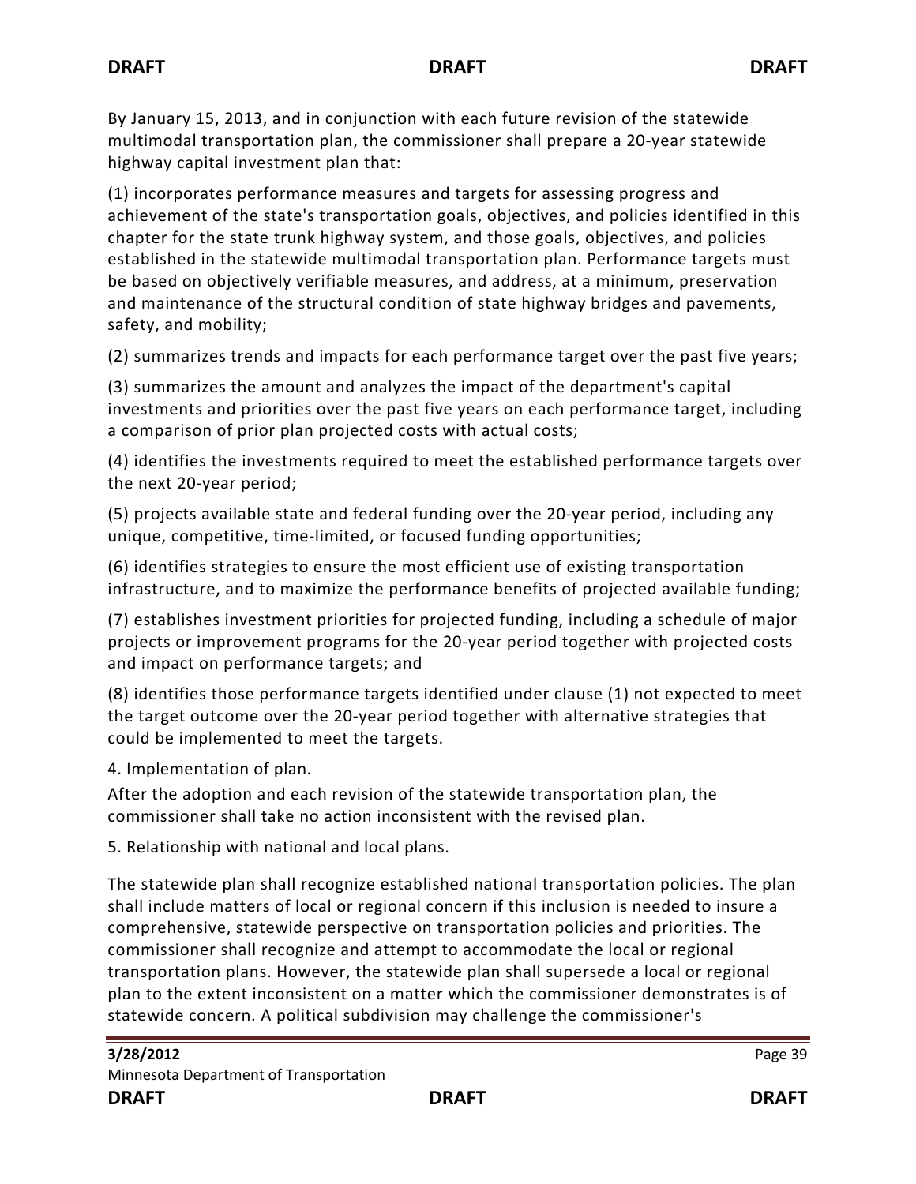By January 15, 2013, and in conjunction with each future revision of the statewide multimodal transportation plan, the commissioner shall prepare a 20-year statewide highway capital investment plan that:

(1) incorporates performance measures and targets for assessing progress and achievement of the state's transportation goals, objectives, and policies identified in this chapter for the state trunk highway system, and those goals, objectives, and policies established in the statewide multimodal transportation plan. Performance targets must be based on objectively verifiable measures, and address, at a minimum, preservation and maintenance of the structural condition of state highway bridges and pavements, safety, and mobility;

(2) summarizes trends and impacts for each performance target over the past five years;

(3) summarizes the amount and analyzes the impact of the department's capital investments and priorities over the past five years on each performance target, including a comparison of prior plan projected costs with actual costs;

(4) identifies the investments required to meet the established performance targets over the next 20-year period;

(5) projects available state and federal funding over the 20-year period, including any unique, competitive, time-limited, or focused funding opportunities;

(6) identifies strategies to ensure the most efficient use of existing transportation infrastructure, and to maximize the performance benefits of projected available funding;

(7) establishes investment priorities for projected funding, including a schedule of major projects or improvement programs for the 20-year period together with projected costs and impact on performance targets; and

(8) identifies those performance targets identified under clause (1) not expected to meet the target outcome over the 20-year period together with alternative strategies that could be implemented to meet the targets.

4. Implementation of plan.

After the adoption and each revision of the statewide transportation plan, the commissioner shall take no action inconsistent with the revised plan.

5. Relationship with national and local plans.

The statewide plan shall recognize established national transportation policies. The plan shall include matters of local or regional concern if this inclusion is needed to insure a comprehensive, statewide perspective on transportation policies and priorities. The commissioner shall recognize and attempt to accommodate the local or regional transportation plans. However, the statewide plan shall supersede a local or regional plan to the extent inconsistent on a matter which the commissioner demonstrates is of statewide concern. A political subdivision may challenge the commissioner's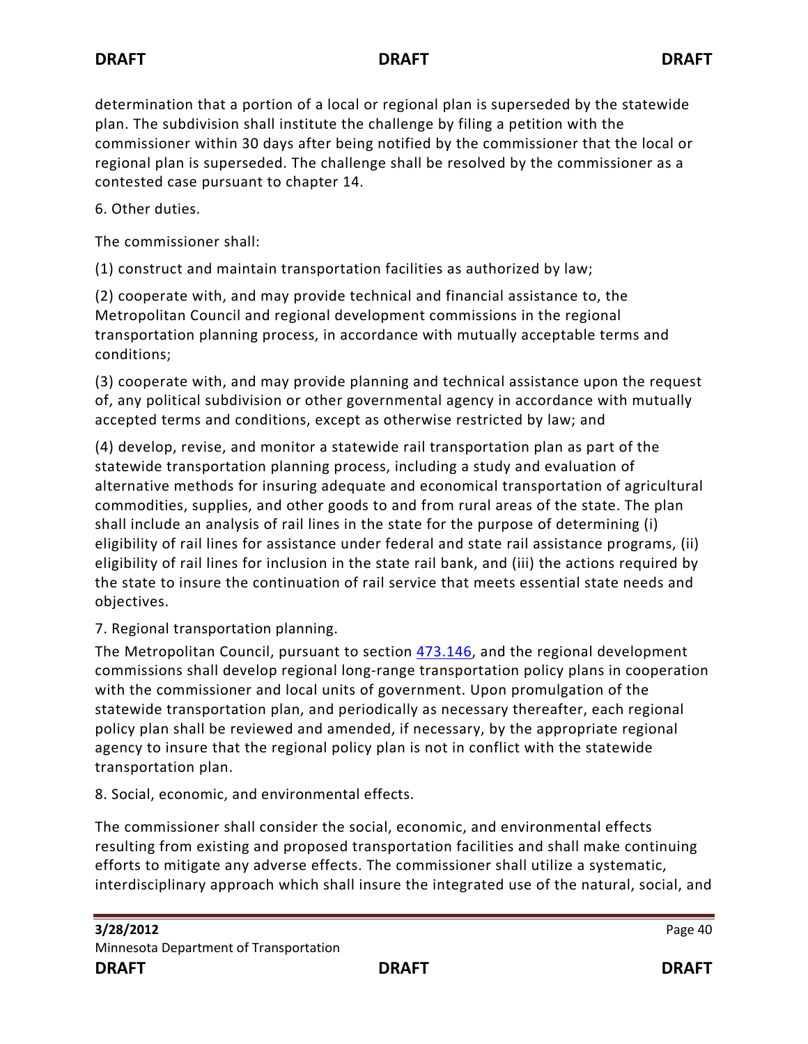determination that a portion of a local or regional plan is superseded by the statewide plan. The subdivision shall institute the challenge by filing a petition with the commissioner within 30 days after being notified by the commissioner that the local or regional plan is superseded. The challenge shall be resolved by the commissioner as a contested case pursuant to chapter 14.

6. Other duties.

The commissioner shall:

(1) construct and maintain transportation facilities as authorized by law;

(2) cooperate with, and may provide technical and financial assistance to, the Metropolitan Council and regional development commissions in the regional transportation planning process, in accordance with mutually acceptable terms and conditions;

(3) cooperate with, and may provide planning and technical assistance upon the request of, any political subdivision or other governmental agency in accordance with mutually accepted terms and conditions, except as otherwise restricted by law; and

(4) develop, revise, and monitor a statewide rail transportation plan as part of the statewide transportation planning process, including a study and evaluation of alternative methods for insuring adequate and economical transportation of agricultural commodities, supplies, and other goods to and from rural areas of the state. The plan shall include an analysis of rail lines in the state for the purpose of determining (i) eligibility of rail lines for assistance under federal and state rail assistance programs, (ii) eligibility of rail lines for inclusion in the state rail bank, and (iii) the actions required by the state to insure the continuation of rail service that meets essential state needs and objectives.

7. Regional transportation planning.

The Metropolitan Council, pursuant to section 473.146, and the regional development commissions shall develop regional long-range transportation policy plans in cooperation with the commissioner and local units of government. Upon promulgation of the statewide transportation plan, and periodically as necessary thereafter, each regional policy plan shall be reviewed and amended, if necessary, by the appropriate regional agency to insure that the regional policy plan is not in conflict with the statewide transportation plan.

8. Social, economic, and environmental effects.

The commissioner shall consider the social, economic, and environmental effects resulting from existing and proposed transportation facilities and shall make continuing efforts to mitigate any adverse effects. The commissioner shall utilize a systematic, interdisciplinary approach which shall insure the integrated use of the natural, social, and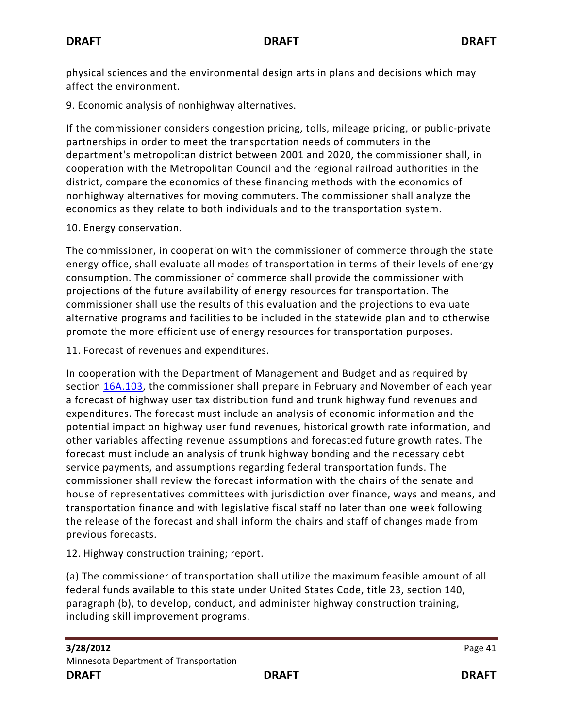physical sciences and the environmental design arts in plans and decisions which may affect the environment.

9. Economic analysis of nonhighway alternatives.

If the commissioner considers congestion pricing, tolls, mileage pricing, or public-private partnerships in order to meet the transportation needs of commuters in the department's metropolitan district between 2001 and 2020, the commissioner shall, in cooperation with the Metropolitan Council and the regional railroad authorities in the district, compare the economics of these financing methods with the economics of nonhighway alternatives for moving commuters. The commissioner shall analyze the economics as they relate to both individuals and to the transportation system.

10. Energy conservation.

The commissioner, in cooperation with the commissioner of commerce through the state energy office, shall evaluate all modes of transportation in terms of their levels of energy consumption. The commissioner of commerce shall provide the commissioner with projections of the future availability of energy resources for transportation. The commissioner shall use the results of this evaluation and the projections to evaluate alternative programs and facilities to be included in the statewide plan and to otherwise promote the more efficient use of energy resources for transportation purposes.

11. Forecast of revenues and expenditures.

In cooperation with the Department of Management and Budget and as required by section 16A.103, the commissioner shall prepare in February and November of each year a forecast of highway user tax distribution fund and trunk highway fund revenues and expenditures. The forecast must include an analysis of economic information and the potential impact on highway user fund revenues, historical growth rate information, and other variables affecting revenue assumptions and forecasted future growth rates. The forecast must include an analysis of trunk highway bonding and the necessary debt service payments, and assumptions regarding federal transportation funds. The commissioner shall review the forecast information with the chairs of the senate and house of representatives committees with jurisdiction over finance, ways and means, and transportation finance and with legislative fiscal staff no later than one week following the release of the forecast and shall inform the chairs and staff of changes made from previous forecasts.

12. Highway construction training; report.

(a) The commissioner of transportation shall utilize the maximum feasible amount of all federal funds available to this state under United States Code, title 23, section 140, paragraph (b), to develop, conduct, and administer highway construction training, including skill improvement programs.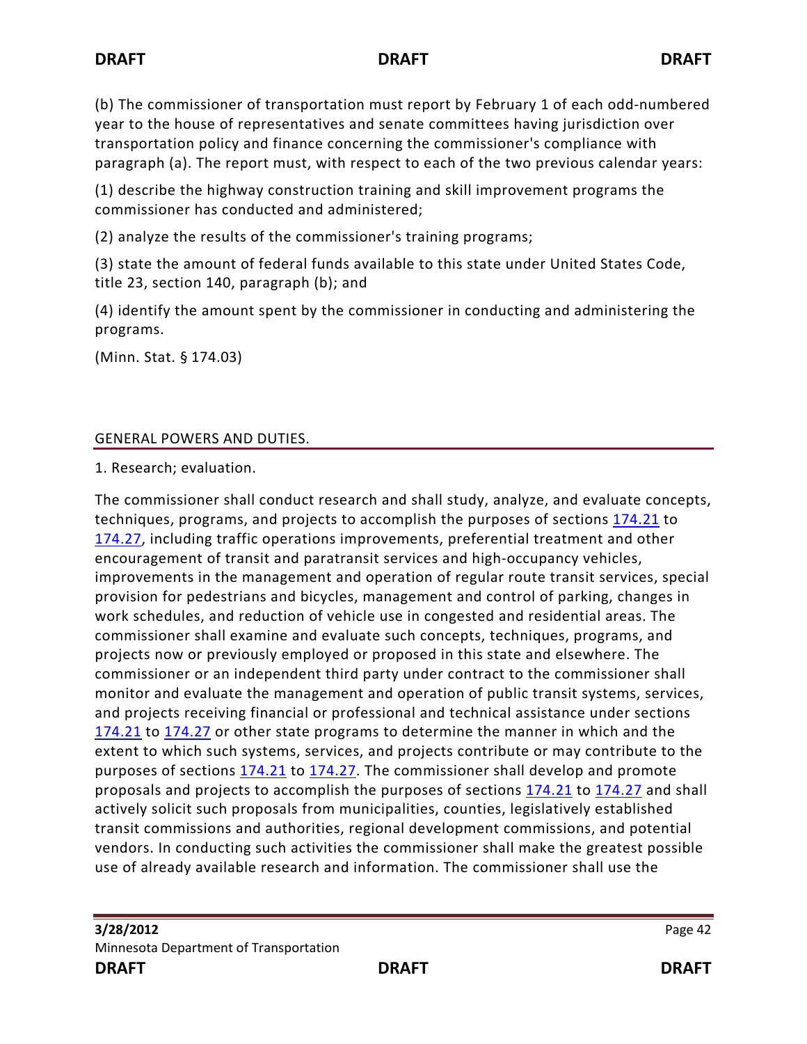(b) The commissioner of transportation must report by February 1 of each odd-numbered year to the house of representatives and senate committees having jurisdiction over transportation policy and finance concerning the commissioner's compliance with paragraph (a). The report must, with respect to each of the two previous calendar years:

(1) describe the highway construction training and skill improvement programs the commissioner has conducted and administered;

(2) analyze the results of the commissioner's training programs;

(3) state the amount of federal funds available to this state under United States Code, title 23, section 140, paragraph (b); and

(4) identify the amount spent by the commissioner in conducting and administering the programs.

(Minn. Stat. § 174.03)

## GENERAL POWERS AND DUTIES.

1. Research; evaluation.

The commissioner shall conduct research and shall study, analyze, and evaluate concepts, techniques, programs, and projects to accomplish the purposes of sections 174.21 to 174.27, including traffic operations improvements, preferential treatment and other encouragement of transit and paratransit services and high-occupancy vehicles, improvements in the management and operation of regular route transit services, special provision for pedestrians and bicycles, management and control of parking, changes in work schedules, and reduction of vehicle use in congested and residential areas. The commissioner shall examine and evaluate such concepts, techniques, programs, and projects now or previously employed or proposed in this state and elsewhere. The commissioner or an independent third party under contract to the commissioner shall monitor and evaluate the management and operation of public transit systems, services, and projects receiving financial or professional and technical assistance under sections 174.21 to 174.27 or other state programs to determine the manner in which and the extent to which such systems, services, and projects contribute or may contribute to the purposes of sections 174.21 to 174.27. The commissioner shall develop and promote proposals and projects to accomplish the purposes of sections 174.21 to 174.27 and shall actively solicit such proposals from municipalities, counties, legislatively established transit commissions and authorities, regional development commissions, and potential vendors. In conducting such activities the commissioner shall make the greatest possible use of already available research and information. The commissioner shall use the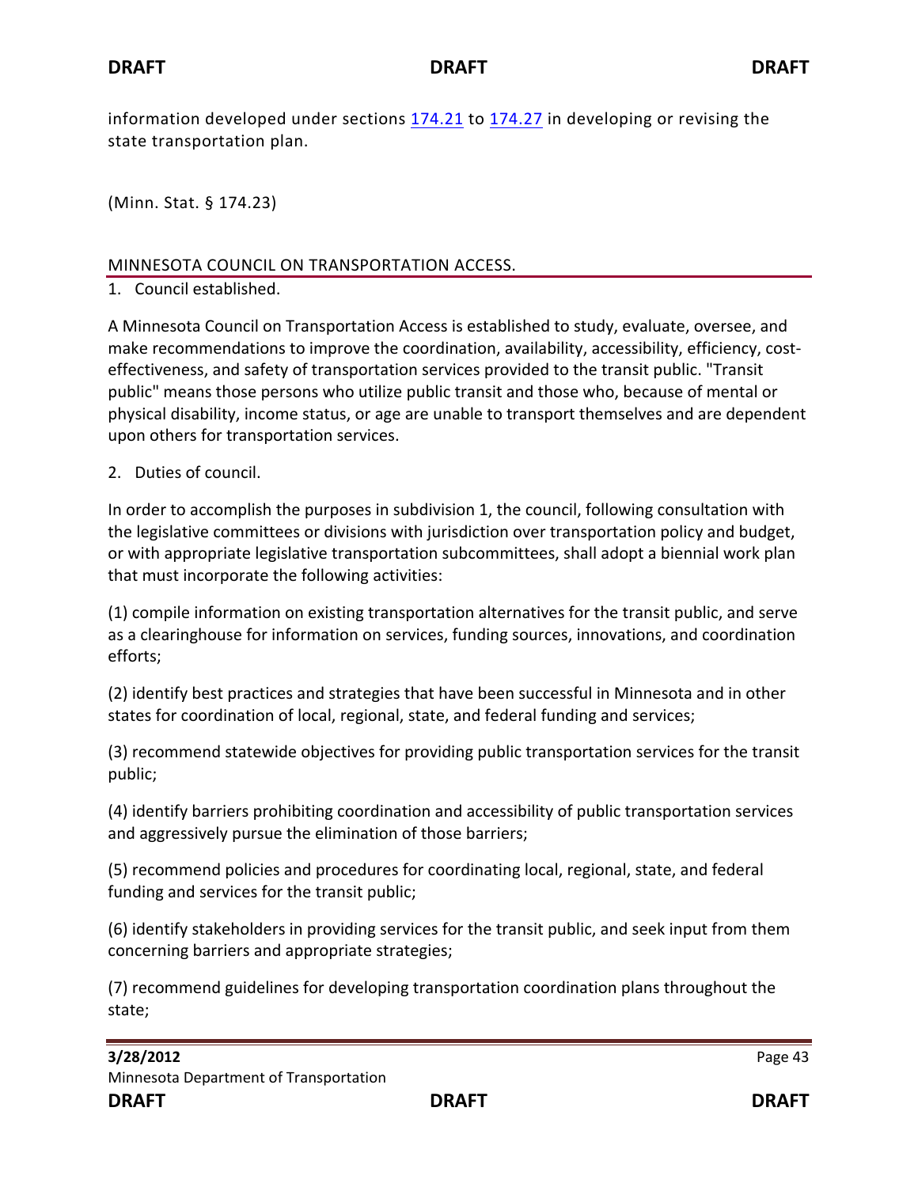information developed under sections 174.21 to 174.27 in developing or revising the state transportation plan.

(Minn. Stat. § 174.23)

## MINNESOTA COUNCIL ON TRANSPORTATION ACCESS.

1. Council established.

A Minnesota Council on Transportation Access is established to study, evaluate, oversee, and make recommendations to improve the coordination, availability, accessibility, efficiency, cost-effectiveness, and safety of transportation services provided to the transit public. "Transit public" means those persons who utilize public transit and those who, because of mental or physical disability, income status, or age are unable to transport themselves and are dependent upon others for transportation services.

2. Duties of council.

In order to accomplish the purposes in subdivision 1, the council, following consultation with the legislative committees or divisions with jurisdiction over transportation policy and budget, or with appropriate legislative transportation subcommittees, shall adopt a biennial work plan that must incorporate the following activities:

(1) compile information on existing transportation alternatives for the transit public, and serve as a clearinghouse for information on services, funding sources, innovations, and coordination efforts;

(2) identify best practices and strategies that have been successful in Minnesota and in other states for coordination of local, regional, state, and federal funding and services;

(3) recommend statewide objectives for providing public transportation services for the transit public;

(4) identify barriers prohibiting coordination and accessibility of public transportation services and aggressively pursue the elimination of those barriers;

(5) recommend policies and procedures for coordinating local, regional, state, and federal funding and services for the transit public;

(6) identify stakeholders in providing services for the transit public, and seek input from them concerning barriers and appropriate strategies;

(7) recommend guidelines for developing transportation coordination plans throughout the state;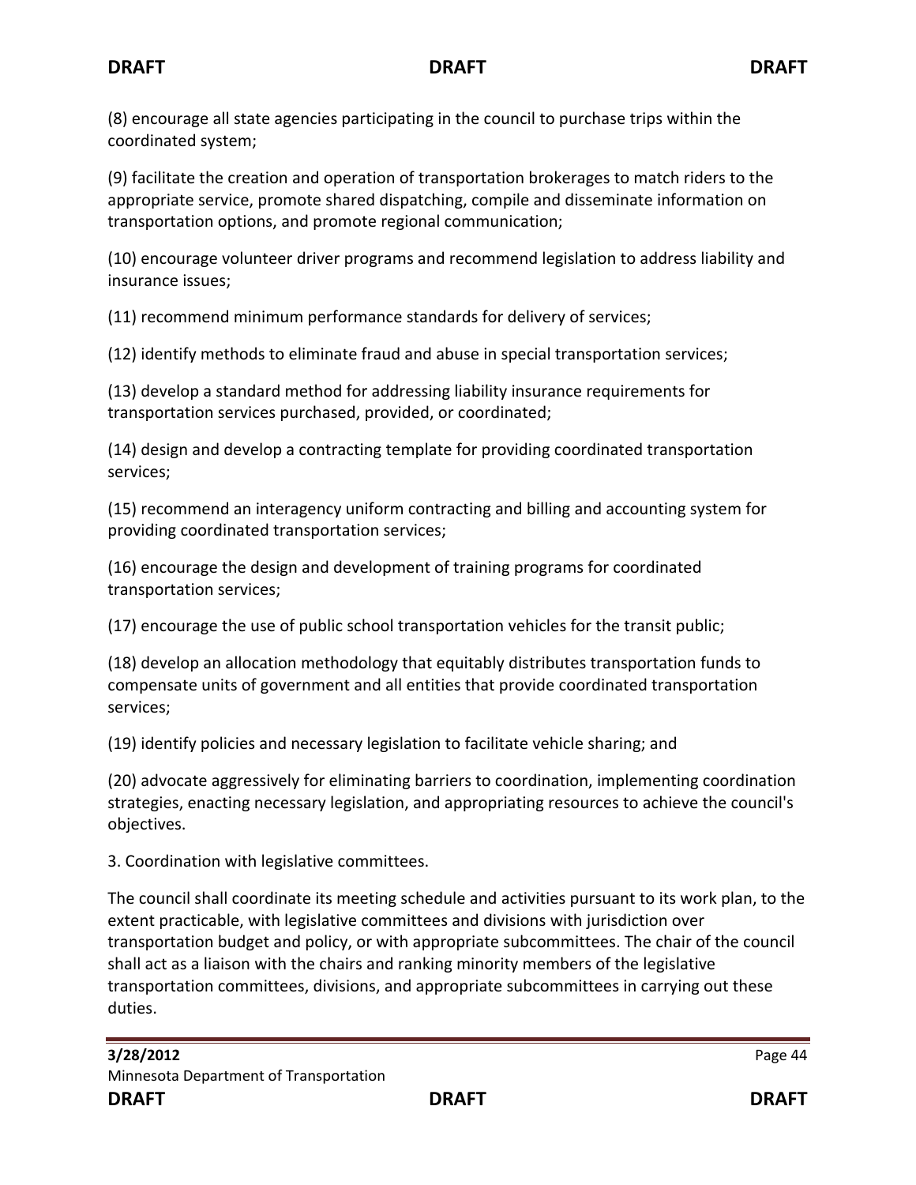(8) encourage all state agencies participating in the council to purchase trips within the coordinated system;

(9) facilitate the creation and operation of transportation brokerages to match riders to the appropriate service, promote shared dispatching, compile and disseminate information on transportation options, and promote regional communication;

(10) encourage volunteer driver programs and recommend legislation to address liability and insurance issues;

(11) recommend minimum performance standards for delivery of services;

(12) identify methods to eliminate fraud and abuse in special transportation services;

(13) develop a standard method for addressing liability insurance requirements for transportation services purchased, provided, or coordinated;

(14) design and develop a contracting template for providing coordinated transportation services;

(15) recommend an interagency uniform contracting and billing and accounting system for providing coordinated transportation services;

(16) encourage the design and development of training programs for coordinated transportation services;

(17) encourage the use of public school transportation vehicles for the transit public;

(18) develop an allocation methodology that equitably distributes transportation funds to compensate units of government and all entities that provide coordinated transportation services;

(19) identify policies and necessary legislation to facilitate vehicle sharing; and

(20) advocate aggressively for eliminating barriers to coordination, implementing coordination strategies, enacting necessary legislation, and appropriating resources to achieve the council's objectives.

3. Coordination with legislative committees.

The council shall coordinate its meeting schedule and activities pursuant to its work plan, to the extent practicable, with legislative committees and divisions with jurisdiction over transportation budget and policy, or with appropriate subcommittees. The chair of the council shall act as a liaison with the chairs and ranking minority members of the legislative transportation committees, divisions, and appropriate subcommittees in carrying out these duties.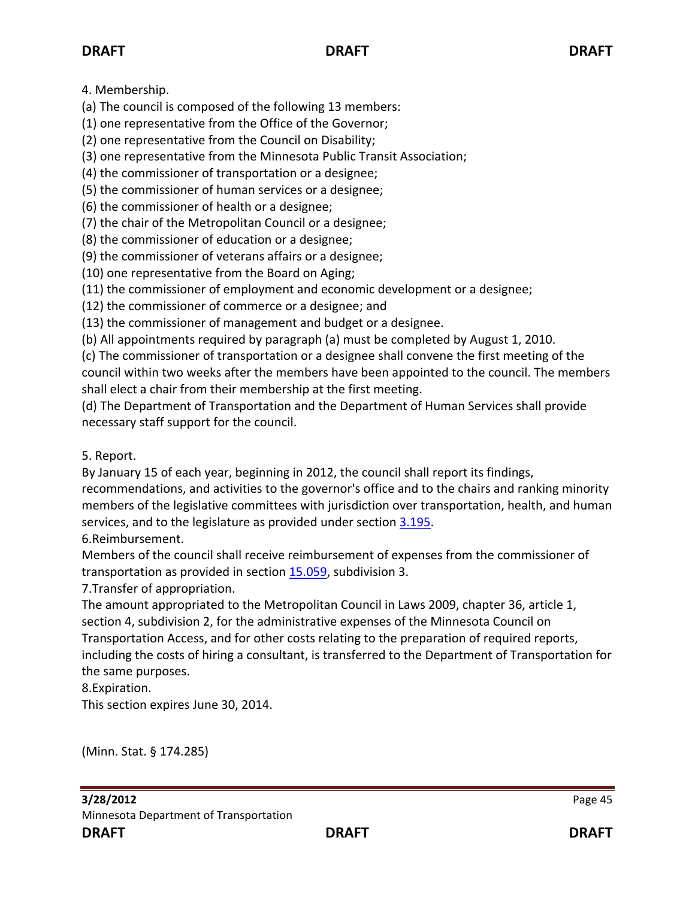4. Membership.

(a) The council is composed of the following 13 members:

(1) one representative from the Office of the Governor;

(2) one representative from the Council on Disability;

(3) one representative from the Minnesota Public Transit Association;

(4) the commissioner of transportation or a designee;

(5) the commissioner of human services or a designee;

(6) the commissioner of health or a designee;

(7) the chair of the Metropolitan Council or a designee;

(8) the commissioner of education or a designee;

(9) the commissioner of veterans affairs or a designee;

(10) one representative from the Board on Aging;

(11) the commissioner of employment and economic development or a designee;

(12) the commissioner of commerce or a designee; and

(13) the commissioner of management and budget or a designee.

(b) All appointments required by paragraph (a) must be completed by August 1, 2010.

(c) The commissioner of transportation or a designee shall convene the first meeting of the council within two weeks after the members have been appointed to the council. The members shall elect a chair from their membership at the first meeting.

(d) The Department of Transportation and the Department of Human Services shall provide necessary staff support for the council.

5. Report.

By January 15 of each year, beginning in 2012, the council shall report its findings, recommendations, and activities to the governor's office and to the chairs and ranking minority members of the legislative committees with jurisdiction over transportation, health, and human services, and to the legislature as provided under section 3.195.

6.Reimbursement.

Members of the council shall receive reimbursement of expenses from the commissioner of transportation as provided in section 15.059, subdivision 3.

7.Transfer of appropriation.

The amount appropriated to the Metropolitan Council in Laws 2009, chapter 36, article 1, section 4, subdivision 2, for the administrative expenses of the Minnesota Council on Transportation Access, and for other costs relating to the preparation of required reports, including the costs of hiring a consultant, is transferred to the Department of Transportation for the same purposes.

8.Expiration.

This section expires June 30, 2014.

(Minn. Stat. § 174.285)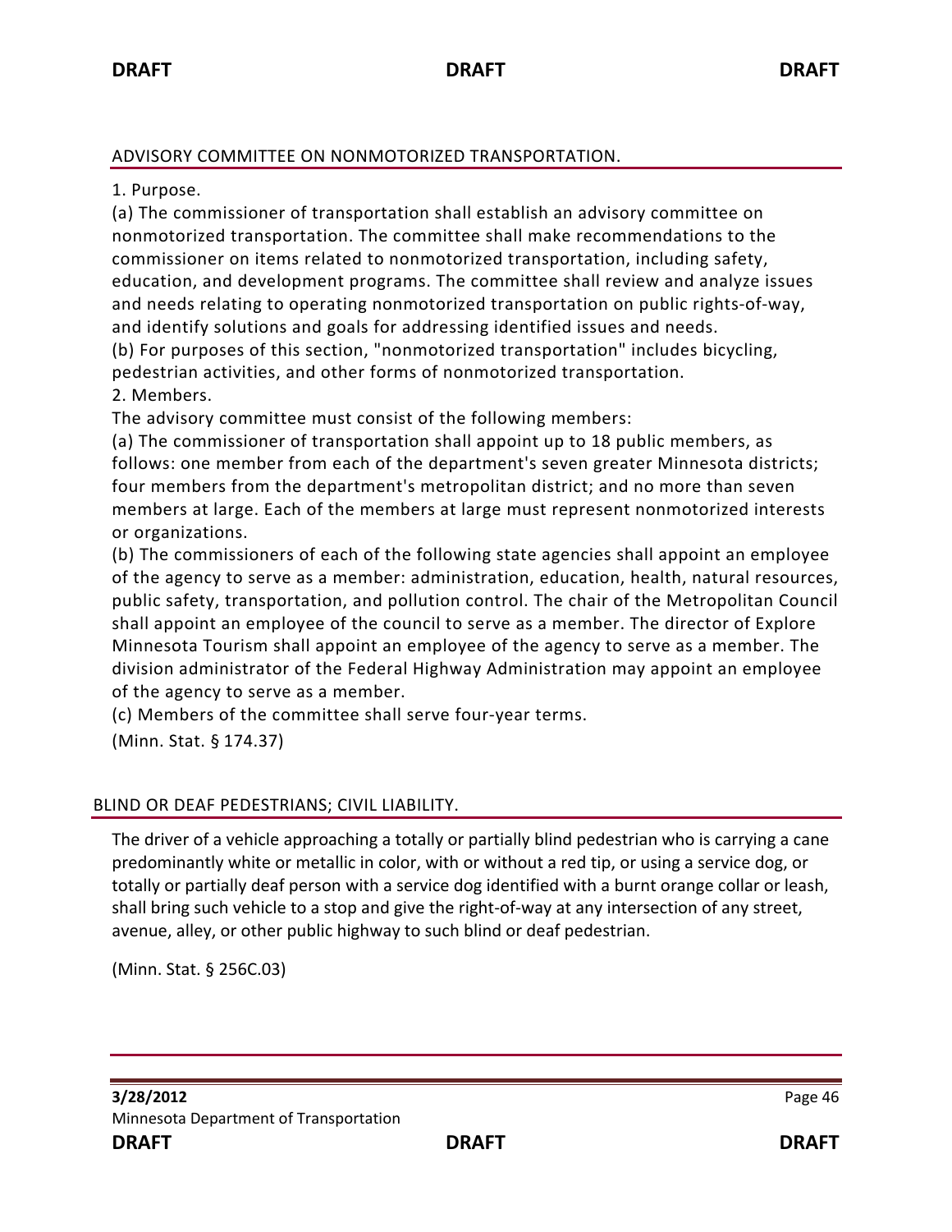## ADVISORY COMMITTEE ON NONMOTORIZED TRANSPORTATION.

1. Purpose.

(a) The commissioner of transportation shall establish an advisory committee on nonmotorized transportation. The committee shall make recommendations to the commissioner on items related to nonmotorized transportation, including safety, education, and development programs. The committee shall review and analyze issues and needs relating to operating nonmotorized transportation on public rights-of-way, and identify solutions and goals for addressing identified issues and needs.

(b) For purposes of this section, "nonmotorized transportation" includes bicycling, pedestrian activities, and other forms of nonmotorized transportation.

2. Members.

The advisory committee must consist of the following members:

(a) The commissioner of transportation shall appoint up to 18 public members, as follows: one member from each of the department's seven greater Minnesota districts; four members from the department's metropolitan district; and no more than seven members at large. Each of the members at large must represent nonmotorized interests or organizations.

(b) The commissioners of each of the following state agencies shall appoint an employee of the agency to serve as a member: administration, education, health, natural resources, public safety, transportation, and pollution control. The chair of the Metropolitan Council shall appoint an employee of the council to serve as a member. The director of Explore Minnesota Tourism shall appoint an employee of the agency to serve as a member. The division administrator of the Federal Highway Administration may appoint an employee of the agency to serve as a member.

(c) Members of the committee shall serve four-year terms.

(Minn. Stat. § 174.37)

## BLIND OR DEAF PEDESTRIANS; CIVIL LIABILITY.

The driver of a vehicle approaching a totally or partially blind pedestrian who is carrying a cane predominantly white or metallic in color, with or without a red tip, or using a service dog, or totally or partially deaf person with a service dog identified with a burnt orange collar or leash, shall bring such vehicle to a stop and give the right-of-way at any intersection of any street, avenue, alley, or other public highway to such blind or deaf pedestrian.

(Minn. Stat. § 256C.03)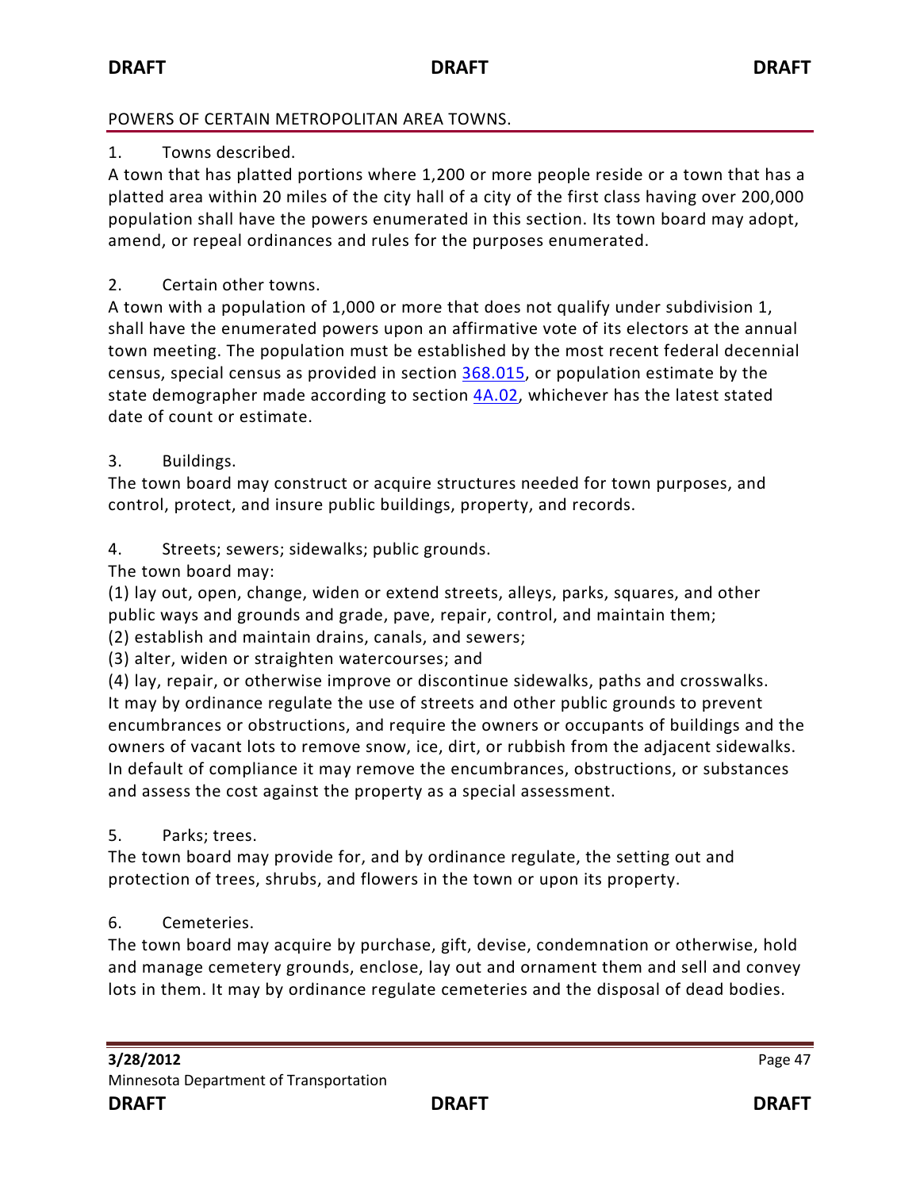## POWERS OF CERTAIN METROPOLITAN AREA TOWNS.

1. Towns described.

A town that has platted portions where 1,200 or more people reside or a town that has a platted area within 20 miles of the city hall of a city of the first class having over 200,000 population shall have the powers enumerated in this section. Its town board may adopt, amend, or repeal ordinances and rules for the purposes enumerated.

2. Certain other towns.

A town with a population of 1,000 or more that does not qualify under subdivision 1, shall have the enumerated powers upon an affirmative vote of its electors at the annual town meeting. The population must be established by the most recent federal decennial census, special census as provided in section 368.015, or population estimate by the state demographer made according to section 4A.02, whichever has the latest stated date of count or estimate.

3. Buildings.

The town board may construct or acquire structures needed for town purposes, and control, protect, and insure public buildings, property, and records.

4. Streets; sewers; sidewalks; public grounds.

The town board may:

(1) lay out, open, change, widen or extend streets, alleys, parks, squares, and other public ways and grounds and grade, pave, repair, control, and maintain them;

(2) establish and maintain drains, canals, and sewers;

(3) alter, widen or straighten watercourses; and

(4) lay, repair, or otherwise improve or discontinue sidewalks, paths and crosswalks.

It may by ordinance regulate the use of streets and other public grounds to prevent encumbrances or obstructions, and require the owners or occupants of buildings and the owners of vacant lots to remove snow, ice, dirt, or rubbish from the adjacent sidewalks. In default of compliance it may remove the encumbrances, obstructions, or substances and assess the cost against the property as a special assessment.

5. Parks; trees.

The town board may provide for, and by ordinance regulate, the setting out and protection of trees, shrubs, and flowers in the town or upon its property.

6. Cemeteries.

The town board may acquire by purchase, gift, devise, condemnation or otherwise, hold and manage cemetery grounds, enclose, lay out and ornament them and sell and convey lots in them. It may by ordinance regulate cemeteries and the disposal of dead bodies.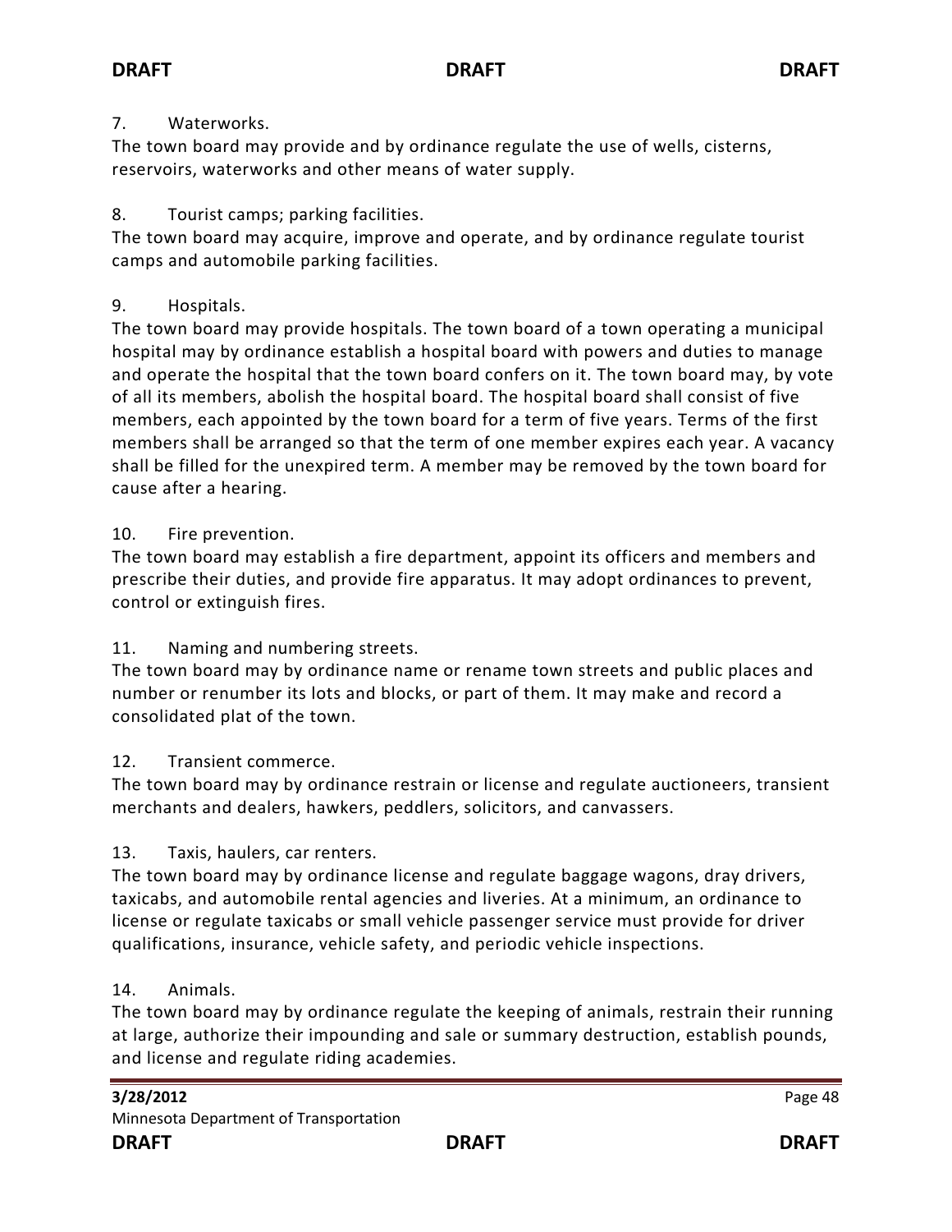7. Waterworks.

The town board may provide and by ordinance regulate the use of wells, cisterns, reservoirs, waterworks and other means of water supply.

8. Tourist camps; parking facilities.

The town board may acquire, improve and operate, and by ordinance regulate tourist camps and automobile parking facilities.

9. Hospitals.

The town board may provide hospitals. The town board of a town operating a municipal hospital may by ordinance establish a hospital board with powers and duties to manage and operate the hospital that the town board confers on it. The town board may, by vote of all its members, abolish the hospital board. The hospital board shall consist of five members, each appointed by the town board for a term of five years. Terms of the first members shall be arranged so that the term of one member expires each year. A vacancy shall be filled for the unexpired term. A member may be removed by the town board for cause after a hearing.

10. Fire prevention.

The town board may establish a fire department, appoint its officers and members and prescribe their duties, and provide fire apparatus. It may adopt ordinances to prevent, control or extinguish fires.

11. Naming and numbering streets.

The town board may by ordinance name or rename town streets and public places and number or renumber its lots and blocks, or part of them. It may make and record a consolidated plat of the town.

12. Transient commerce.

The town board may by ordinance restrain or license and regulate auctioneers, transient merchants and dealers, hawkers, peddlers, solicitors, and canvassers.

13. Taxis, haulers, car renters.

The town board may by ordinance license and regulate baggage wagons, dray drivers, taxicabs, and automobile rental agencies and liveries. At a minimum, an ordinance to license or regulate taxicabs or small vehicle passenger service must provide for driver qualifications, insurance, vehicle safety, and periodic vehicle inspections.

14. Animals.

The town board may by ordinance regulate the keeping of animals, restrain their running at large, authorize their impounding and sale or summary destruction, establish pounds, and license and regulate riding academies.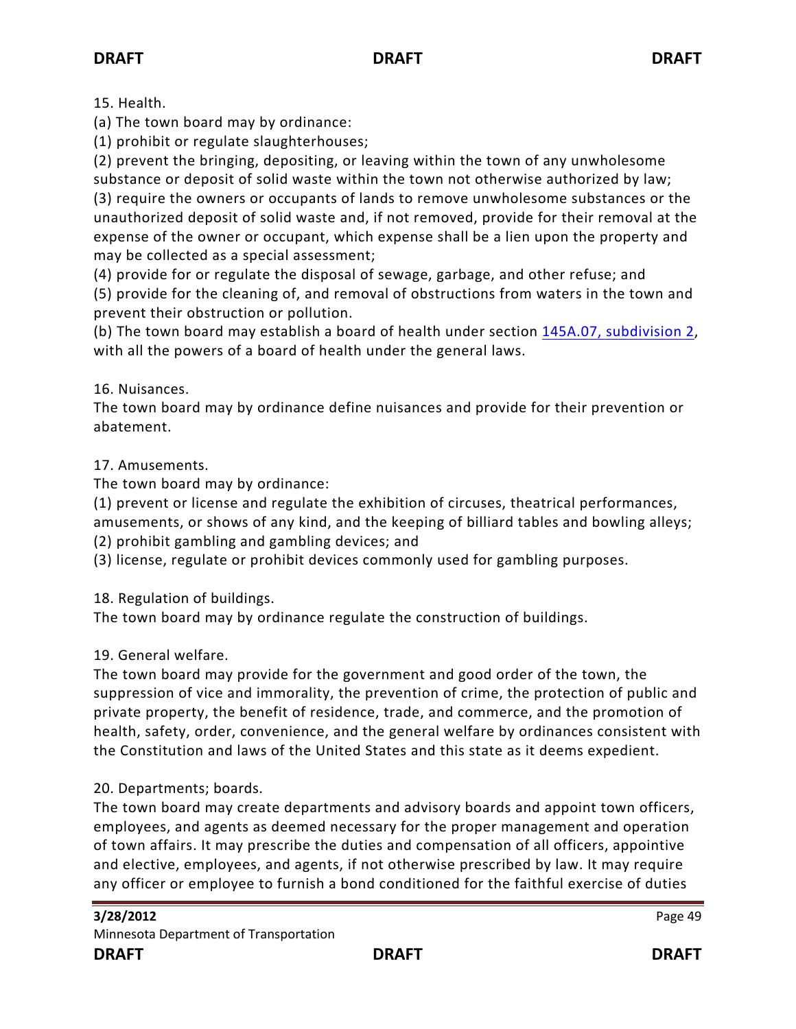15. Health.

(a) The town board may by ordinance:

(1) prohibit or regulate slaughterhouses;

(2) prevent the bringing, depositing, or leaving within the town of any unwholesome substance or deposit of solid waste within the town not otherwise authorized by law;

(3) require the owners or occupants of lands to remove unwholesome substances or the unauthorized deposit of solid waste and, if not removed, provide for their removal at the expense of the owner or occupant, which expense shall be a lien upon the property and may be collected as a special assessment;

(4) provide for or regulate the disposal of sewage, garbage, and other refuse; and

(5) provide for the cleaning of, and removal of obstructions from waters in the town and prevent their obstruction or pollution.

(b) The town board may establish a board of health under section [145A.07, subdivision 2](), with all the powers of a board of health under the general laws.

16. Nuisances.

The town board may by ordinance define nuisances and provide for their prevention or abatement.

17. Amusements.

The town board may by ordinance:

(1) prevent or license and regulate the exhibition of circuses, theatrical performances, amusements, or shows of any kind, and the keeping of billiard tables and bowling alleys;

(2) prohibit gambling and gambling devices; and

(3) license, regulate or prohibit devices commonly used for gambling purposes.

18. Regulation of buildings.

The town board may by ordinance regulate the construction of buildings.

19. General welfare.

The town board may provide for the government and good order of the town, the suppression of vice and immorality, the prevention of crime, the protection of public and private property, the benefit of residence, trade, and commerce, and the promotion of health, safety, order, convenience, and the general welfare by ordinances consistent with the Constitution and laws of the United States and this state as it deems expedient.

20. Departments; boards.

The town board may create departments and advisory boards and appoint town officers, employees, and agents as deemed necessary for the proper management and operation of town affairs. It may prescribe the duties and compensation of all officers, appointive and elective, employees, and agents, if not otherwise prescribed by law. It may require any officer or employee to furnish a bond conditioned for the faithful exercise of duties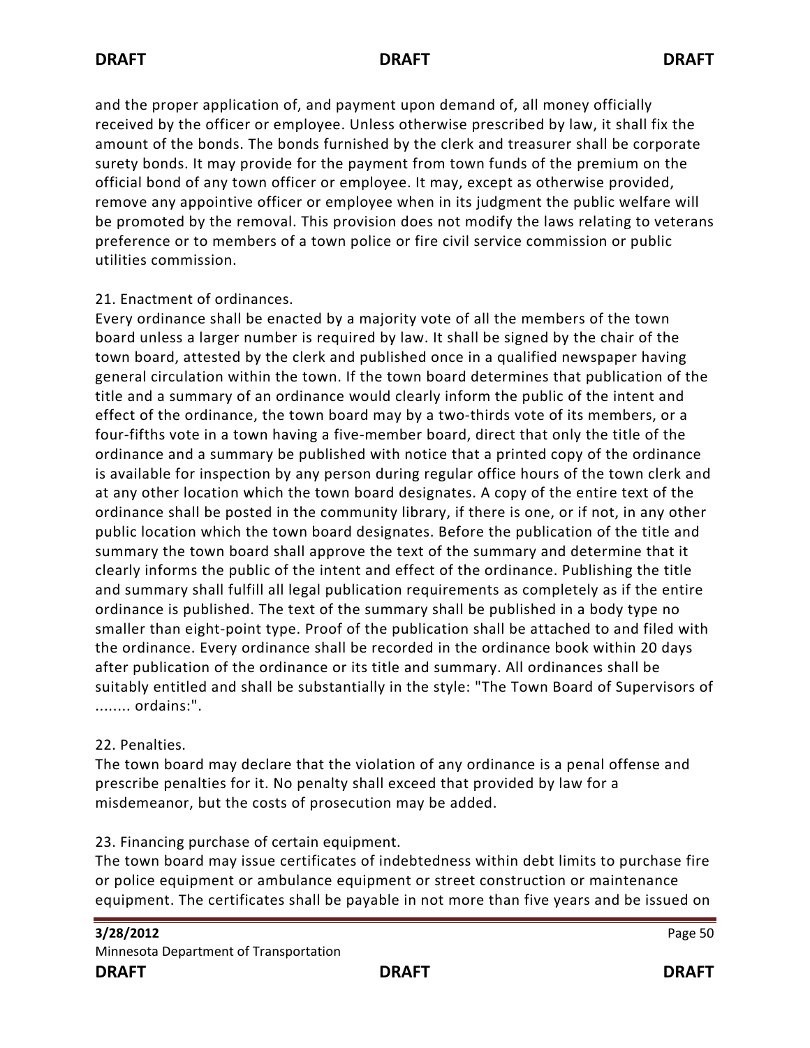and the proper application of, and payment upon demand of, all money officially received by the officer or employee. Unless otherwise prescribed by law, it shall fix the amount of the bonds. The bonds furnished by the clerk and treasurer shall be corporate surety bonds. It may provide for the payment from town funds of the premium on the official bond of any town officer or employee. It may, except as otherwise provided, remove any appointive officer or employee when in its judgment the public welfare will be promoted by the removal. This provision does not modify the laws relating to veterans preference or to members of a town police or fire civil service commission or public utilities commission.

21. Enactment of ordinances.
Every ordinance shall be enacted by a majority vote of all the members of the town board unless a larger number is required by law. It shall be signed by the chair of the town board, attested by the clerk and published once in a qualified newspaper having general circulation within the town. If the town board determines that publication of the title and a summary of an ordinance would clearly inform the public of the intent and effect of the ordinance, the town board may by a two-thirds vote of its members, or a four-fifths vote in a town having a five-member board, direct that only the title of the ordinance and a summary be published with notice that a printed copy of the ordinance is available for inspection by any person during regular office hours of the town clerk and at any other location which the town board designates. A copy of the entire text of the ordinance shall be posted in the community library, if there is one, or if not, in any other public location which the town board designates. Before the publication of the title and summary the town board shall approve the text of the summary and determine that it clearly informs the public of the intent and effect of the ordinance. Publishing the title and summary shall fulfill all legal publication requirements as completely as if the entire ordinance is published. The text of the summary shall be published in a body type no smaller than eight-point type. Proof of the publication shall be attached to and filed with the ordinance. Every ordinance shall be recorded in the ordinance book within 20 days after publication of the ordinance or its title and summary. All ordinances shall be suitably entitled and shall be substantially in the style: "The Town Board of Supervisors of ........ ordains:".

22. Penalties.
The town board may declare that the violation of any ordinance is a penal offense and prescribe penalties for it. No penalty shall exceed that provided by law for a misdemeanor, but the costs of prosecution may be added.

23. Financing purchase of certain equipment.
The town board may issue certificates of indebtedness within debt limits to purchase fire or police equipment or ambulance equipment or street construction or maintenance equipment. The certificates shall be payable in not more than five years and be issued on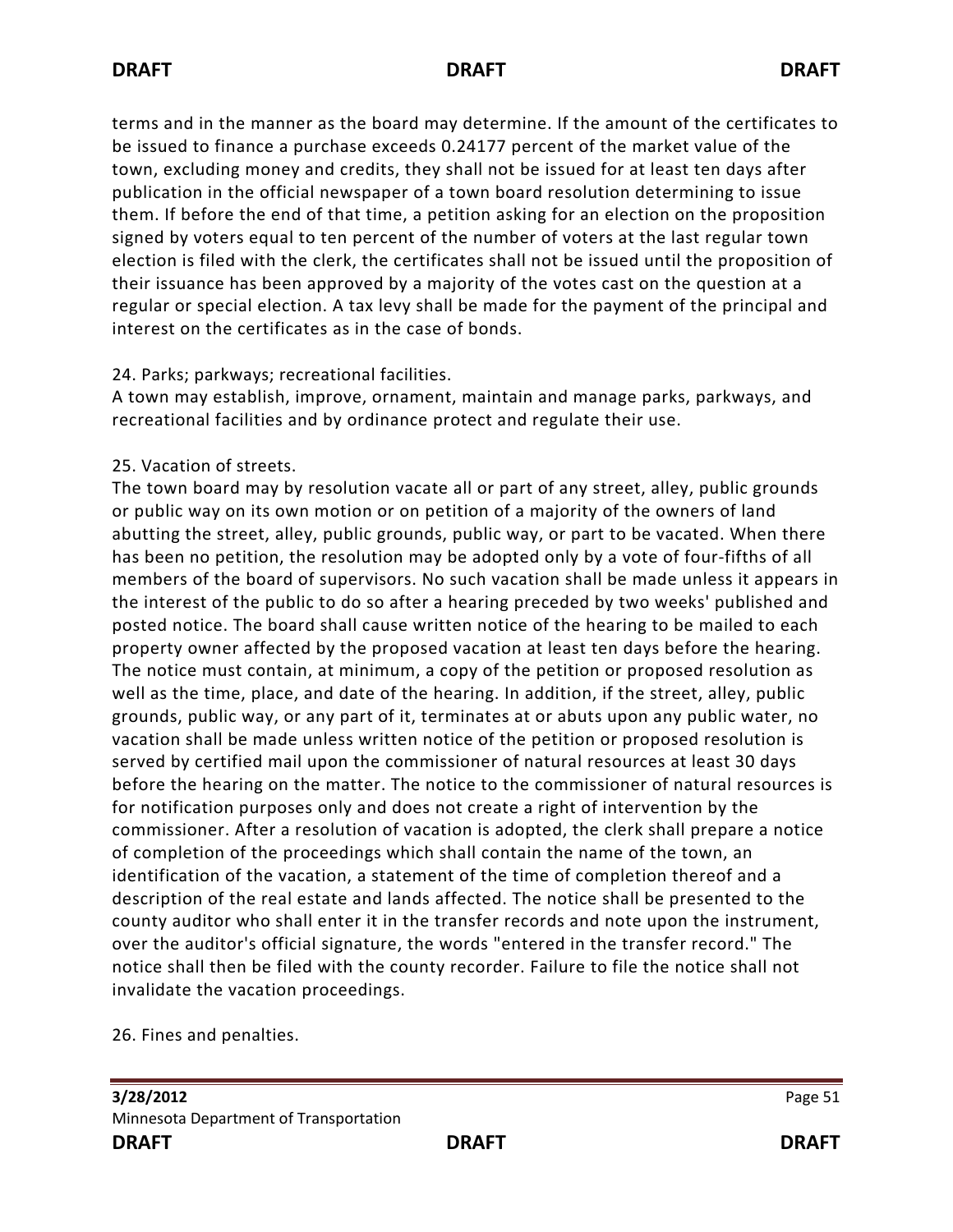terms and in the manner as the board may determine. If the amount of the certificates to be issued to finance a purchase exceeds 0.24177 percent of the market value of the town, excluding money and credits, they shall not be issued for at least ten days after publication in the official newspaper of a town board resolution determining to issue them. If before the end of that time, a petition asking for an election on the proposition signed by voters equal to ten percent of the number of voters at the last regular town election is filed with the clerk, the certificates shall not be issued until the proposition of their issuance has been approved by a majority of the votes cast on the question at a regular or special election. A tax levy shall be made for the payment of the principal and interest on the certificates as in the case of bonds.

24. Parks; parkways; recreational facilities.
A town may establish, improve, ornament, maintain and manage parks, parkways, and recreational facilities and by ordinance protect and regulate their use.

25. Vacation of streets.
The town board may by resolution vacate all or part of any street, alley, public grounds or public way on its own motion or on petition of a majority of the owners of land abutting the street, alley, public grounds, public way, or part to be vacated. When there has been no petition, the resolution may be adopted only by a vote of four-fifths of all members of the board of supervisors. No such vacation shall be made unless it appears in the interest of the public to do so after a hearing preceded by two weeks' published and posted notice. The board shall cause written notice of the hearing to be mailed to each property owner affected by the proposed vacation at least ten days before the hearing. The notice must contain, at minimum, a copy of the petition or proposed resolution as well as the time, place, and date of the hearing. In addition, if the street, alley, public grounds, public way, or any part of it, terminates at or abuts upon any public water, no vacation shall be made unless written notice of the petition or proposed resolution is served by certified mail upon the commissioner of natural resources at least 30 days before the hearing on the matter. The notice to the commissioner of natural resources is for notification purposes only and does not create a right of intervention by the commissioner. After a resolution of vacation is adopted, the clerk shall prepare a notice of completion of the proceedings which shall contain the name of the town, an identification of the vacation, a statement of the time of completion thereof and a description of the real estate and lands affected. The notice shall be presented to the county auditor who shall enter it in the transfer records and note upon the instrument, over the auditor's official signature, the words "entered in the transfer record." The notice shall then be filed with the county recorder. Failure to file the notice shall not invalidate the vacation proceedings.

26. Fines and penalties.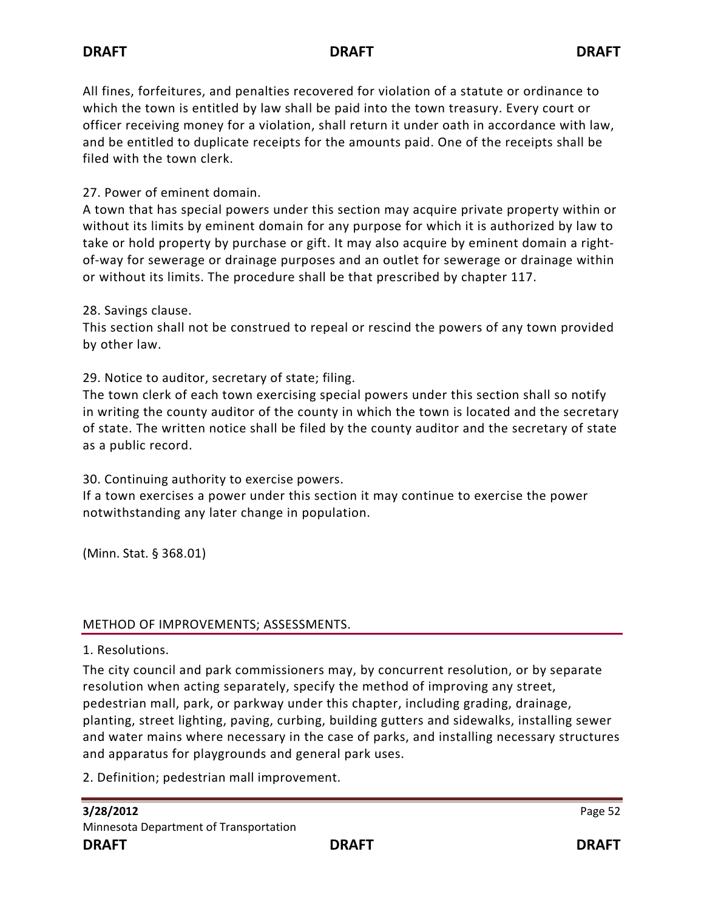All fines, forfeitures, and penalties recovered for violation of a statute or ordinance to which the town is entitled by law shall be paid into the town treasury. Every court or officer receiving money for a violation, shall return it under oath in accordance with law, and be entitled to duplicate receipts for the amounts paid. One of the receipts shall be filed with the town clerk.

27. Power of eminent domain.
A town that has special powers under this section may acquire private property within or without its limits by eminent domain for any purpose for which it is authorized by law to take or hold property by purchase or gift. It may also acquire by eminent domain a right-of-way for sewerage or drainage purposes and an outlet for sewerage or drainage within or without its limits. The procedure shall be that prescribed by chapter 117.

28. Savings clause.
This section shall not be construed to repeal or rescind the powers of any town provided by other law.

29. Notice to auditor, secretary of state; filing.
The town clerk of each town exercising special powers under this section shall so notify in writing the county auditor of the county in which the town is located and the secretary of state. The written notice shall be filed by the county auditor and the secretary of state as a public record.

30. Continuing authority to exercise powers.
If a town exercises a power under this section it may continue to exercise the power notwithstanding any later change in population.

(Minn. Stat. § 368.01)

## METHOD OF IMPROVEMENTS; ASSESSMENTS.

1. Resolutions.

The city council and park commissioners may, by concurrent resolution, or by separate resolution when acting separately, specify the method of improving any street, pedestrian mall, park, or parkway under this chapter, including grading, drainage, planting, street lighting, paving, curbing, building gutters and sidewalks, installing sewer and water mains where necessary in the case of parks, and installing necessary structures and apparatus for playgrounds and general park uses.

2. Definition; pedestrian mall improvement.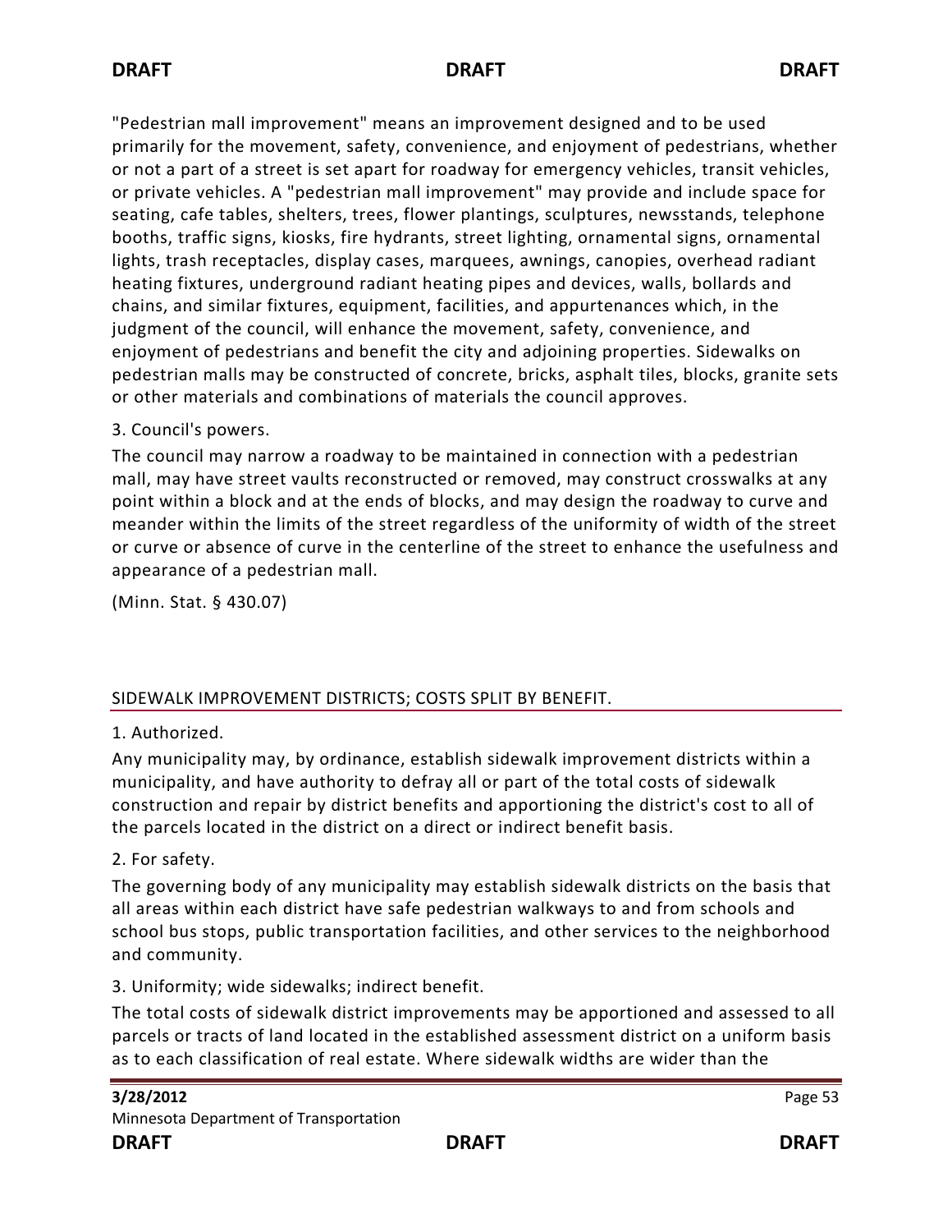"Pedestrian mall improvement" means an improvement designed and to be used primarily for the movement, safety, convenience, and enjoyment of pedestrians, whether or not a part of a street is set apart for roadway for emergency vehicles, transit vehicles, or private vehicles. A "pedestrian mall improvement" may provide and include space for seating, cafe tables, shelters, trees, flower plantings, sculptures, newsstands, telephone booths, traffic signs, kiosks, fire hydrants, street lighting, ornamental signs, ornamental lights, trash receptacles, display cases, marquees, awnings, canopies, overhead radiant heating fixtures, underground radiant heating pipes and devices, walls, bollards and chains, and similar fixtures, equipment, facilities, and appurtenances which, in the judgment of the council, will enhance the movement, safety, convenience, and enjoyment of pedestrians and benefit the city and adjoining properties. Sidewalks on pedestrian malls may be constructed of concrete, bricks, asphalt tiles, blocks, granite sets or other materials and combinations of materials the council approves.

3. Council's powers.

The council may narrow a roadway to be maintained in connection with a pedestrian mall, may have street vaults reconstructed or removed, may construct crosswalks at any point within a block and at the ends of blocks, and may design the roadway to curve and meander within the limits of the street regardless of the uniformity of width of the street or curve or absence of curve in the centerline of the street to enhance the usefulness and appearance of a pedestrian mall.

(Minn. Stat. § 430.07)

## SIDEWALK IMPROVEMENT DISTRICTS; COSTS SPLIT BY BENEFIT.

1. Authorized.

Any municipality may, by ordinance, establish sidewalk improvement districts within a municipality, and have authority to defray all or part of the total costs of sidewalk construction and repair by district benefits and apportioning the district's cost to all of the parcels located in the district on a direct or indirect benefit basis.

2. For safety.

The governing body of any municipality may establish sidewalk districts on the basis that all areas within each district have safe pedestrian walkways to and from schools and school bus stops, public transportation facilities, and other services to the neighborhood and community.

3. Uniformity; wide sidewalks; indirect benefit.

The total costs of sidewalk district improvements may be apportioned and assessed to all parcels or tracts of land located in the established assessment district on a uniform basis as to each classification of real estate. Where sidewalk widths are wider than the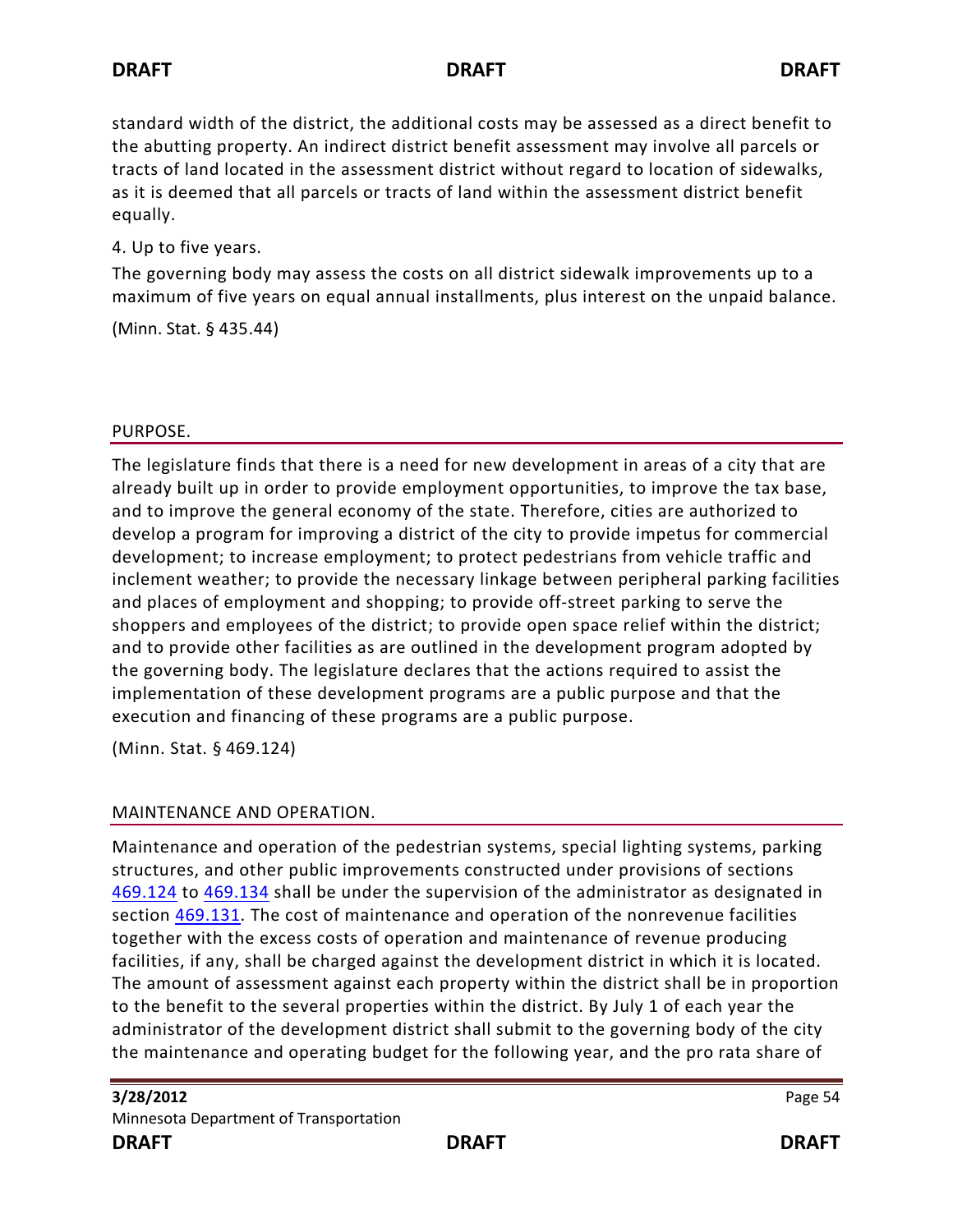standard width of the district, the additional costs may be assessed as a direct benefit to the abutting property. An indirect district benefit assessment may involve all parcels or tracts of land located in the assessment district without regard to location of sidewalks, as it is deemed that all parcels or tracts of land within the assessment district benefit equally.

4. Up to five years.

The governing body may assess the costs on all district sidewalk improvements up to a maximum of five years on equal annual installments, plus interest on the unpaid balance.

(Minn. Stat. § 435.44)

## PURPOSE.

The legislature finds that there is a need for new development in areas of a city that are already built up in order to provide employment opportunities, to improve the tax base, and to improve the general economy of the state. Therefore, cities are authorized to develop a program for improving a district of the city to provide impetus for commercial development; to increase employment; to protect pedestrians from vehicle traffic and inclement weather; to provide the necessary linkage between peripheral parking facilities and places of employment and shopping; to provide off-street parking to serve the shoppers and employees of the district; to provide open space relief within the district; and to provide other facilities as are outlined in the development program adopted by the governing body. The legislature declares that the actions required to assist the implementation of these development programs are a public purpose and that the execution and financing of these programs are a public purpose.

(Minn. Stat. § 469.124)

## MAINTENANCE AND OPERATION.

Maintenance and operation of the pedestrian systems, special lighting systems, parking structures, and other public improvements constructed under provisions of sections 469.124 to 469.134 shall be under the supervision of the administrator as designated in section 469.131. The cost of maintenance and operation of the nonrevenue facilities together with the excess costs of operation and maintenance of revenue producing facilities, if any, shall be charged against the development district in which it is located. The amount of assessment against each property within the district shall be in proportion to the benefit to the several properties within the district. By July 1 of each year the administrator of the development district shall submit to the governing body of the city the maintenance and operating budget for the following year, and the pro rata share of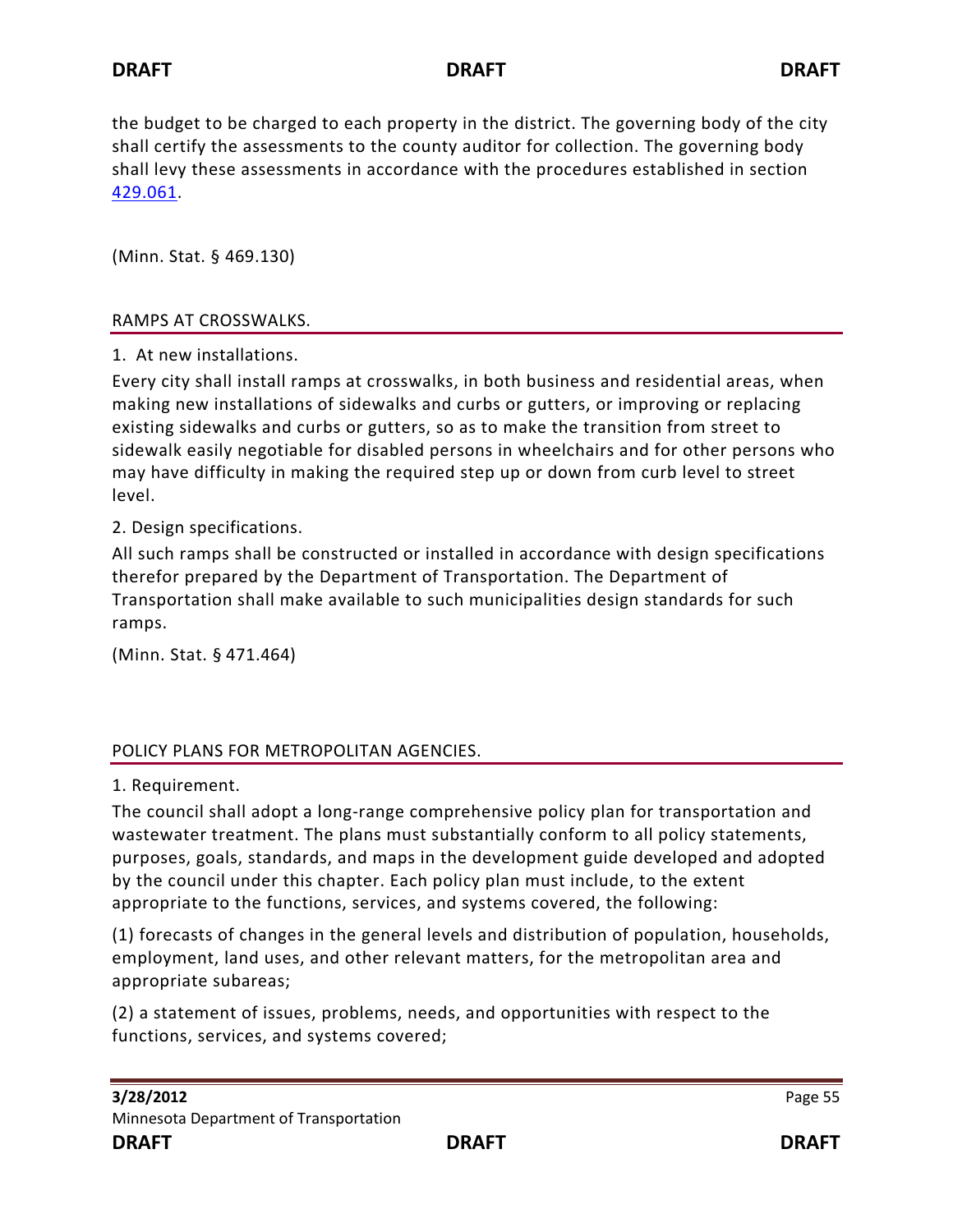the budget to be charged to each property in the district. The governing body of the city shall certify the assessments to the county auditor for collection. The governing body shall levy these assessments in accordance with the procedures established in section [429.061](429.061).

(Minn. Stat. § 469.130)

## RAMPS AT CROSSWALKS.

1. At new installations.

Every city shall install ramps at crosswalks, in both business and residential areas, when making new installations of sidewalks and curbs or gutters, or improving or replacing existing sidewalks and curbs or gutters, so as to make the transition from street to sidewalk easily negotiable for disabled persons in wheelchairs and for other persons who may have difficulty in making the required step up or down from curb level to street level.

2. Design specifications.

All such ramps shall be constructed or installed in accordance with design specifications therefor prepared by the Department of Transportation. The Department of Transportation shall make available to such municipalities design standards for such ramps.

(Minn. Stat. § 471.464)

## POLICY PLANS FOR METROPOLITAN AGENCIES.

1. Requirement.

The council shall adopt a long-range comprehensive policy plan for transportation and wastewater treatment. The plans must substantially conform to all policy statements, purposes, goals, standards, and maps in the development guide developed and adopted by the council under this chapter. Each policy plan must include, to the extent appropriate to the functions, services, and systems covered, the following:

(1) forecasts of changes in the general levels and distribution of population, households, employment, land uses, and other relevant matters, for the metropolitan area and appropriate subareas;

(2) a statement of issues, problems, needs, and opportunities with respect to the functions, services, and systems covered;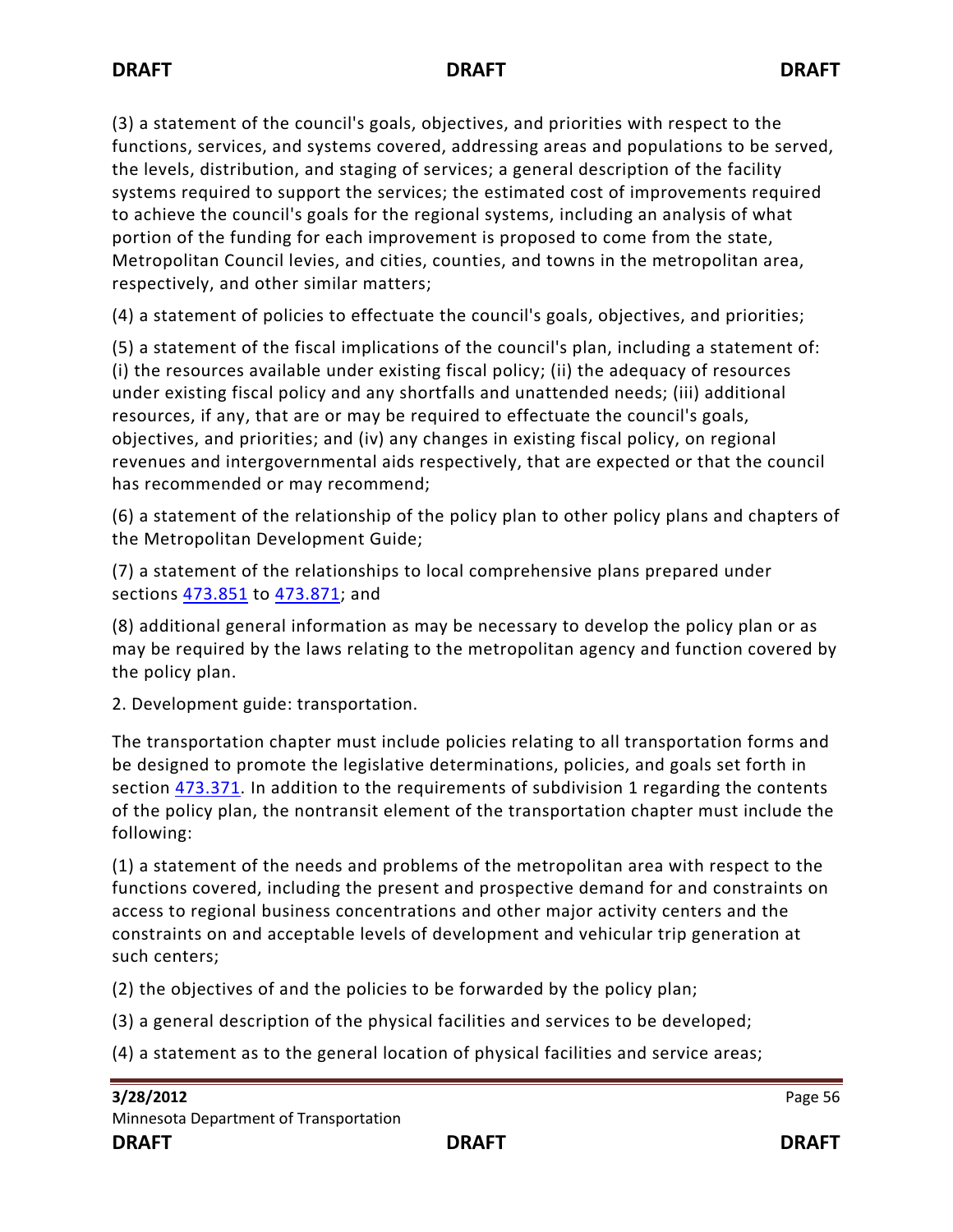(3) a statement of the council's goals, objectives, and priorities with respect to the functions, services, and systems covered, addressing areas and populations to be served, the levels, distribution, and staging of services; a general description of the facility systems required to support the services; the estimated cost of improvements required to achieve the council's goals for the regional systems, including an analysis of what portion of the funding for each improvement is proposed to come from the state, Metropolitan Council levies, and cities, counties, and towns in the metropolitan area, respectively, and other similar matters;

(4) a statement of policies to effectuate the council's goals, objectives, and priorities;

(5) a statement of the fiscal implications of the council's plan, including a statement of: (i) the resources available under existing fiscal policy; (ii) the adequacy of resources under existing fiscal policy and any shortfalls and unattended needs; (iii) additional resources, if any, that are or may be required to effectuate the council's goals, objectives, and priorities; and (iv) any changes in existing fiscal policy, on regional revenues and intergovernmental aids respectively, that are expected or that the council has recommended or may recommend;

(6) a statement of the relationship of the policy plan to other policy plans and chapters of the Metropolitan Development Guide;

(7) a statement of the relationships to local comprehensive plans prepared under sections 473.851 to 473.871; and

(8) additional general information as may be necessary to develop the policy plan or as may be required by the laws relating to the metropolitan agency and function covered by the policy plan.

2. Development guide: transportation.

The transportation chapter must include policies relating to all transportation forms and be designed to promote the legislative determinations, policies, and goals set forth in section 473.371. In addition to the requirements of subdivision 1 regarding the contents of the policy plan, the nontransit element of the transportation chapter must include the following:

(1) a statement of the needs and problems of the metropolitan area with respect to the functions covered, including the present and prospective demand for and constraints on access to regional business concentrations and other major activity centers and the constraints on and acceptable levels of development and vehicular trip generation at such centers;

(2) the objectives of and the policies to be forwarded by the policy plan;

(3) a general description of the physical facilities and services to be developed;

(4) a statement as to the general location of physical facilities and service areas;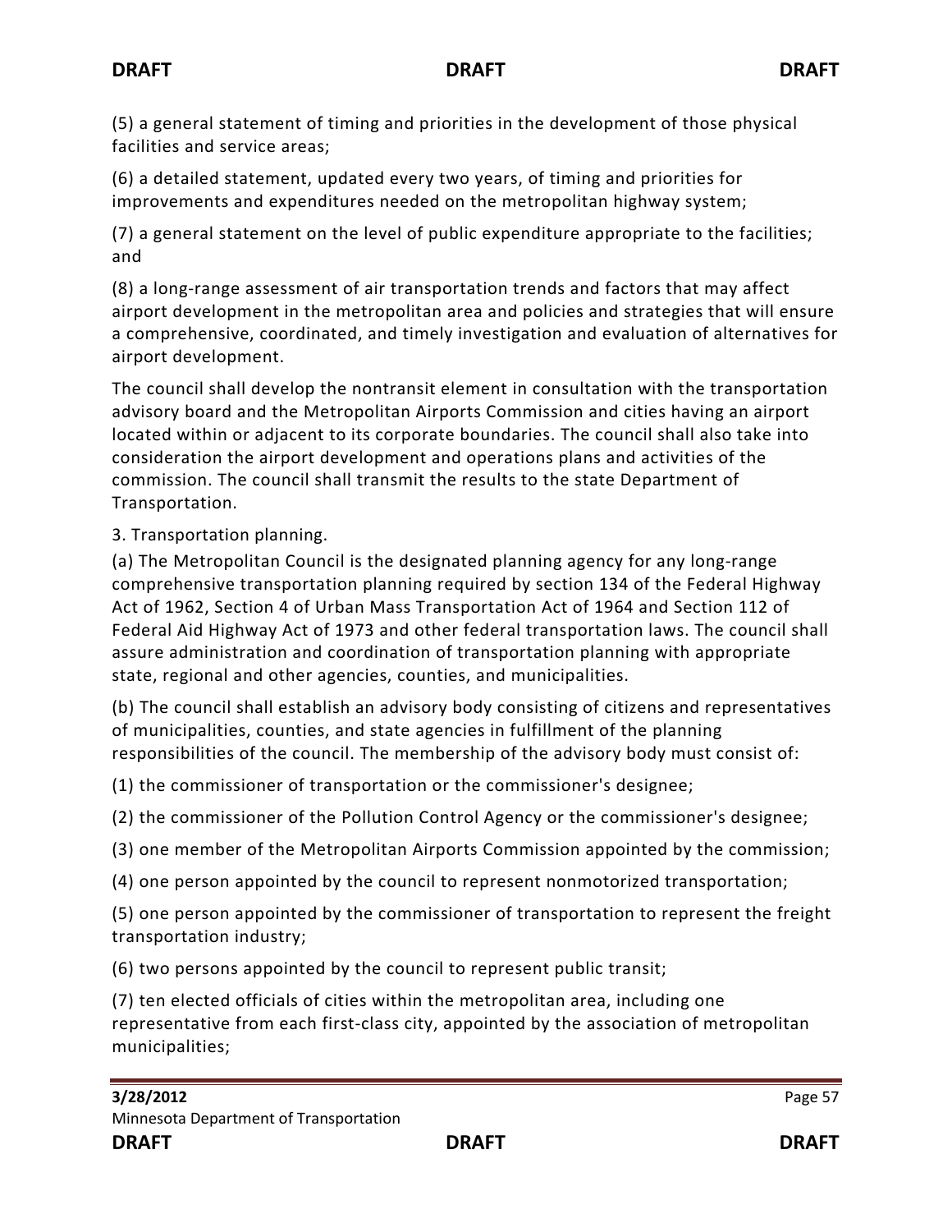(5) a general statement of timing and priorities in the development of those physical facilities and service areas;

(6) a detailed statement, updated every two years, of timing and priorities for improvements and expenditures needed on the metropolitan highway system;

(7) a general statement on the level of public expenditure appropriate to the facilities; and

(8) a long-range assessment of air transportation trends and factors that may affect airport development in the metropolitan area and policies and strategies that will ensure a comprehensive, coordinated, and timely investigation and evaluation of alternatives for airport development.

The council shall develop the nontransit element in consultation with the transportation advisory board and the Metropolitan Airports Commission and cities having an airport located within or adjacent to its corporate boundaries. The council shall also take into consideration the airport development and operations plans and activities of the commission. The council shall transmit the results to the state Department of Transportation.

3. Transportation planning.

(a) The Metropolitan Council is the designated planning agency for any long-range comprehensive transportation planning required by section 134 of the Federal Highway Act of 1962, Section 4 of Urban Mass Transportation Act of 1964 and Section 112 of Federal Aid Highway Act of 1973 and other federal transportation laws. The council shall assure administration and coordination of transportation planning with appropriate state, regional and other agencies, counties, and municipalities.

(b) The council shall establish an advisory body consisting of citizens and representatives of municipalities, counties, and state agencies in fulfillment of the planning responsibilities of the council. The membership of the advisory body must consist of:

(1) the commissioner of transportation or the commissioner's designee;

(2) the commissioner of the Pollution Control Agency or the commissioner's designee;

(3) one member of the Metropolitan Airports Commission appointed by the commission;

(4) one person appointed by the council to represent nonmotorized transportation;

(5) one person appointed by the commissioner of transportation to represent the freight transportation industry;

(6) two persons appointed by the council to represent public transit;

(7) ten elected officials of cities within the metropolitan area, including one representative from each first-class city, appointed by the association of metropolitan municipalities;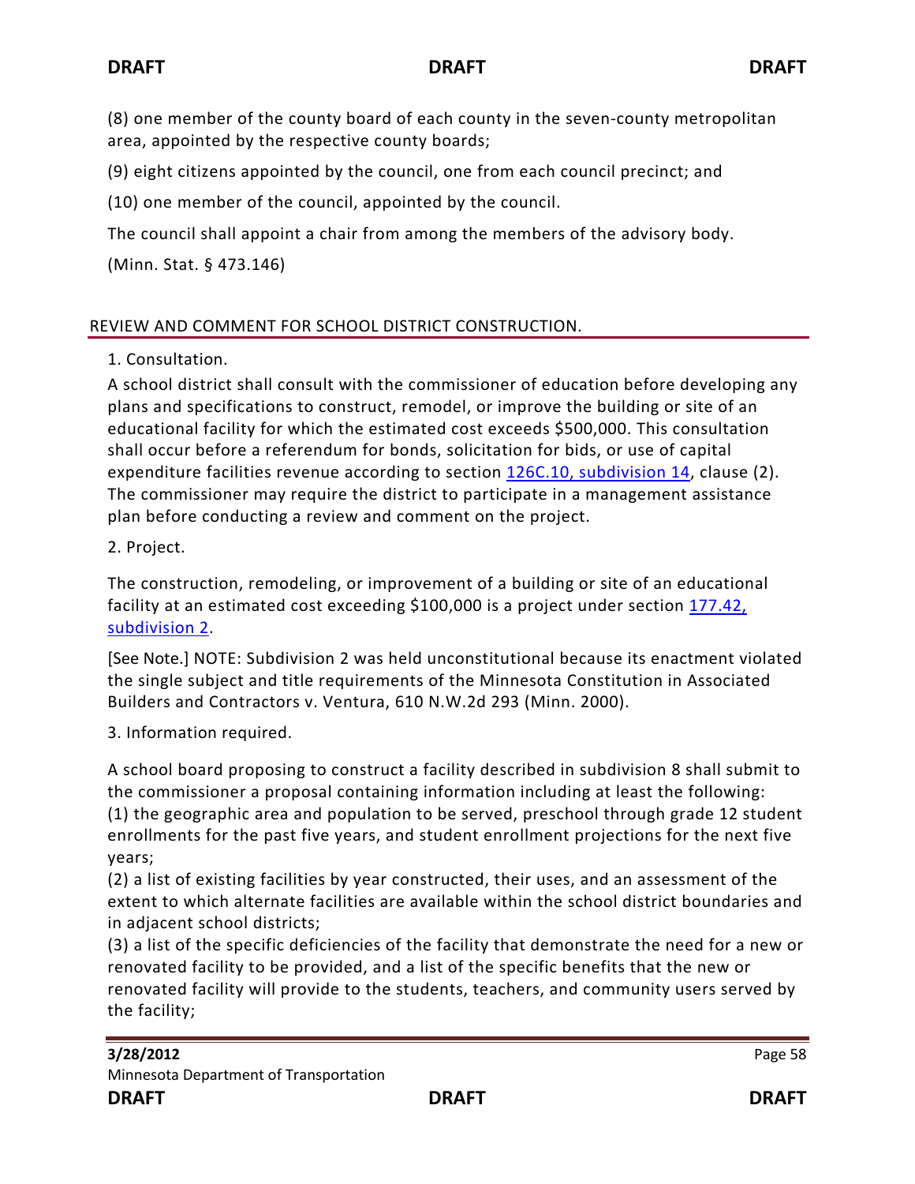(8) one member of the county board of each county in the seven-county metropolitan area, appointed by the respective county boards;

(9) eight citizens appointed by the council, one from each council precinct; and

(10) one member of the council, appointed by the council.

The council shall appoint a chair from among the members of the advisory body.

(Minn. Stat. § 473.146)

## REVIEW AND COMMENT FOR SCHOOL DISTRICT CONSTRUCTION.

1. Consultation.

A school district shall consult with the commissioner of education before developing any plans and specifications to construct, remodel, or improve the building or site of an educational facility for which the estimated cost exceeds $500,000. This consultation shall occur before a referendum for bonds, solicitation for bids, or use of capital expenditure facilities revenue according to section [126C.10, subdivision 14](), clause (2). The commissioner may require the district to participate in a management assistance plan before conducting a review and comment on the project.

2. Project.

The construction, remodeling, or improvement of a building or site of an educational facility at an estimated cost exceeding $100,000 is a project under section [177.42, subdivision 2]().

[See Note.] NOTE: Subdivision 2 was held unconstitutional because its enactment violated the single subject and title requirements of the Minnesota Constitution in Associated Builders and Contractors v. Ventura, 610 N.W.2d 293 (Minn. 2000).

3. Information required.

A school board proposing to construct a facility described in subdivision 8 shall submit to the commissioner a proposal containing information including at least the following:
(1) the geographic area and population to be served, preschool through grade 12 student enrollments for the past five years, and student enrollment projections for the next five years;
(2) a list of existing facilities by year constructed, their uses, and an assessment of the extent to which alternate facilities are available within the school district boundaries and in adjacent school districts;
(3) a list of the specific deficiencies of the facility that demonstrate the need for a new or renovated facility to be provided, and a list of the specific benefits that the new or renovated facility will provide to the students, teachers, and community users served by the facility;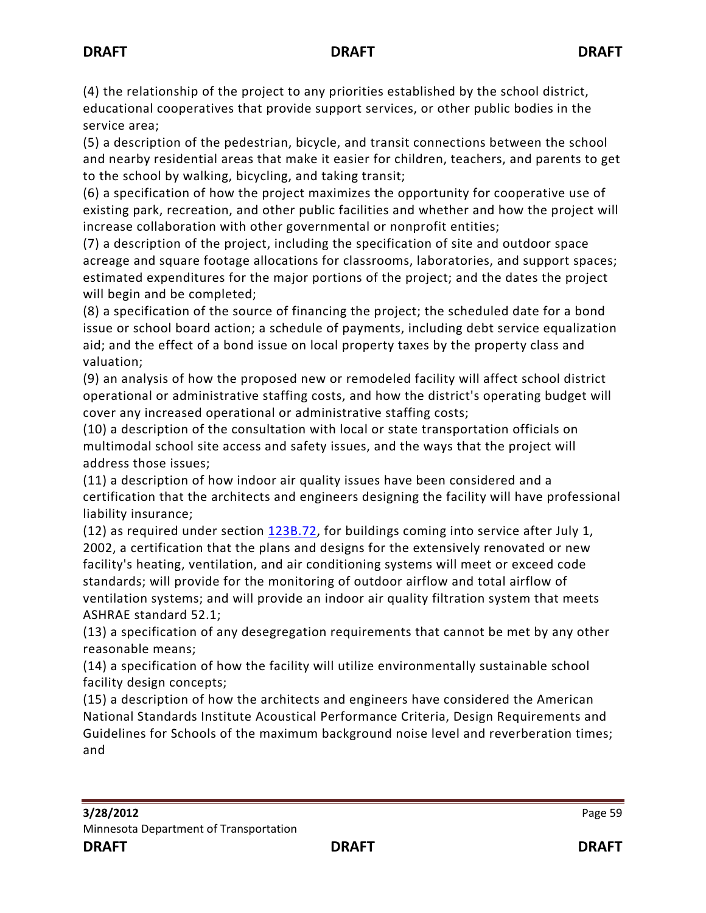(4) the relationship of the project to any priorities established by the school district, educational cooperatives that provide support services, or other public bodies in the service area;

(5) a description of the pedestrian, bicycle, and transit connections between the school and nearby residential areas that make it easier for children, teachers, and parents to get to the school by walking, bicycling, and taking transit;

(6) a specification of how the project maximizes the opportunity for cooperative use of existing park, recreation, and other public facilities and whether and how the project will increase collaboration with other governmental or nonprofit entities;

(7) a description of the project, including the specification of site and outdoor space acreage and square footage allocations for classrooms, laboratories, and support spaces; estimated expenditures for the major portions of the project; and the dates the project will begin and be completed;

(8) a specification of the source of financing the project; the scheduled date for a bond issue or school board action; a schedule of payments, including debt service equalization aid; and the effect of a bond issue on local property taxes by the property class and valuation;

(9) an analysis of how the proposed new or remodeled facility will affect school district operational or administrative staffing costs, and how the district's operating budget will cover any increased operational or administrative staffing costs;

(10) a description of the consultation with local or state transportation officials on multimodal school site access and safety issues, and the ways that the project will address those issues;

(11) a description of how indoor air quality issues have been considered and a certification that the architects and engineers designing the facility will have professional liability insurance;

(12) as required under section [123B.72](), for buildings coming into service after July 1, 2002, a certification that the plans and designs for the extensively renovated or new facility's heating, ventilation, and air conditioning systems will meet or exceed code standards; will provide for the monitoring of outdoor airflow and total airflow of ventilation systems; and will provide an indoor air quality filtration system that meets ASHRAE standard 52.1;

(13) a specification of any desegregation requirements that cannot be met by any other reasonable means;

(14) a specification of how the facility will utilize environmentally sustainable school facility design concepts;

(15) a description of how the architects and engineers have considered the American National Standards Institute Acoustical Performance Criteria, Design Requirements and Guidelines for Schools of the maximum background noise level and reverberation times; and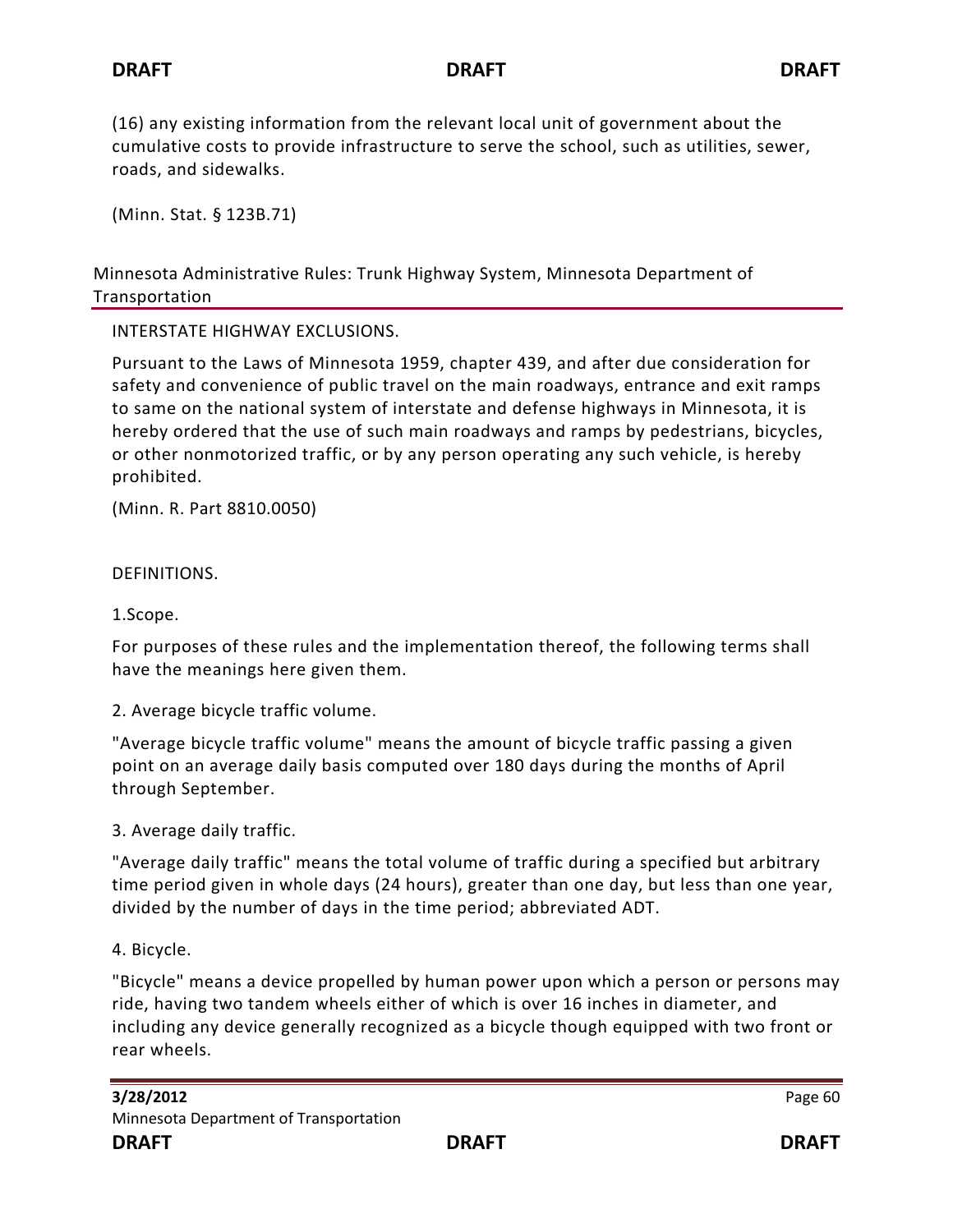(16) any existing information from the relevant local unit of government about the cumulative costs to provide infrastructure to serve the school, such as utilities, sewer, roads, and sidewalks.

(Minn. Stat. § 123B.71)

## Minnesota Administrative Rules: Trunk Highway System, Minnesota Department of Transportation

INTERSTATE HIGHWAY EXCLUSIONS.

Pursuant to the Laws of Minnesota 1959, chapter 439, and after due consideration for safety and convenience of public travel on the main roadways, entrance and exit ramps to same on the national system of interstate and defense highways in Minnesota, it is hereby ordered that the use of such main roadways and ramps by pedestrians, bicycles, or other nonmotorized traffic, or by any person operating any such vehicle, is hereby prohibited.

(Minn. R. Part 8810.0050)

DEFINITIONS.

1.Scope.

For purposes of these rules and the implementation thereof, the following terms shall have the meanings here given them.

2. Average bicycle traffic volume.

"Average bicycle traffic volume" means the amount of bicycle traffic passing a given point on an average daily basis computed over 180 days during the months of April through September.

3. Average daily traffic.

"Average daily traffic" means the total volume of traffic during a specified but arbitrary time period given in whole days (24 hours), greater than one day, but less than one year, divided by the number of days in the time period; abbreviated ADT.

4. Bicycle.

"Bicycle" means a device propelled by human power upon which a person or persons may ride, having two tandem wheels either of which is over 16 inches in diameter, and including any device generally recognized as a bicycle though equipped with two front or rear wheels.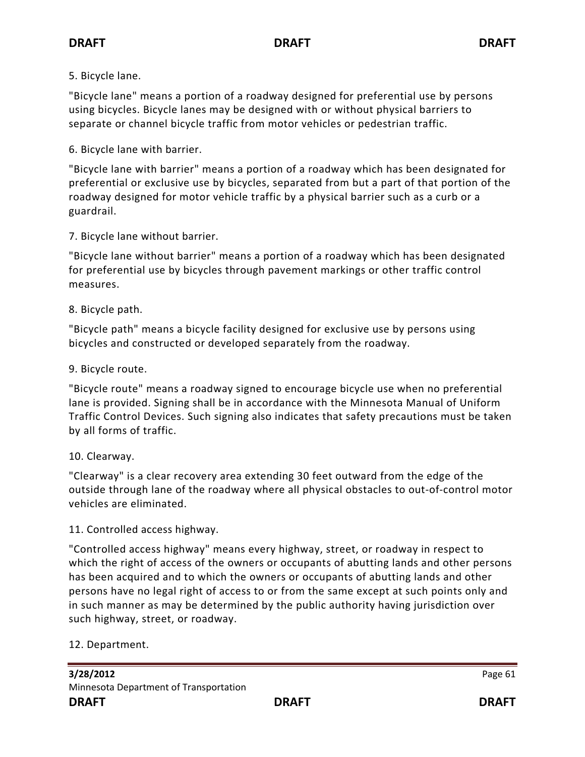5. Bicycle lane.

"Bicycle lane" means a portion of a roadway designed for preferential use by persons using bicycles. Bicycle lanes may be designed with or without physical barriers to separate or channel bicycle traffic from motor vehicles or pedestrian traffic.

6. Bicycle lane with barrier.

"Bicycle lane with barrier" means a portion of a roadway which has been designated for preferential or exclusive use by bicycles, separated from but a part of that portion of the roadway designed for motor vehicle traffic by a physical barrier such as a curb or a guardrail.

7. Bicycle lane without barrier.

"Bicycle lane without barrier" means a portion of a roadway which has been designated for preferential use by bicycles through pavement markings or other traffic control measures.

8. Bicycle path.

"Bicycle path" means a bicycle facility designed for exclusive use by persons using bicycles and constructed or developed separately from the roadway.

9. Bicycle route.

"Bicycle route" means a roadway signed to encourage bicycle use when no preferential lane is provided. Signing shall be in accordance with the Minnesota Manual of Uniform Traffic Control Devices. Such signing also indicates that safety precautions must be taken by all forms of traffic.

10. Clearway.

"Clearway" is a clear recovery area extending 30 feet outward from the edge of the outside through lane of the roadway where all physical obstacles to out-of-control motor vehicles are eliminated.

11. Controlled access highway.

"Controlled access highway" means every highway, street, or roadway in respect to which the right of access of the owners or occupants of abutting lands and other persons has been acquired and to which the owners or occupants of abutting lands and other persons have no legal right of access to or from the same except at such points only and in such manner as may be determined by the public authority having jurisdiction over such highway, street, or roadway.

12. Department.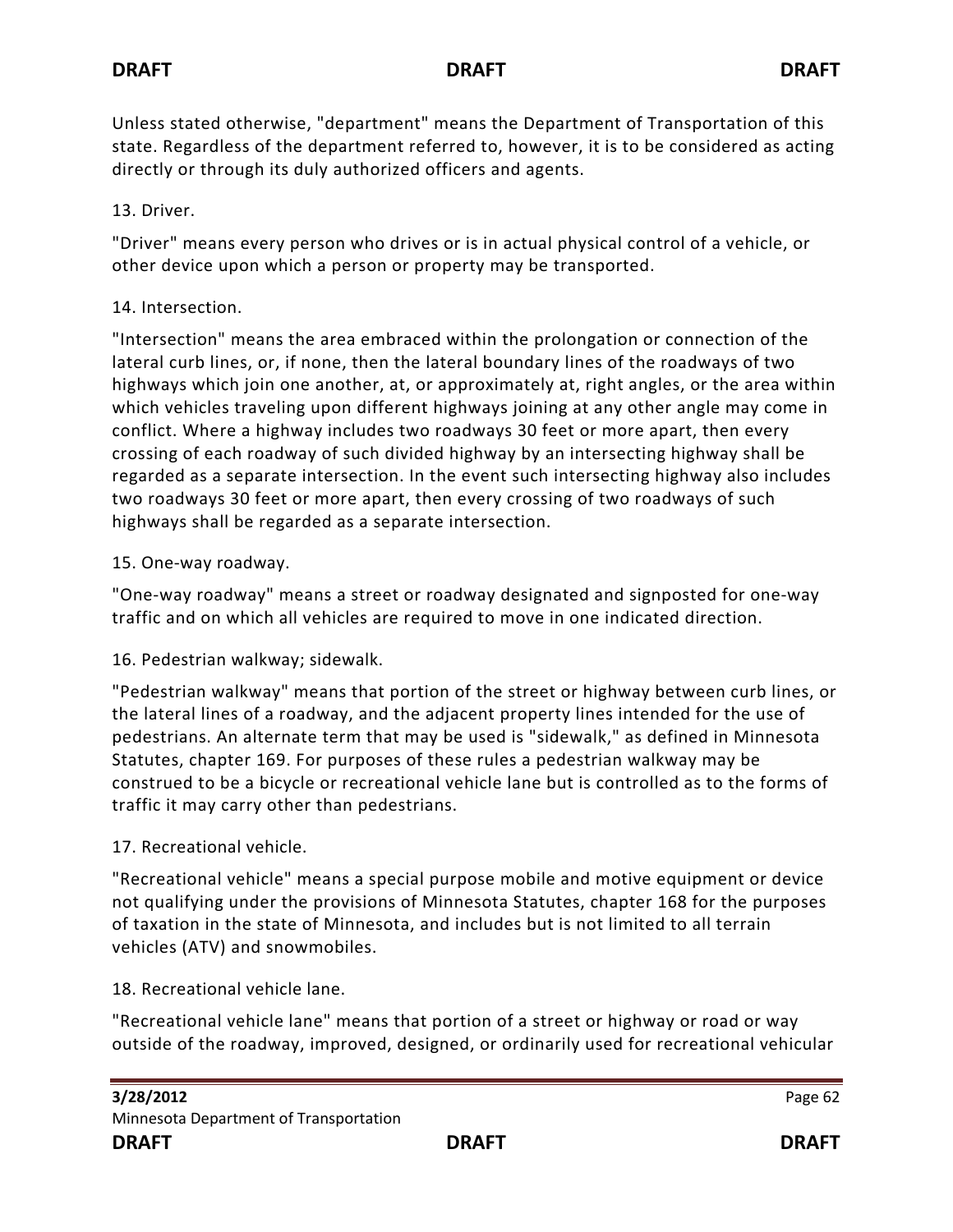Unless stated otherwise, "department" means the Department of Transportation of this state. Regardless of the department referred to, however, it is to be considered as acting directly or through its duly authorized officers and agents.

13. Driver.

"Driver" means every person who drives or is in actual physical control of a vehicle, or other device upon which a person or property may be transported.

14. Intersection.

"Intersection" means the area embraced within the prolongation or connection of the lateral curb lines, or, if none, then the lateral boundary lines of the roadways of two highways which join one another, at, or approximately at, right angles, or the area within which vehicles traveling upon different highways joining at any other angle may come in conflict. Where a highway includes two roadways 30 feet or more apart, then every crossing of each roadway of such divided highway by an intersecting highway shall be regarded as a separate intersection. In the event such intersecting highway also includes two roadways 30 feet or more apart, then every crossing of two roadways of such highways shall be regarded as a separate intersection.

15. One-way roadway.

"One-way roadway" means a street or roadway designated and signposted for one-way traffic and on which all vehicles are required to move in one indicated direction.

16. Pedestrian walkway; sidewalk.

"Pedestrian walkway" means that portion of the street or highway between curb lines, or the lateral lines of a roadway, and the adjacent property lines intended for the use of pedestrians. An alternate term that may be used is "sidewalk," as defined in Minnesota Statutes, chapter 169. For purposes of these rules a pedestrian walkway may be construed to be a bicycle or recreational vehicle lane but is controlled as to the forms of traffic it may carry other than pedestrians.

17. Recreational vehicle.

"Recreational vehicle" means a special purpose mobile and motive equipment or device not qualifying under the provisions of Minnesota Statutes, chapter 168 for the purposes of taxation in the state of Minnesota, and includes but is not limited to all terrain vehicles (ATV) and snowmobiles.

18. Recreational vehicle lane.

"Recreational vehicle lane" means that portion of a street or highway or road or way outside of the roadway, improved, designed, or ordinarily used for recreational vehicular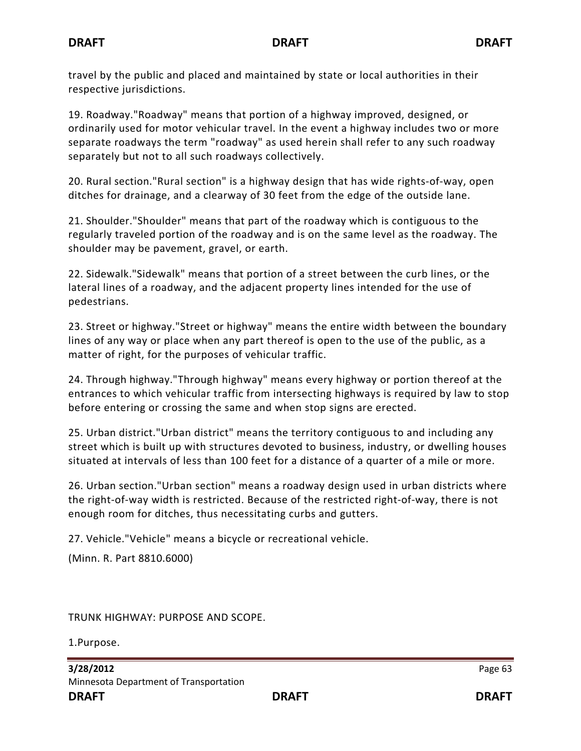travel by the public and placed and maintained by state or local authorities in their respective jurisdictions.

19. Roadway."Roadway" means that portion of a highway improved, designed, or ordinarily used for motor vehicular travel. In the event a highway includes two or more separate roadways the term "roadway" as used herein shall refer to any such roadway separately but not to all such roadways collectively.

20. Rural section."Rural section" is a highway design that has wide rights-of-way, open ditches for drainage, and a clearway of 30 feet from the edge of the outside lane.

21. Shoulder."Shoulder" means that part of the roadway which is contiguous to the regularly traveled portion of the roadway and is on the same level as the roadway. The shoulder may be pavement, gravel, or earth.

22. Sidewalk."Sidewalk" means that portion of a street between the curb lines, or the lateral lines of a roadway, and the adjacent property lines intended for the use of pedestrians.

23. Street or highway."Street or highway" means the entire width between the boundary lines of any way or place when any part thereof is open to the use of the public, as a matter of right, for the purposes of vehicular traffic.

24. Through highway."Through highway" means every highway or portion thereof at the entrances to which vehicular traffic from intersecting highways is required by law to stop before entering or crossing the same and when stop signs are erected.

25. Urban district."Urban district" means the territory contiguous to and including any street which is built up with structures devoted to business, industry, or dwelling houses situated at intervals of less than 100 feet for a distance of a quarter of a mile or more.

26. Urban section."Urban section" means a roadway design used in urban districts where the right-of-way width is restricted. Because of the restricted right-of-way, there is not enough room for ditches, thus necessitating curbs and gutters.

27. Vehicle."Vehicle" means a bicycle or recreational vehicle.

(Minn. R. Part 8810.6000)

TRUNK HIGHWAY: PURPOSE AND SCOPE.

1.Purpose.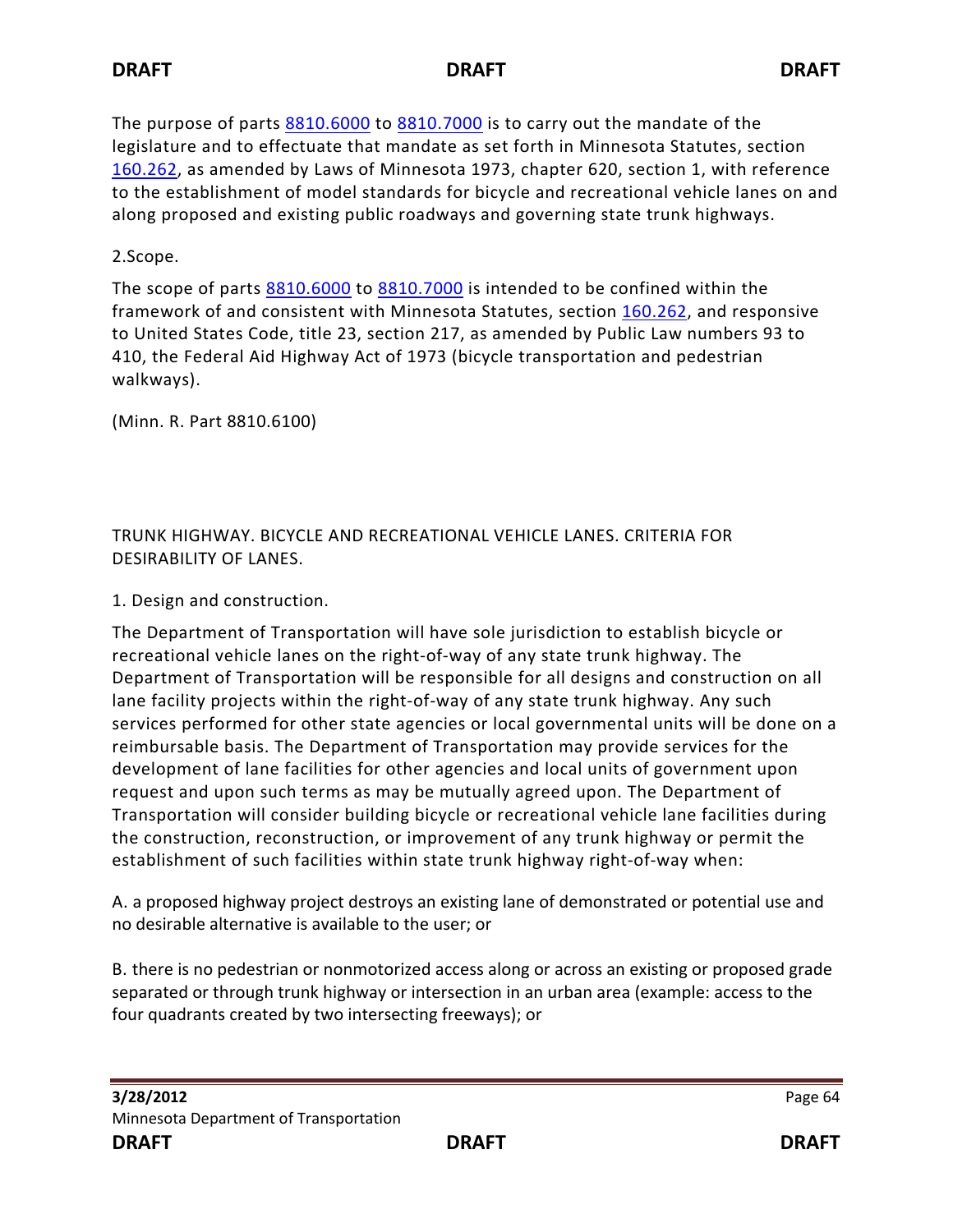The purpose of parts [8810.6000](#) to [8810.7000](#) is to carry out the mandate of the legislature and to effectuate that mandate as set forth in Minnesota Statutes, section [160.262](#), as amended by Laws of Minnesota 1973, chapter 620, section 1, with reference to the establishment of model standards for bicycle and recreational vehicle lanes on and along proposed and existing public roadways and governing state trunk highways.

2.Scope.

The scope of parts [8810.6000](#) to [8810.7000](#) is intended to be confined within the framework of and consistent with Minnesota Statutes, section [160.262](#), and responsive to United States Code, title 23, section 217, as amended by Public Law numbers 93 to 410, the Federal Aid Highway Act of 1973 (bicycle transportation and pedestrian walkways).

(Minn. R. Part 8810.6100)

TRUNK HIGHWAY. BICYCLE AND RECREATIONAL VEHICLE LANES. CRITERIA FOR DESIRABILITY OF LANES.

1. Design and construction.

The Department of Transportation will have sole jurisdiction to establish bicycle or recreational vehicle lanes on the right-of-way of any state trunk highway. The Department of Transportation will be responsible for all designs and construction on all lane facility projects within the right-of-way of any state trunk highway. Any such services performed for other state agencies or local governmental units will be done on a reimbursable basis. The Department of Transportation may provide services for the development of lane facilities for other agencies and local units of government upon request and upon such terms as may be mutually agreed upon. The Department of Transportation will consider building bicycle or recreational vehicle lane facilities during the construction, reconstruction, or improvement of any trunk highway or permit the establishment of such facilities within state trunk highway right-of-way when:

A. a proposed highway project destroys an existing lane of demonstrated or potential use and no desirable alternative is available to the user; or

B. there is no pedestrian or nonmotorized access along or across an existing or proposed grade separated or through trunk highway or intersection in an urban area (example: access to the four quadrants created by two intersecting freeways); or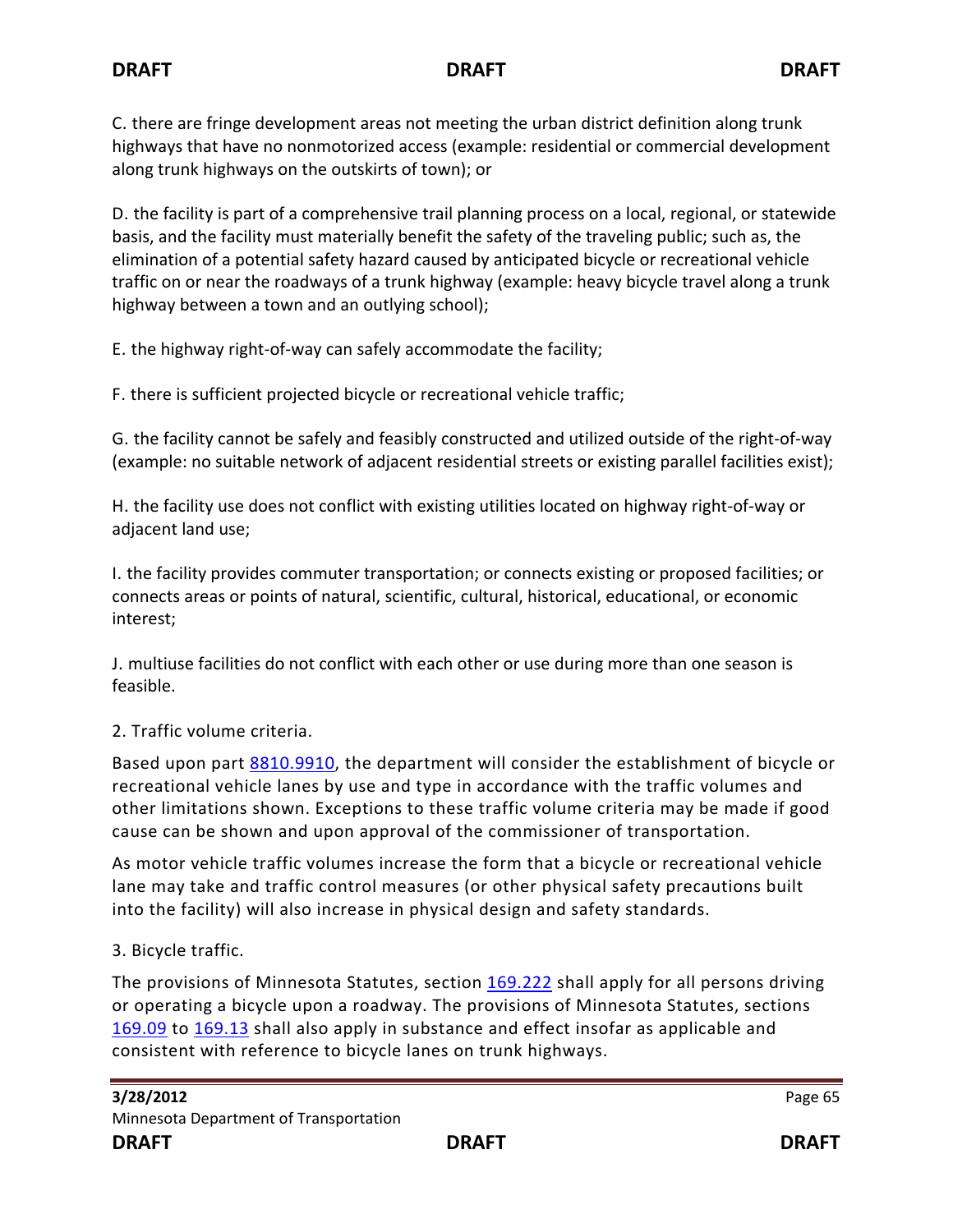C. there are fringe development areas not meeting the urban district definition along trunk highways that have no nonmotorized access (example: residential or commercial development along trunk highways on the outskirts of town); or

D. the facility is part of a comprehensive trail planning process on a local, regional, or statewide basis, and the facility must materially benefit the safety of the traveling public; such as, the elimination of a potential safety hazard caused by anticipated bicycle or recreational vehicle traffic on or near the roadways of a trunk highway (example: heavy bicycle travel along a trunk highway between a town and an outlying school);

E. the highway right-of-way can safely accommodate the facility;

F. there is sufficient projected bicycle or recreational vehicle traffic;

G. the facility cannot be safely and feasibly constructed and utilized outside of the right-of-way (example: no suitable network of adjacent residential streets or existing parallel facilities exist);

H. the facility use does not conflict with existing utilities located on highway right-of-way or adjacent land use;

I. the facility provides commuter transportation; or connects existing or proposed facilities; or connects areas or points of natural, scientific, cultural, historical, educational, or economic interest;

J. multiuse facilities do not conflict with each other or use during more than one season is feasible.

2. Traffic volume criteria.

Based upon part 8810.9910, the department will consider the establishment of bicycle or recreational vehicle lanes by use and type in accordance with the traffic volumes and other limitations shown. Exceptions to these traffic volume criteria may be made if good cause can be shown and upon approval of the commissioner of transportation.

As motor vehicle traffic volumes increase the form that a bicycle or recreational vehicle lane may take and traffic control measures (or other physical safety precautions built into the facility) will also increase in physical design and safety standards.

3. Bicycle traffic.

The provisions of Minnesota Statutes, section 169.222 shall apply for all persons driving or operating a bicycle upon a roadway. The provisions of Minnesota Statutes, sections 169.09 to 169.13 shall also apply in substance and effect insofar as applicable and consistent with reference to bicycle lanes on trunk highways.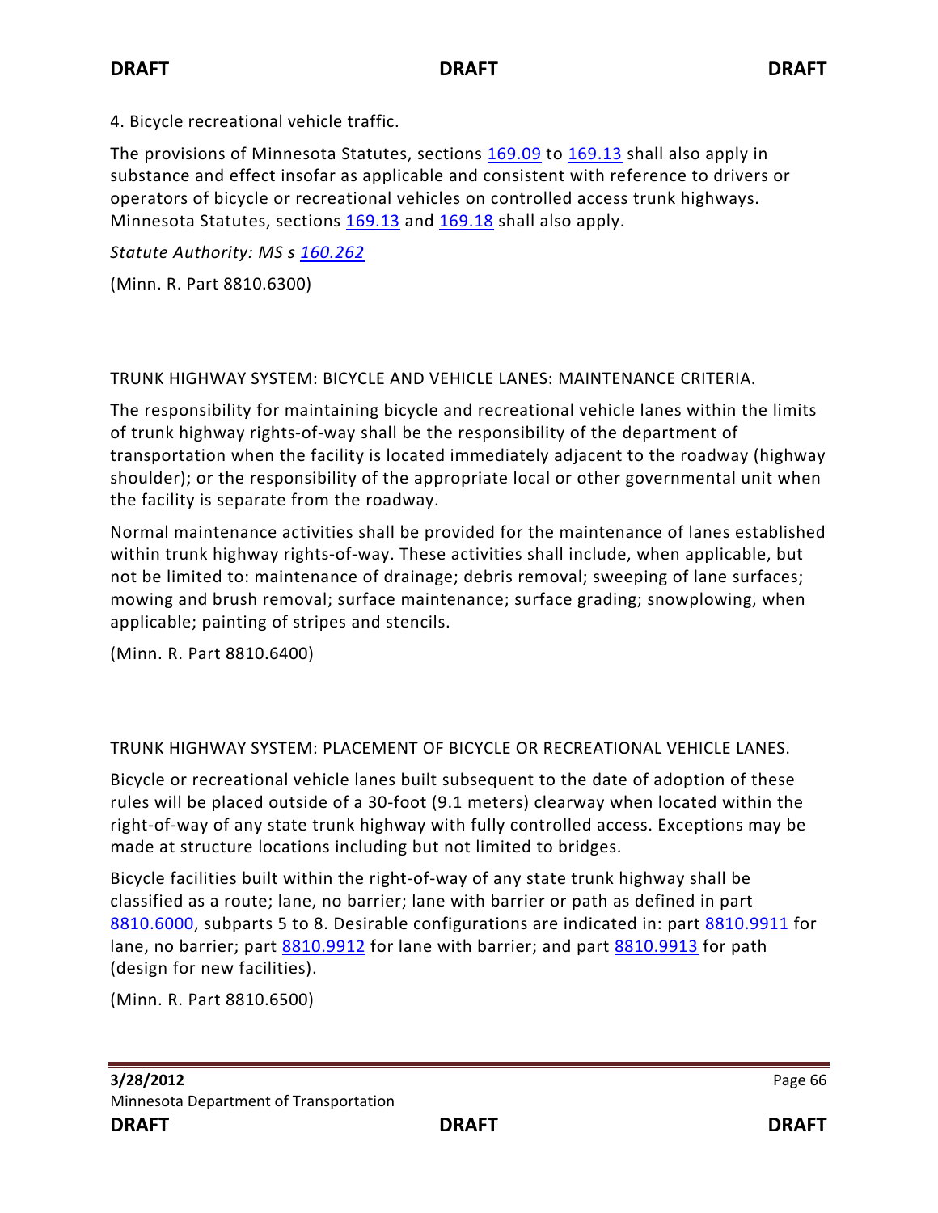4. Bicycle recreational vehicle traffic.

The provisions of Minnesota Statutes, sections 169.09 to 169.13 shall also apply in substance and effect insofar as applicable and consistent with reference to drivers or operators of bicycle or recreational vehicles on controlled access trunk highways. Minnesota Statutes, sections 169.13 and 169.18 shall also apply.

*Statute Authority: MS s 160.262*

(Minn. R. Part 8810.6300)

TRUNK HIGHWAY SYSTEM: BICYCLE AND VEHICLE LANES: MAINTENANCE CRITERIA.

The responsibility for maintaining bicycle and recreational vehicle lanes within the limits of trunk highway rights-of-way shall be the responsibility of the department of transportation when the facility is located immediately adjacent to the roadway (highway shoulder); or the responsibility of the appropriate local or other governmental unit when the facility is separate from the roadway.

Normal maintenance activities shall be provided for the maintenance of lanes established within trunk highway rights-of-way. These activities shall include, when applicable, but not be limited to: maintenance of drainage; debris removal; sweeping of lane surfaces; mowing and brush removal; surface maintenance; surface grading; snowplowing, when applicable; painting of stripes and stencils.

(Minn. R. Part 8810.6400)

TRUNK HIGHWAY SYSTEM: PLACEMENT OF BICYCLE OR RECREATIONAL VEHICLE LANES.

Bicycle or recreational vehicle lanes built subsequent to the date of adoption of these rules will be placed outside of a 30-foot (9.1 meters) clearway when located within the right-of-way of any state trunk highway with fully controlled access. Exceptions may be made at structure locations including but not limited to bridges.

Bicycle facilities built within the right-of-way of any state trunk highway shall be classified as a route; lane, no barrier; lane with barrier or path as defined in part 8810.6000, subparts 5 to 8. Desirable configurations are indicated in: part 8810.9911 for lane, no barrier; part 8810.9912 for lane with barrier; and part 8810.9913 for path (design for new facilities).

(Minn. R. Part 8810.6500)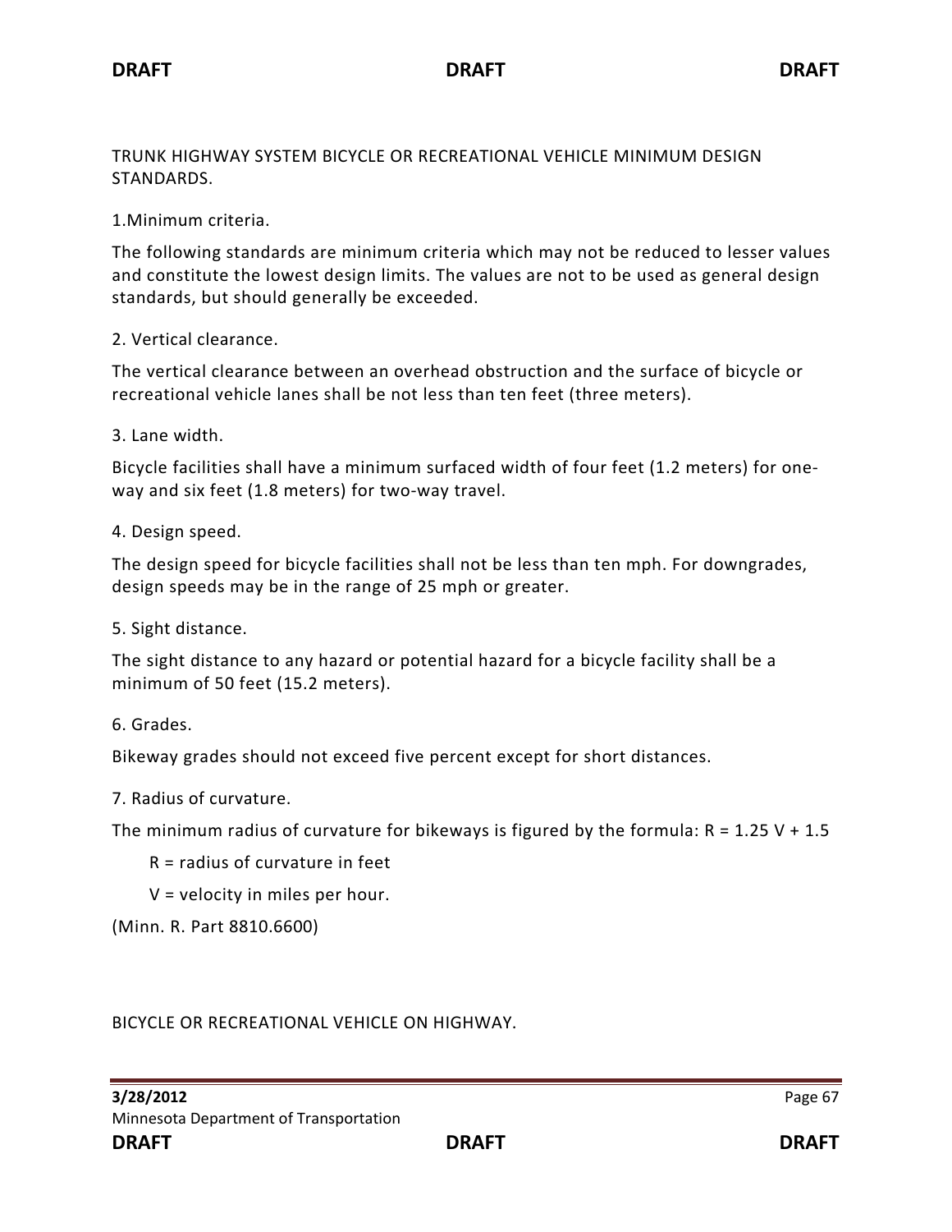TRUNK HIGHWAY SYSTEM BICYCLE OR RECREATIONAL VEHICLE MINIMUM DESIGN STANDARDS.

1.Minimum criteria.

The following standards are minimum criteria which may not be reduced to lesser values and constitute the lowest design limits. The values are not to be used as general design standards, but should generally be exceeded.

2. Vertical clearance.

The vertical clearance between an overhead obstruction and the surface of bicycle or recreational vehicle lanes shall be not less than ten feet (three meters).

3. Lane width.

Bicycle facilities shall have a minimum surfaced width of four feet (1.2 meters) for one-way and six feet (1.8 meters) for two-way travel.

4. Design speed.

The design speed for bicycle facilities shall not be less than ten mph. For downgrades, design speeds may be in the range of 25 mph or greater.

5. Sight distance.

The sight distance to any hazard or potential hazard for a bicycle facility shall be a minimum of 50 feet (15.2 meters).

6. Grades.

Bikeway grades should not exceed five percent except for short distances.

7. Radius of curvature.

The minimum radius of curvature for bikeways is figured by the formula: $R = 1.25\,V + 1.5$

$R$ = radius of curvature in feet

$V$ = velocity in miles per hour.

(Minn. R. Part 8810.6600)

BICYCLE OR RECREATIONAL VEHICLE ON HIGHWAY.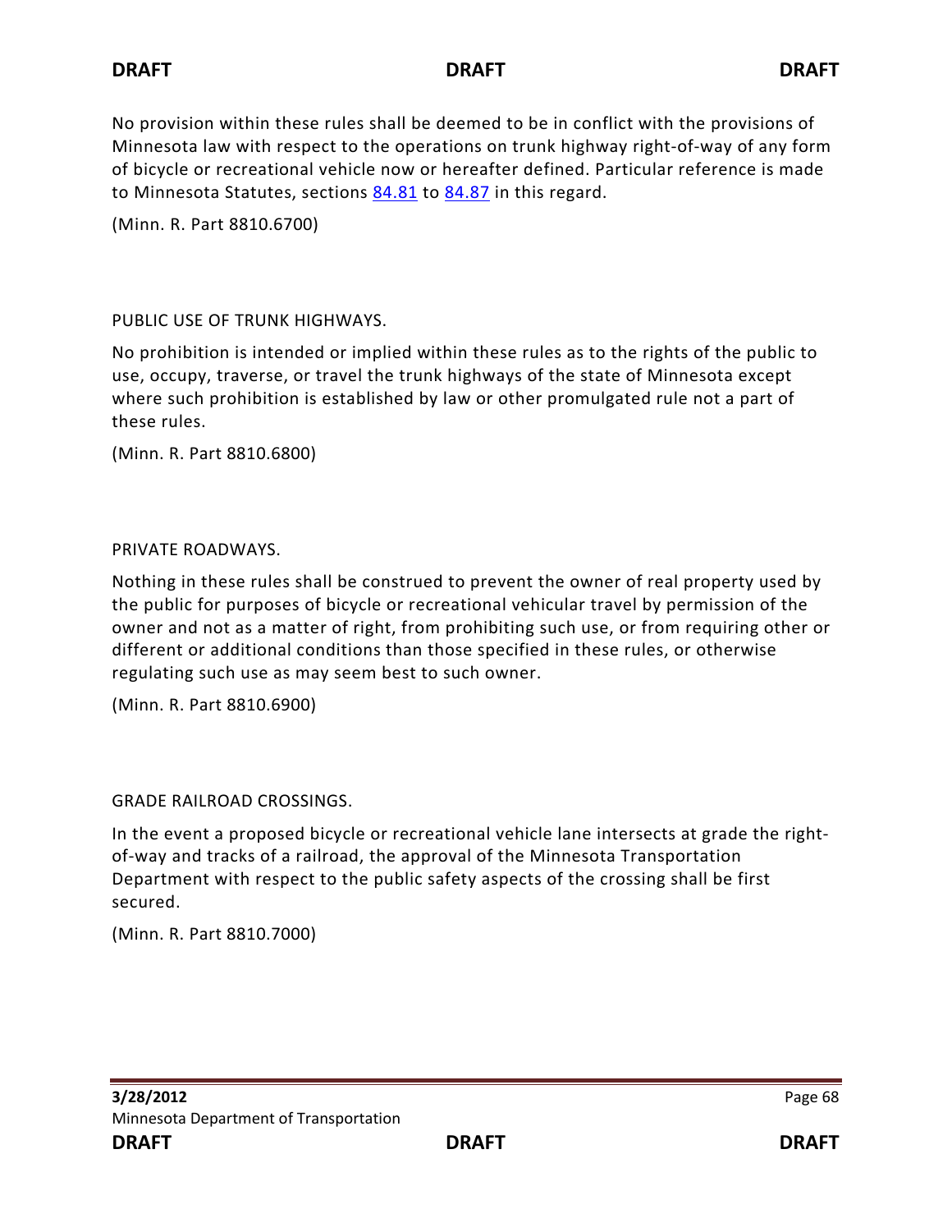No provision within these rules shall be deemed to be in conflict with the provisions of Minnesota law with respect to the operations on trunk highway right-of-way of any form of bicycle or recreational vehicle now or hereafter defined. Particular reference is made to Minnesota Statutes, sections 84.81 to 84.87 in this regard.

(Minn. R. Part 8810.6700)

PUBLIC USE OF TRUNK HIGHWAYS.

No prohibition is intended or implied within these rules as to the rights of the public to use, occupy, traverse, or travel the trunk highways of the state of Minnesota except where such prohibition is established by law or other promulgated rule not a part of these rules.

(Minn. R. Part 8810.6800)

PRIVATE ROADWAYS.

Nothing in these rules shall be construed to prevent the owner of real property used by the public for purposes of bicycle or recreational vehicular travel by permission of the owner and not as a matter of right, from prohibiting such use, or from requiring other or different or additional conditions than those specified in these rules, or otherwise regulating such use as may seem best to such owner.

(Minn. R. Part 8810.6900)

GRADE RAILROAD CROSSINGS.

In the event a proposed bicycle or recreational vehicle lane intersects at grade the right-of-way and tracks of a railroad, the approval of the Minnesota Transportation Department with respect to the public safety aspects of the crossing shall be first secured.

(Minn. R. Part 8810.7000)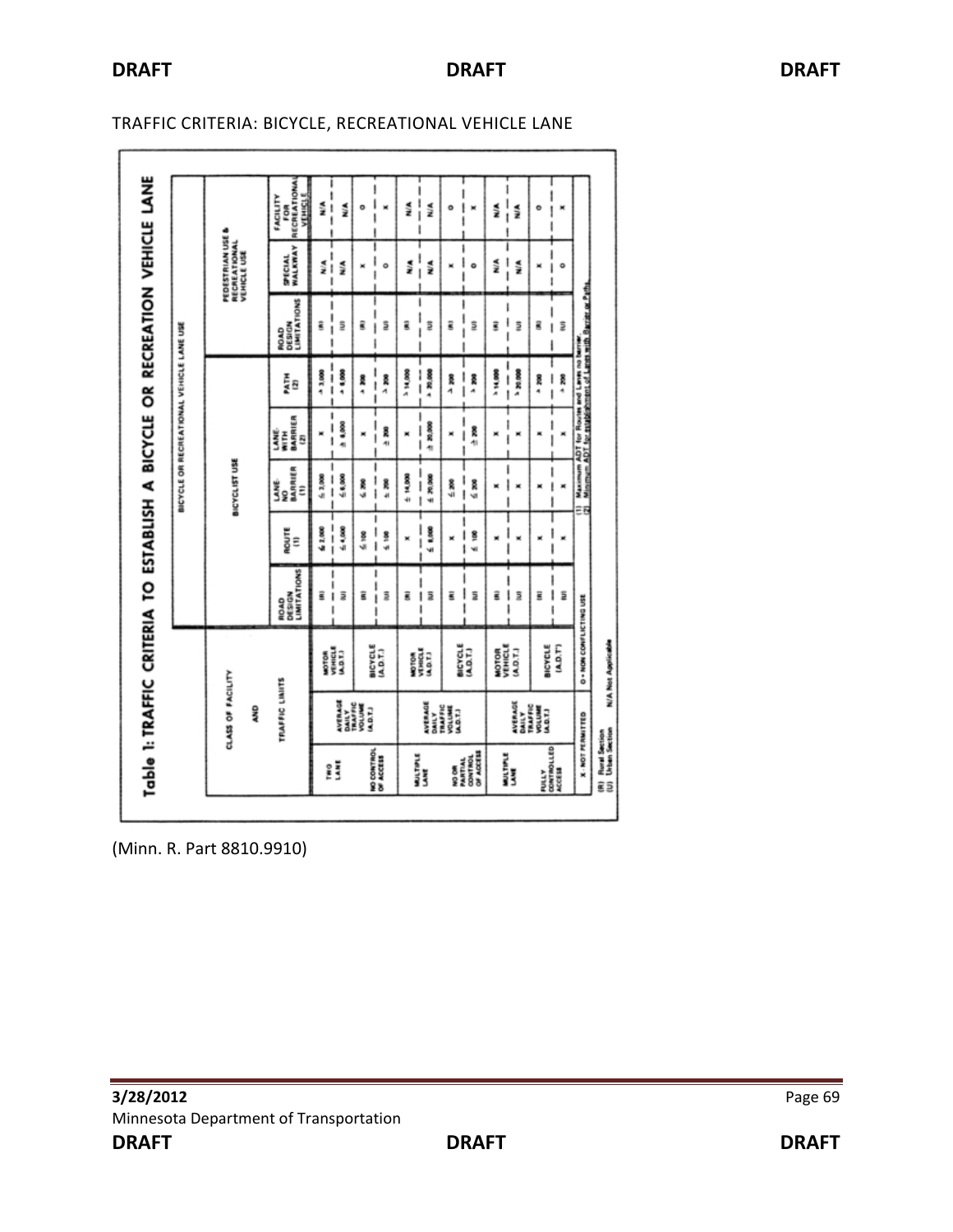TRAFFIC CRITERIA: BICYCLE, RECREATIONAL VEHICLE LANE

**Table 1: TRAFFIC CRITERIA TO ESTABLISH A BICYCLE OR RECREATION VEHICLE LANE**

| CLASS OF FACILITY AND TRAFFIC LIMITS | | | BICYCLE OR RECREATIONAL VEHICLE LANE USE | | | | | | | |
|---|---|---|---|---|---|---|---|---|---|---|
| | | | BICYCLIST USE | | | | | PEDESTRIAN USE & RECREATIONAL VEHICLE USE | | |
| | | | ROAD DESIGN LIMITATIONS | ROUTE (1) | LANE-NO BARRIER (1) | LANE-WITH BARRIER (2) | PATH (2) | ROAD DESIGN LIMITATIONS | SPECIAL WALKWAY | FACILITY FOR RECREATIONAL VEHICLE |
| TWO LANE | AVERAGE DAILY TRAFFIC VOLUME (A.D.T.) | MOTOR VEHICLE (A.D.T.) | (R) | ≤ 2,000 | ≤ 2,000 | X | ≥ 3,000 | (R) | N/A | N/A |
| | | | (U) | ≤ 4,000 | ≤ 6,000 | ≥ 6,000 | ≥ 6,000 | (U) | N/A | N/A |
| NO CONTROL OF ACCESS | | BICYCLE (A.D.T.) | (R) | ≤ 100 | ≤ 200 | X | ≥ 200 | (R) | X | O |
| | | | (U) | ≤ 100 | ≤ 200 | ≥ 200 | ≥ 200 | (U) | O | X |
| MULTIPLE LANE | AVERAGE DAILY TRAFFIC VOLUME (A.D.T.) | MOTOR VEHICLE (A.D.T.) | (R) | X | ≤ 14,000 | X | ≥ 14,000 | (R) | N/A | N/A |
| | | | (U) | ≤ 6,000 | ≤ 20,000 | ≥ 20,000 | ≥ 20,000 | (U) | N/A | N/A |
| NO OR PARTIAL CONTROL OF ACCESS | | BICYCLE (A.D.T.) | (R) | X | ≤ 200 | X | ≥ 200 | (R) | X | O |
| | | | (U) | ≤ 100 | ≤ 200 | ≥ 200 | ≥ 200 | (U) | O | X |
| MULTIPLE LANE | AVERAGE DAILY TRAFFIC VOLUME (A.D.T.) | MOTOR VEHICLE (A.D.T.) | (R) | X | X | X | ≥ 14,000 | (R) | N/A | N/A |
| | | | (U) | X | X | X | ≥ 20,000 | (U) | N/A | N/A |
| FULLY CONTROLLED ACCESS | | BICYCLE (A.D.T.) | (R) | X | X | X | ≥ 200 | (R) | X | O |
| | | | (U) | X | X | X | ≥ 200 | (U) | O | X |

X - NOT PERMITTED &nbsp;&nbsp; O - NON CONFLICTING USE

(R) Rural Section
(U) Urban Section
N/A Not Applicable

(1) Maximum ADT for Routes and Lanes no barrier.
(2) Minimum ADT for establishment of Lanes with Barrier or Paths.

(Minn. R. Part 8810.9910)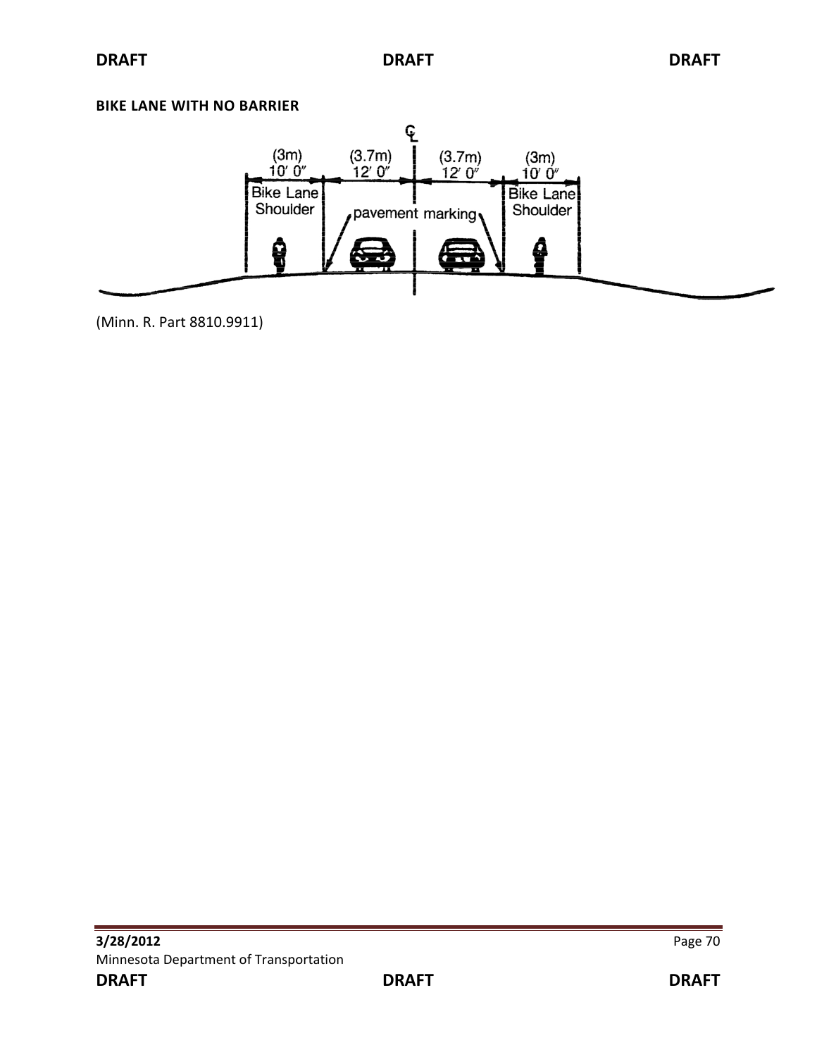**BIKE LANE WITH NO BARRIER**

(3m) 10′ 0″ | (3.7m) 12′ 0″ | (3.7m) 12′ 0″ | (3m) 10′ 0″

Bike Lane Shoulder | pavement marking | Bike Lane Shoulder

(Minn. R. Part 8810.9911)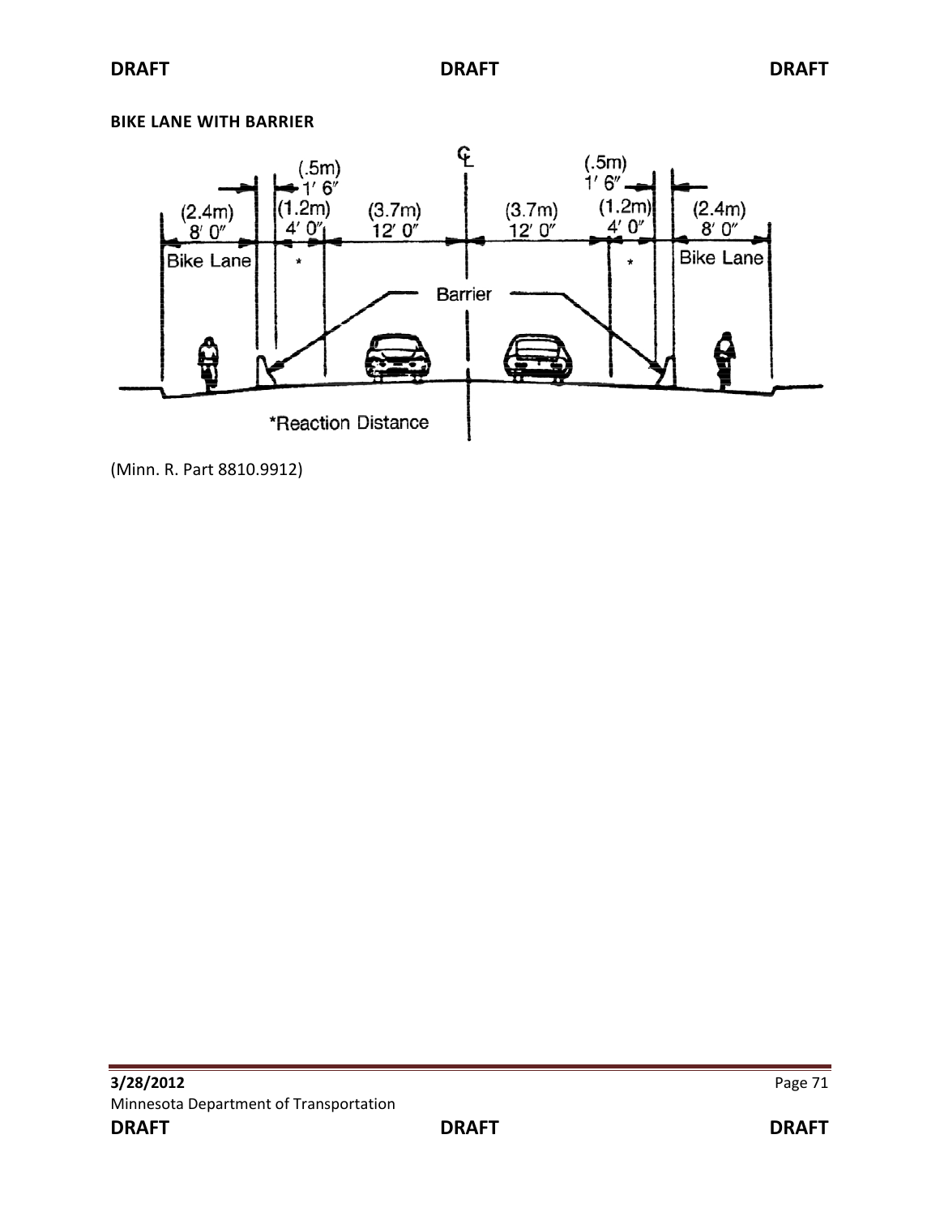**BIKE LANE WITH BARRIER**

(2.4m) 8′ 0″ Bike Lane | (.5m) 1′ 6″ | (1.2m) 4′ 0″ * | (3.7m) 12′ 0″ | ℄ | (3.7m) 12′ 0″ | (1.2m) 4′ 0″ * | (.5m) 1′ 6″ | (2.4m) 8′ 0″ Bike Lane

Barrier

*Reaction Distance

(Minn. R. Part 8810.9912)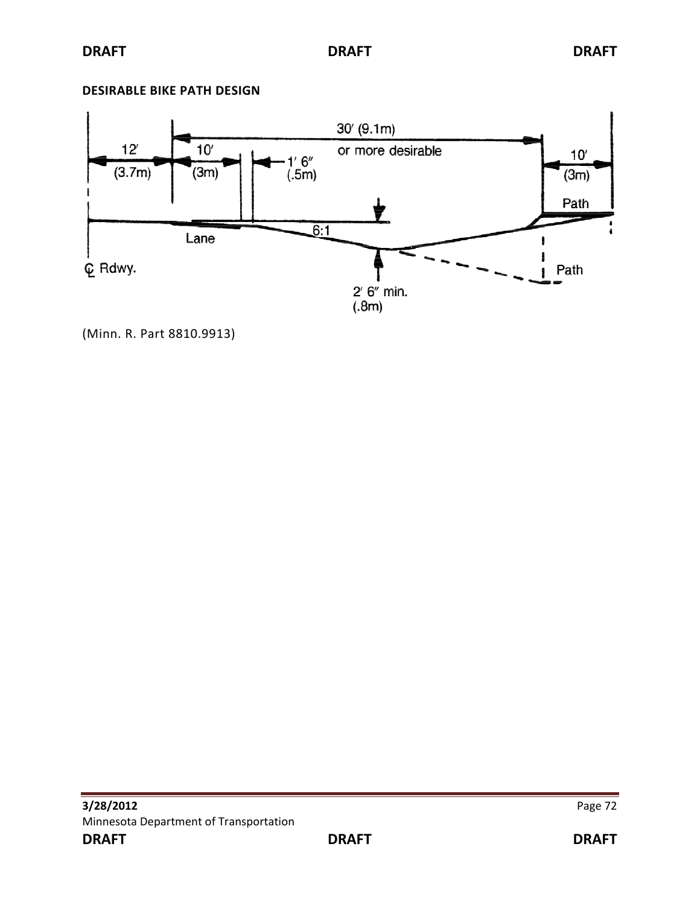**DESIRABLE BIKE PATH DESIGN**

(Minn. R. Part 8810.9913)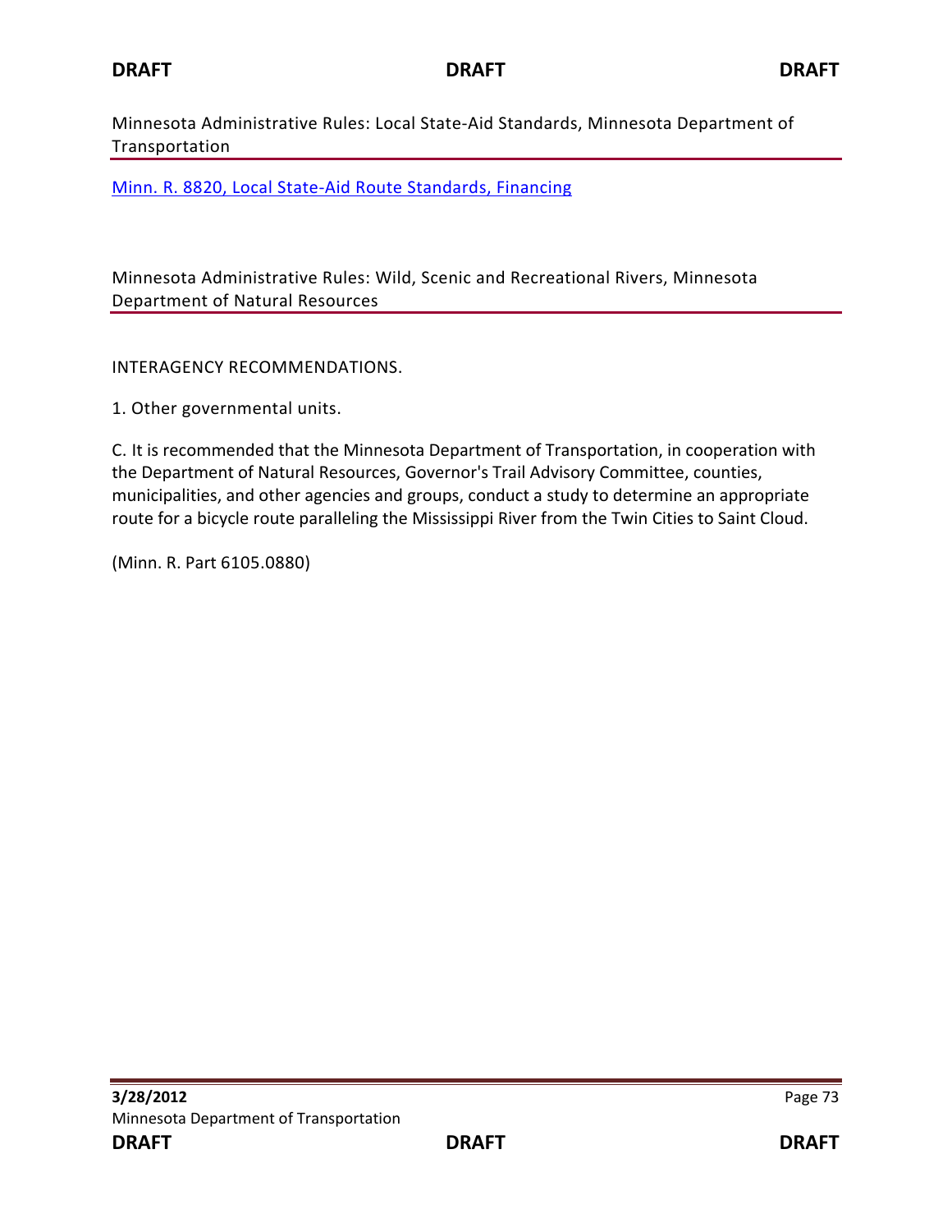Minnesota Administrative Rules: Local State-Aid Standards, Minnesota Department of Transportation

[Minn. R. 8820, Local State-Aid Route Standards, Financing]

Minnesota Administrative Rules: Wild, Scenic and Recreational Rivers, Minnesota Department of Natural Resources

INTERAGENCY RECOMMENDATIONS.

1. Other governmental units.

C. It is recommended that the Minnesota Department of Transportation, in cooperation with the Department of Natural Resources, Governor's Trail Advisory Committee, counties, municipalities, and other agencies and groups, conduct a study to determine an appropriate route for a bicycle route paralleling the Mississippi River from the Twin Cities to Saint Cloud.

(Minn. R. Part 6105.0880)